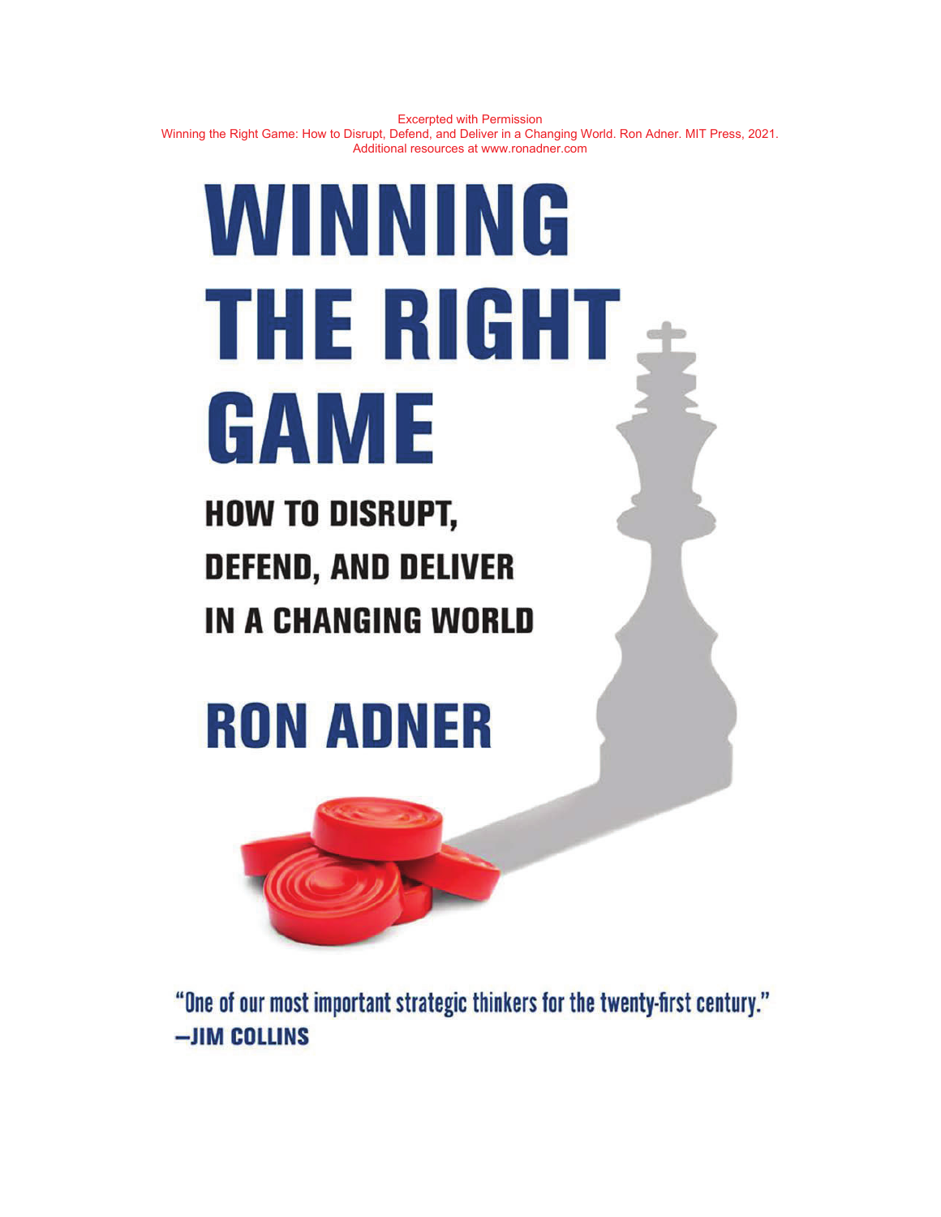Excerpted with Permission
Winning the Right Game: How to Disrupt, Defend, and Deliver in a Changing World. Ron Adner. MIT Press, 2021.
Additional resources at www.ronadner.com

# WINNING THE RIGHT GAME

## HOW TO DISRUPT, DEFEND, AND DELIVER IN A CHANGING WORLD

## RON ADNER

"One of our most important strategic thinkers for the twenty-first century."
—JIM COLLINS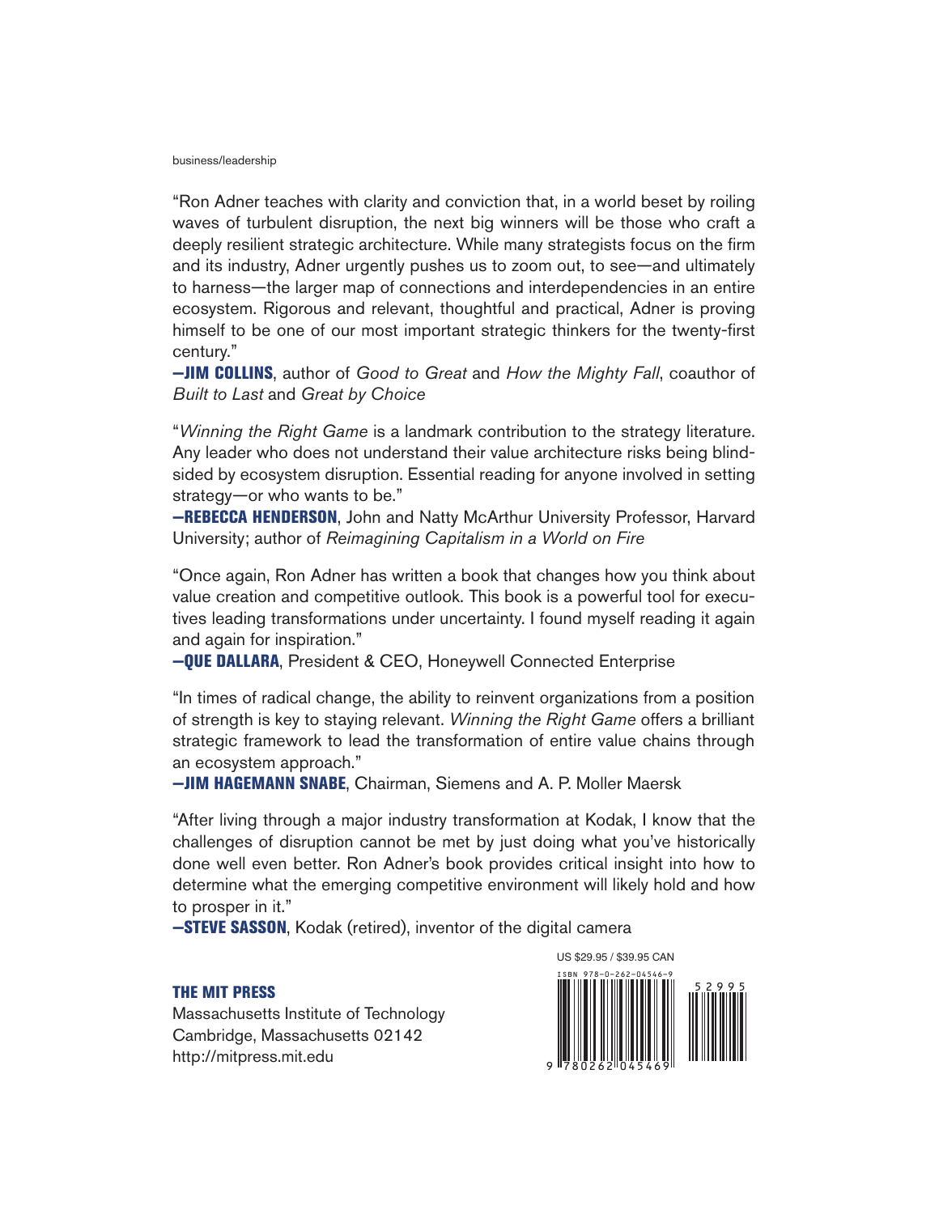business/leadership

"Ron Adner teaches with clarity and conviction that, in a world beset by roiling waves of turbulent disruption, the next big winners will be those who craft a deeply resilient strategic architecture. While many strategists focus on the firm and its industry, Adner urgently pushes us to zoom out, to see—and ultimately to harness—the larger map of connections and interdependencies in an entire ecosystem. Rigorous and relevant, thoughtful and practical, Adner is proving himself to be one of our most important strategic thinkers for the twenty-first century."

**—JIM COLLINS**, author of *Good to Great* and *How the Mighty Fall*, coauthor of *Built to Last* and *Great by Choice*

"*Winning the Right Game* is a landmark contribution to the strategy literature. Any leader who does not understand their value architecture risks being blindsided by ecosystem disruption. Essential reading for anyone involved in setting strategy—or who wants to be."

**—REBECCA HENDERSON**, John and Natty McArthur University Professor, Harvard University; author of *Reimagining Capitalism in a World on Fire*

"Once again, Ron Adner has written a book that changes how you think about value creation and competitive outlook. This book is a powerful tool for executives leading transformations under uncertainty. I found myself reading it again and again for inspiration."

**—QUE DALLARA**, President & CEO, Honeywell Connected Enterprise

"In times of radical change, the ability to reinvent organizations from a position of strength is key to staying relevant. *Winning the Right Game* offers a brilliant strategic framework to lead the transformation of entire value chains through an ecosystem approach."

**—JIM HAGEMANN SNABE**, Chairman, Siemens and A. P. Moller Maersk

"After living through a major industry transformation at Kodak, I know that the challenges of disruption cannot be met by just doing what you've historically done well even better. Ron Adner's book provides critical insight into how to determine what the emerging competitive environment will likely hold and how to prosper in it."

**—STEVE SASSON**, Kodak (retired), inventor of the digital camera

**THE MIT PRESS**
Massachusetts Institute of Technology
Cambridge, Massachusetts 02142
http://mitpress.mit.edu

US $29.95 / $39.95 CAN

ISBN 978-0-262-04546-9

52995

9 780262 045469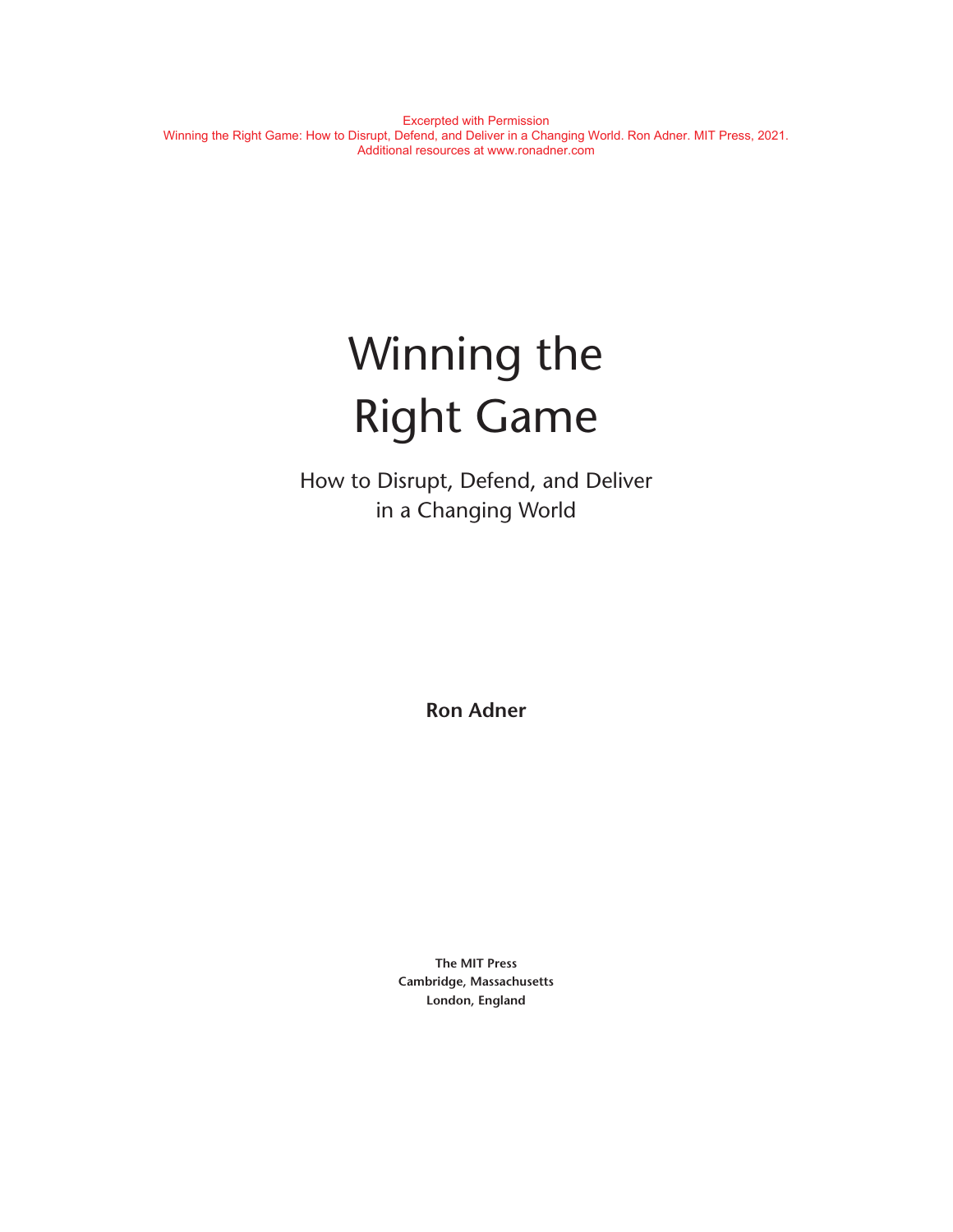Excerpted with Permission
Winning the Right Game: How to Disrupt, Defend, and Deliver in a Changing World. Ron Adner. MIT Press, 2021.
Additional resources at www.ronadner.com

# Winning the Right Game

## How to Disrupt, Defend, and Deliver in a Changing World

**Ron Adner**

**The MIT Press**
**Cambridge, Massachusetts**
**London, England**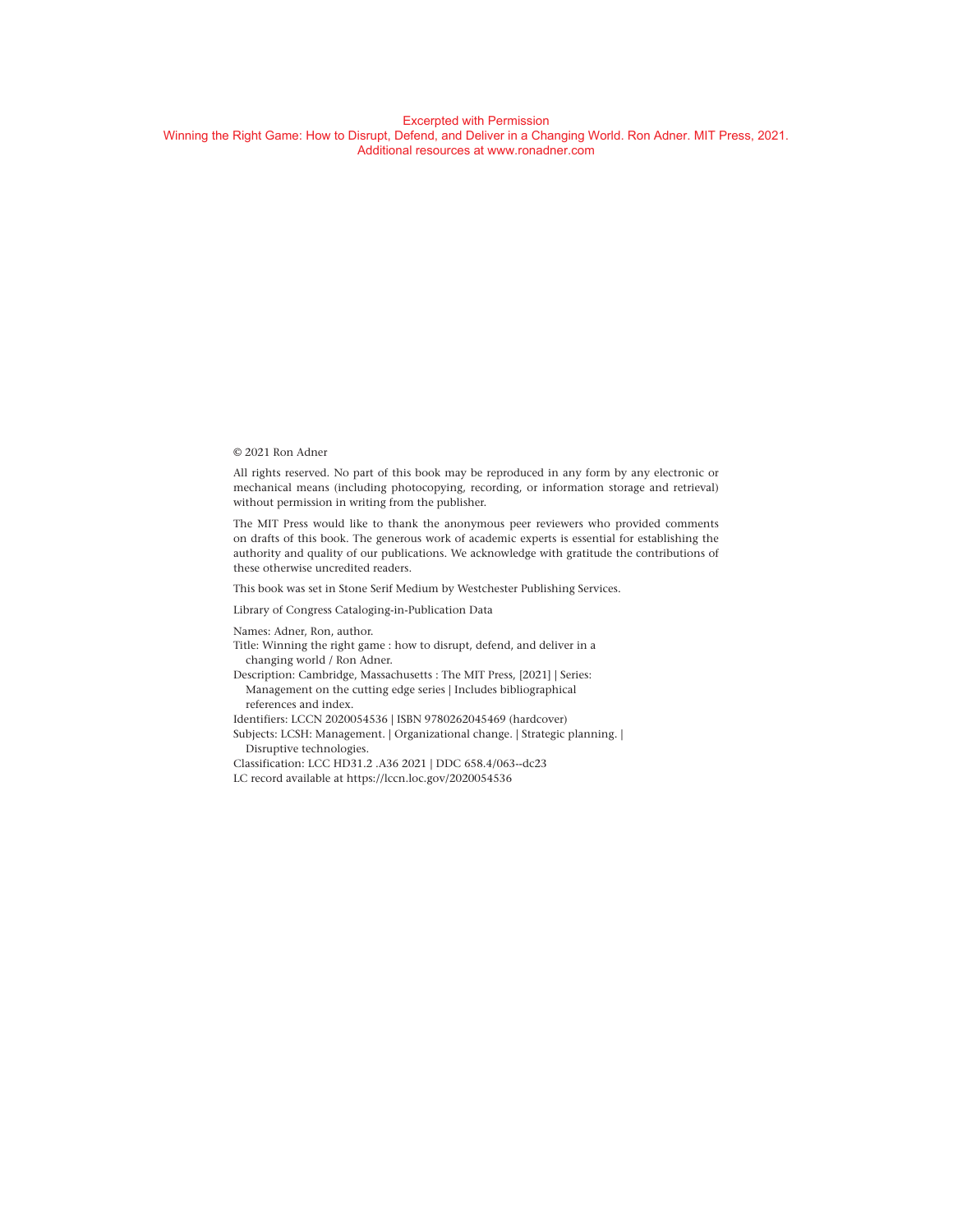Excerpted with Permission
Winning the Right Game: How to Disrupt, Defend, and Deliver in a Changing World. Ron Adner. MIT Press, 2021.
Additional resources at www.ronadner.com

© 2021 Ron Adner

All rights reserved. No part of this book may be reproduced in any form by any electronic or mechanical means (including photocopying, recording, or information storage and retrieval) without permission in writing from the publisher.

The MIT Press would like to thank the anonymous peer reviewers who provided comments on drafts of this book. The generous work of academic experts is essential for establishing the authority and quality of our publications. We acknowledge with gratitude the contributions of these otherwise uncredited readers.

This book was set in Stone Serif Medium by Westchester Publishing Services.

Library of Congress Cataloging-in-Publication Data

Names: Adner, Ron, author.
Title: Winning the right game : how to disrupt, defend, and deliver in a changing world / Ron Adner.
Description: Cambridge, Massachusetts : The MIT Press, [2021] | Series: Management on the cutting edge series | Includes bibliographical references and index.
Identifiers: LCCN 2020054536 | ISBN 9780262045469 (hardcover)
Subjects: LCSH: Management. | Organizational change. | Strategic planning. | Disruptive technologies.
Classification: LCC HD31.2 .A36 2021 | DDC 658.4/063--dc23
LC record available at https://lccn.loc.gov/2020054536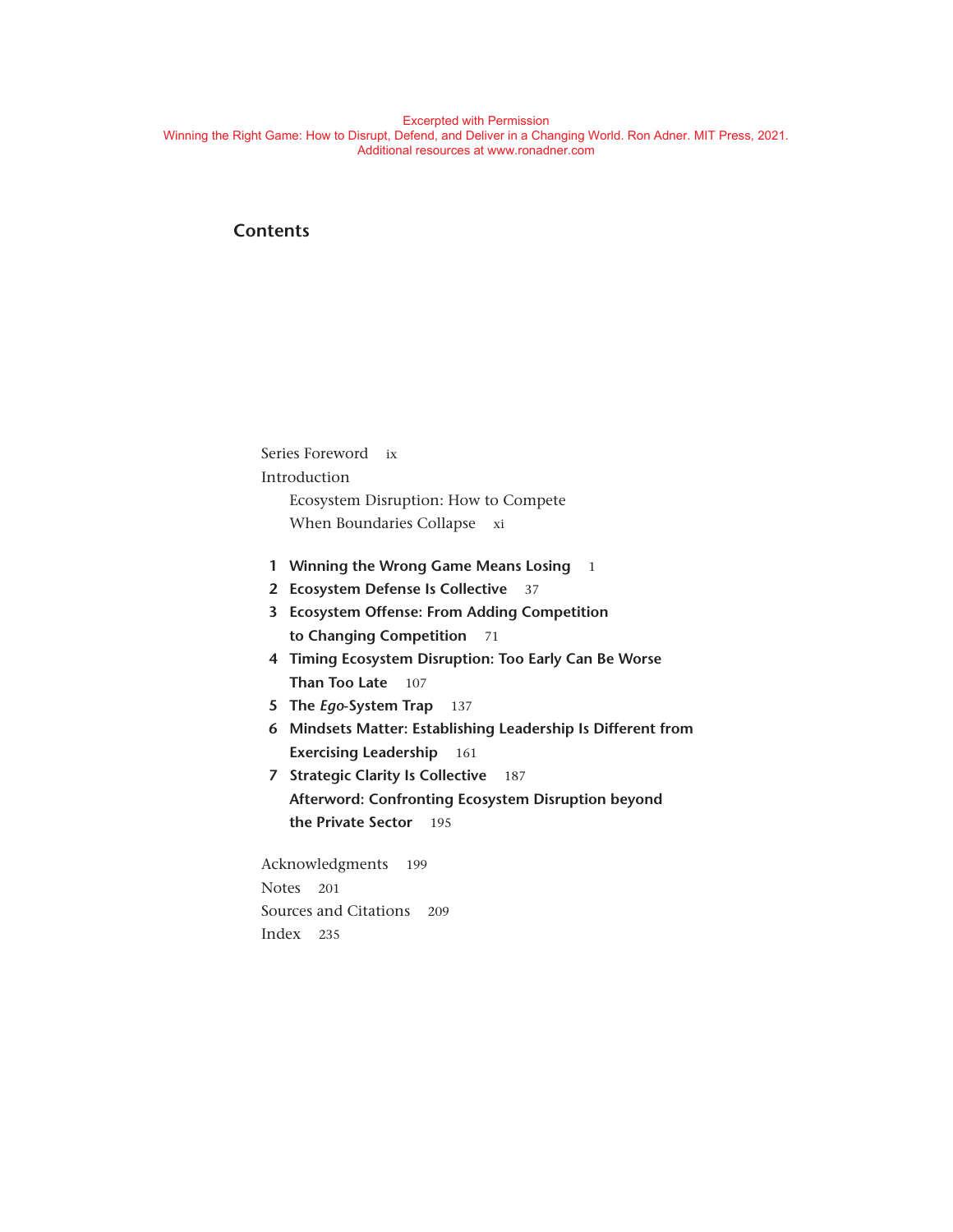Excerpted with Permission
Winning the Right Game: How to Disrupt, Defend, and Deliver in a Changing World. Ron Adner. MIT Press, 2021.
Additional resources at www.ronadner.com

# Contents

Series Foreword ix

Introduction
  Ecosystem Disruption: How to Compete When Boundaries Collapse xi

1 **Winning the Wrong Game Means Losing** 1

2 **Ecosystem Defense Is Collective** 37

3 **Ecosystem Offense: From Adding Competition to Changing Competition** 71

4 **Timing Ecosystem Disruption: Too Early Can Be Worse Than Too Late** 107

5 **The *Ego*-System Trap** 137

6 **Mindsets Matter: Establishing Leadership Is Different from Exercising Leadership** 161

7 **Strategic Clarity Is Collective** 187

**Afterword: Confronting Ecosystem Disruption beyond the Private Sector** 195

Acknowledgments 199

Notes 201

Sources and Citations 209

Index 235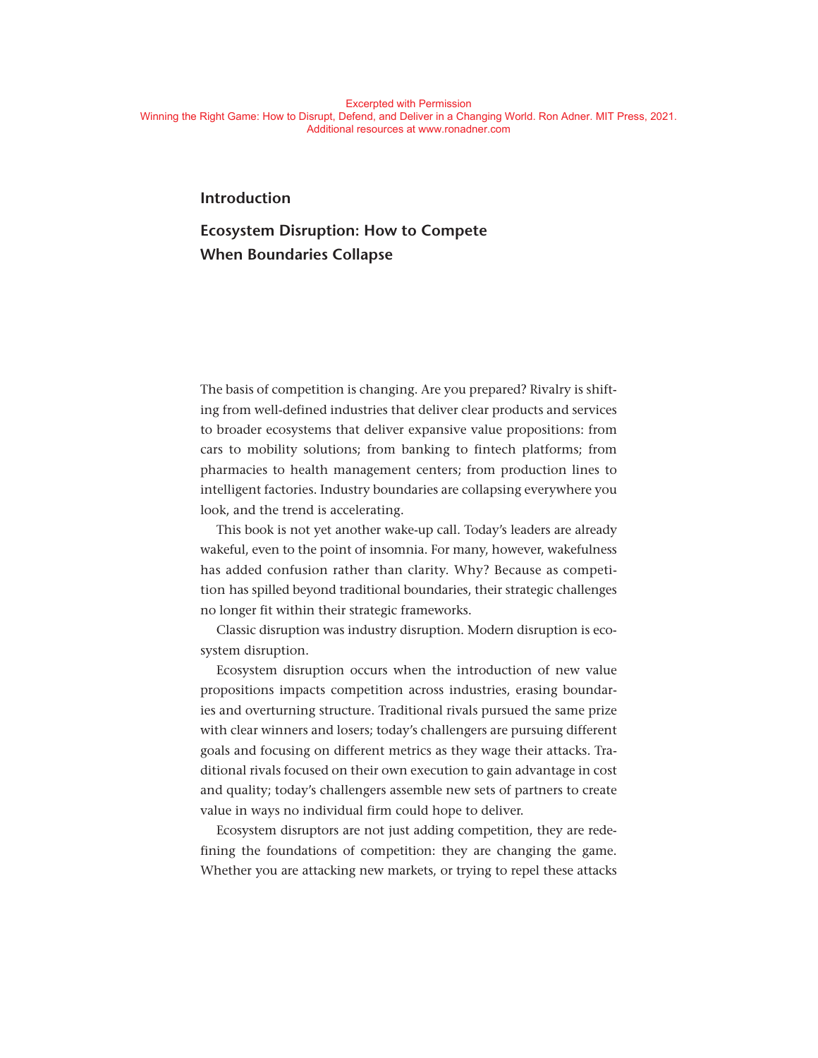Excerpted with Permission
Winning the Right Game: How to Disrupt, Defend, and Deliver in a Changing World. Ron Adner. MIT Press, 2021.
Additional resources at www.ronadner.com

# Introduction

## Ecosystem Disruption: How to Compete When Boundaries Collapse

The basis of competition is changing. Are you prepared? Rivalry is shifting from well-defined industries that deliver clear products and services to broader ecosystems that deliver expansive value propositions: from cars to mobility solutions; from banking to fintech platforms; from pharmacies to health management centers; from production lines to intelligent factories. Industry boundaries are collapsing everywhere you look, and the trend is accelerating.

This book is not yet another wake-up call. Today's leaders are already wakeful, even to the point of insomnia. For many, however, wakefulness has added confusion rather than clarity. Why? Because as competition has spilled beyond traditional boundaries, their strategic challenges no longer fit within their strategic frameworks.

Classic disruption was industry disruption. Modern disruption is ecosystem disruption.

Ecosystem disruption occurs when the introduction of new value propositions impacts competition across industries, erasing boundaries and overturning structure. Traditional rivals pursued the same prize with clear winners and losers; today's challengers are pursuing different goals and focusing on different metrics as they wage their attacks. Traditional rivals focused on their own execution to gain advantage in cost and quality; today's challengers assemble new sets of partners to create value in ways no individual firm could hope to deliver.

Ecosystem disruptors are not just adding competition, they are redefining the foundations of competition: they are changing the game. Whether you are attacking new markets, or trying to repel these attacks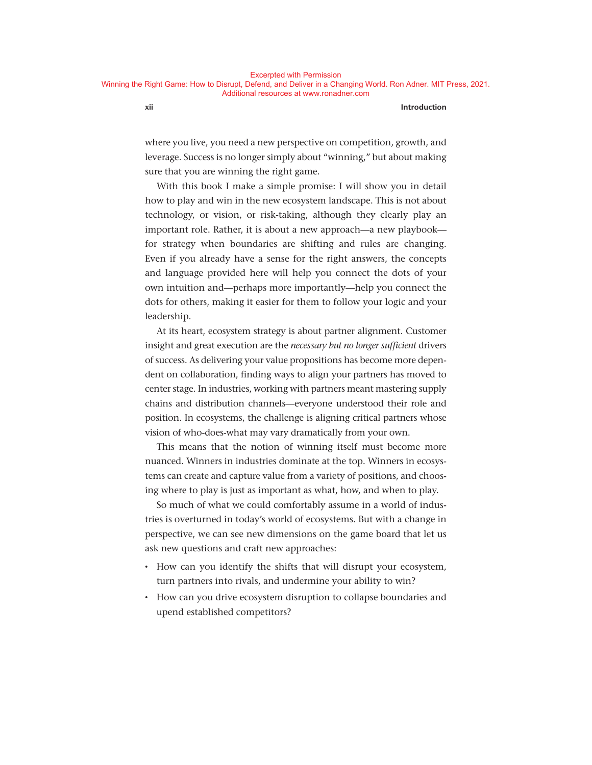where you live, you need a new perspective on competition, growth, and leverage. Success is no longer simply about "winning," but about making sure that you are winning the right game.

With this book I make a simple promise: I will show you in detail how to play and win in the new ecosystem landscape. This is not about technology, or vision, or risk-taking, although they clearly play an important role. Rather, it is about a new approach—a new playbook—for strategy when boundaries are shifting and rules are changing. Even if you already have a sense for the right answers, the concepts and language provided here will help you connect the dots of your own intuition and—perhaps more importantly—help you connect the dots for others, making it easier for them to follow your logic and your leadership.

At its heart, ecosystem strategy is about partner alignment. Customer insight and great execution are the *necessary but no longer sufficient* drivers of success. As delivering your value propositions has become more dependent on collaboration, finding ways to align your partners has moved to center stage. In industries, working with partners meant mastering supply chains and distribution channels—everyone understood their role and position. In ecosystems, the challenge is aligning critical partners whose vision of who-does-what may vary dramatically from your own.

This means that the notion of winning itself must become more nuanced. Winners in industries dominate at the top. Winners in ecosystems can create and capture value from a variety of positions, and choosing where to play is just as important as what, how, and when to play.

So much of what we could comfortably assume in a world of industries is overturned in today's world of ecosystems. But with a change in perspective, we can see new dimensions on the game board that let us ask new questions and craft new approaches:

- How can you identify the shifts that will disrupt your ecosystem, turn partners into rivals, and undermine your ability to win?
- How can you drive ecosystem disruption to collapse boundaries and upend established competitors?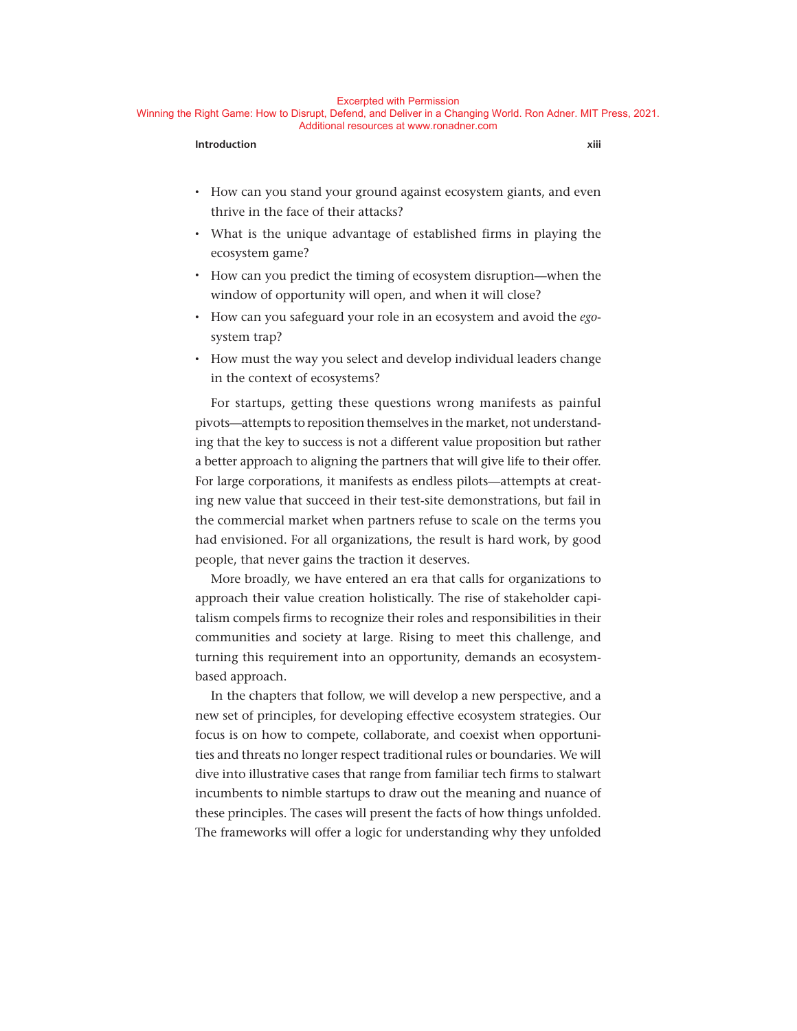- How can you stand your ground against ecosystem giants, and even thrive in the face of their attacks?
- What is the unique advantage of established firms in playing the ecosystem game?
- How can you predict the timing of ecosystem disruption—when the window of opportunity will open, and when it will close?
- How can you safeguard your role in an ecosystem and avoid the *ego*-system trap?
- How must the way you select and develop individual leaders change in the context of ecosystems?

For startups, getting these questions wrong manifests as painful pivots—attempts to reposition themselves in the market, not understanding that the key to success is not a different value proposition but rather a better approach to aligning the partners that will give life to their offer. For large corporations, it manifests as endless pilots—attempts at creating new value that succeed in their test-site demonstrations, but fail in the commercial market when partners refuse to scale on the terms you had envisioned. For all organizations, the result is hard work, by good people, that never gains the traction it deserves.

More broadly, we have entered an era that calls for organizations to approach their value creation holistically. The rise of stakeholder capitalism compels firms to recognize their roles and responsibilities in their communities and society at large. Rising to meet this challenge, and turning this requirement into an opportunity, demands an ecosystem-based approach.

In the chapters that follow, we will develop a new perspective, and a new set of principles, for developing effective ecosystem strategies. Our focus is on how to compete, collaborate, and coexist when opportunities and threats no longer respect traditional rules or boundaries. We will dive into illustrative cases that range from familiar tech firms to stalwart incumbents to nimble startups to draw out the meaning and nuance of these principles. The cases will present the facts of how things unfolded. The frameworks will offer a logic for understanding why they unfolded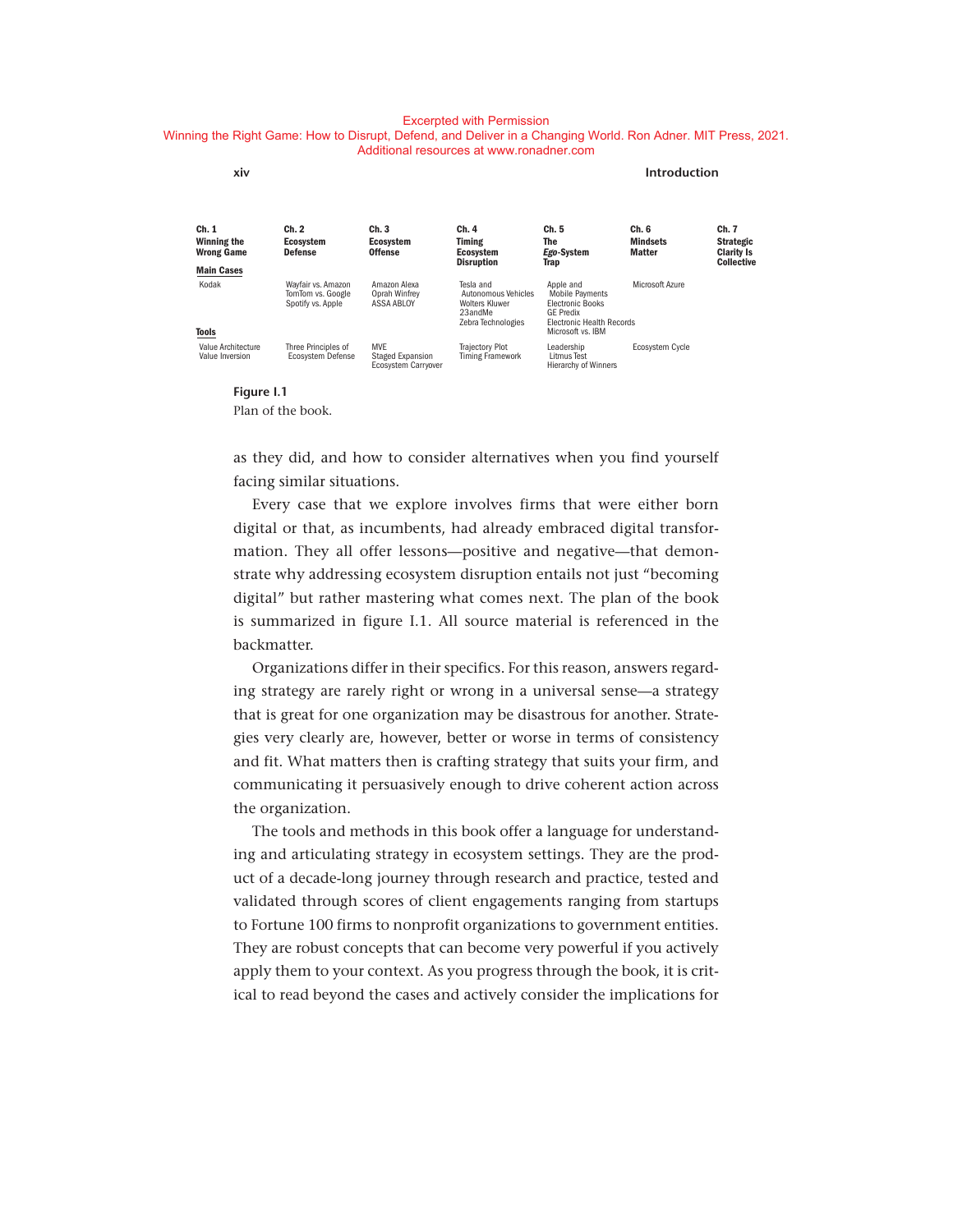Excerpted with Permission
Winning the Right Game: How to Disrupt, Defend, and Deliver in a Changing World. Ron Adner. MIT Press, 2021.
Additional resources at www.ronadner.com

| | Ch. 1 Winning the Wrong Game | Ch. 2 Ecosystem Defense | Ch. 3 Ecosystem Offense | Ch. 4 Timing Ecosystem Disruption | Ch. 5 The *Ego*-System Trap | Ch. 6 Mindsets Matter | Ch. 7 Strategic Clarity Is Collective |
|---|---|---|---|---|---|---|---|
| **Main Cases** | Kodak | Wayfair vs. Amazon<br>TomTom vs. Google<br>Spotify vs. Apple | Amazon Alexa<br>Oprah Winfrey<br>ASSA ABLOY | Tesla and Autonomous Vehicles<br>Wolters Kluwer<br>23andMe<br>Zebra Technologies | Apple and Mobile Payments<br>Electronic Books<br>GE Predix<br>Electronic Health Records<br>Microsoft vs. IBM | Microsoft Azure | |
| **Tools** | Value Architecture<br>Value Inversion | Three Principles of Ecosystem Defense | MVE<br>Staged Expansion<br>Ecosystem Carryover | Trajectory Plot<br>Timing Framework | Leadership Litmus Test<br>Hierarchy of Winners | Ecosystem Cycle | |

**Figure I.1**
Plan of the book.

as they did, and how to consider alternatives when you find yourself facing similar situations.

Every case that we explore involves firms that were either born digital or that, as incumbents, had already embraced digital transformation. They all offer lessons—positive and negative—that demonstrate why addressing ecosystem disruption entails not just "becoming digital" but rather mastering what comes next. The plan of the book is summarized in figure I.1. All source material is referenced in the backmatter.

Organizations differ in their specifics. For this reason, answers regarding strategy are rarely right or wrong in a universal sense—a strategy that is great for one organization may be disastrous for another. Strategies very clearly are, however, better or worse in terms of consistency and fit. What matters then is crafting strategy that suits your firm, and communicating it persuasively enough to drive coherent action across the organization.

The tools and methods in this book offer a language for understanding and articulating strategy in ecosystem settings. They are the product of a decade-long journey through research and practice, tested and validated through scores of client engagements ranging from startups to Fortune 100 firms to nonprofit organizations to government entities. They are robust concepts that can become very powerful if you actively apply them to your context. As you progress through the book, it is critical to read beyond the cases and actively consider the implications for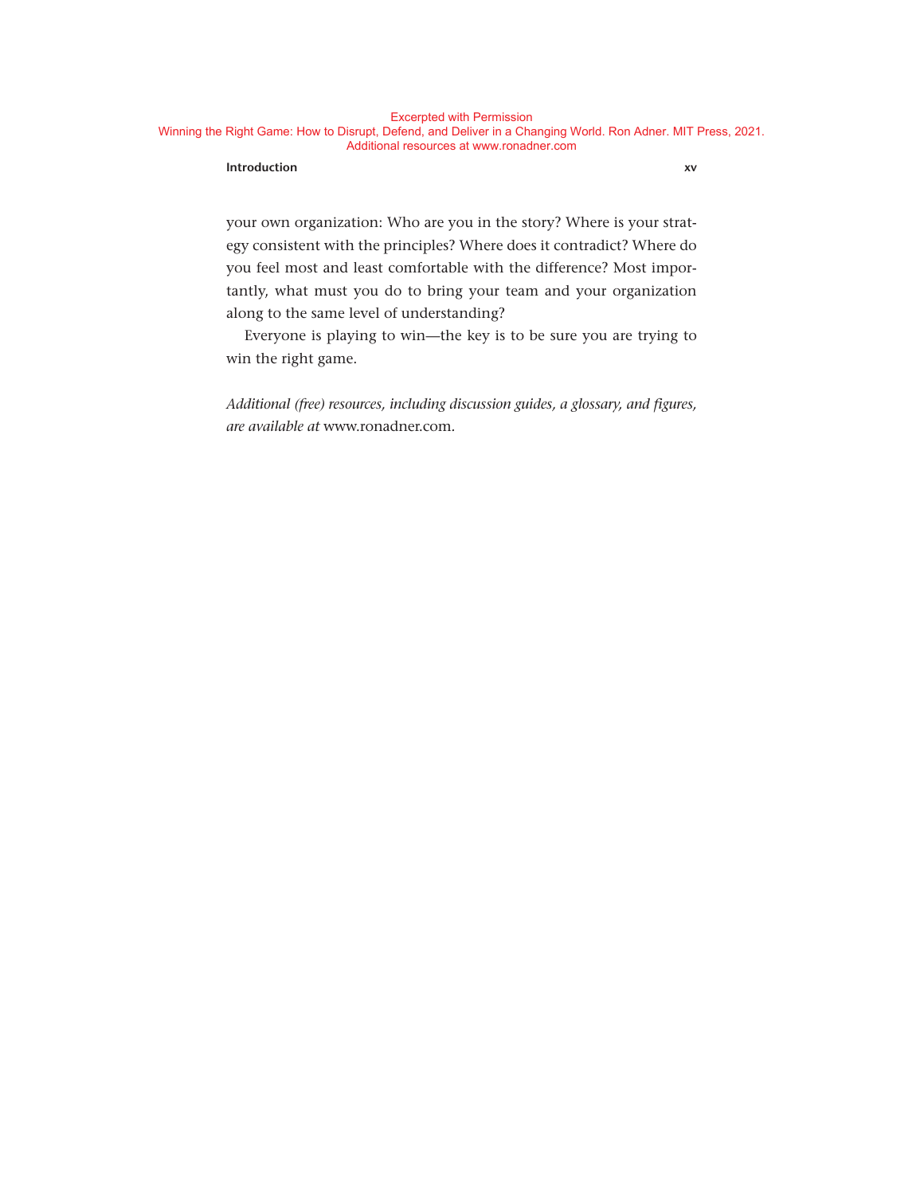your own organization: Who are you in the story? Where is your strategy consistent with the principles? Where does it contradict? Where do you feel most and least comfortable with the difference? Most importantly, what must you do to bring your team and your organization along to the same level of understanding?

Everyone is playing to win—the key is to be sure you are trying to win the right game.

*Additional (free) resources, including discussion guides, a glossary, and figures, are available at* www.ronadner.com.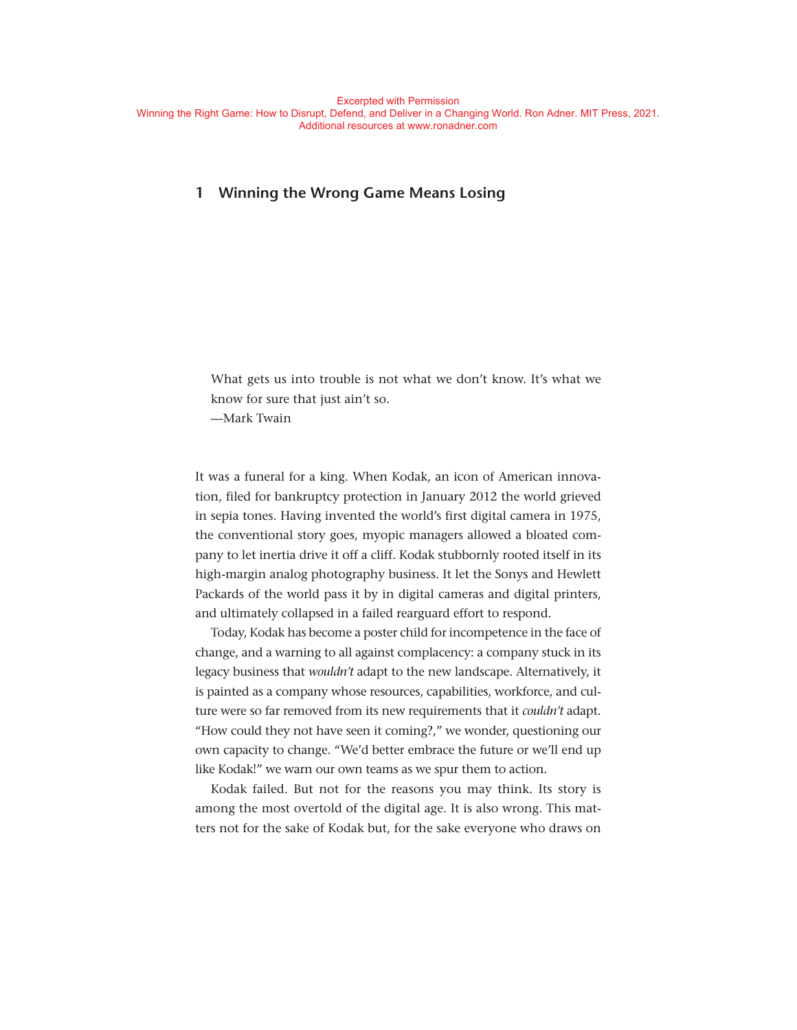Excerpted with Permission
Winning the Right Game: How to Disrupt, Defend, and Deliver in a Changing World. Ron Adner. MIT Press, 2021.
Additional resources at www.ronadner.com

# 1 Winning the Wrong Game Means Losing

> What gets us into trouble is not what we don't know. It's what we know for sure that just ain't so.
> —Mark Twain

It was a funeral for a king. When Kodak, an icon of American innovation, filed for bankruptcy protection in January 2012 the world grieved in sepia tones. Having invented the world's first digital camera in 1975, the conventional story goes, myopic managers allowed a bloated company to let inertia drive it off a cliff. Kodak stubbornly rooted itself in its high-margin analog photography business. It let the Sonys and Hewlett Packards of the world pass it by in digital cameras and digital printers, and ultimately collapsed in a failed rearguard effort to respond.

Today, Kodak has become a poster child for incompetence in the face of change, and a warning to all against complacency: a company stuck in its legacy business that *wouldn't* adapt to the new landscape. Alternatively, it is painted as a company whose resources, capabilities, workforce, and culture were so far removed from its new requirements that it *couldn't* adapt. "How could they not have seen it coming?," we wonder, questioning our own capacity to change. "We'd better embrace the future or we'll end up like Kodak!" we warn our own teams as we spur them to action.

Kodak failed. But not for the reasons you may think. Its story is among the most overtold of the digital age. It is also wrong. This matters not for the sake of Kodak but, for the sake everyone who draws on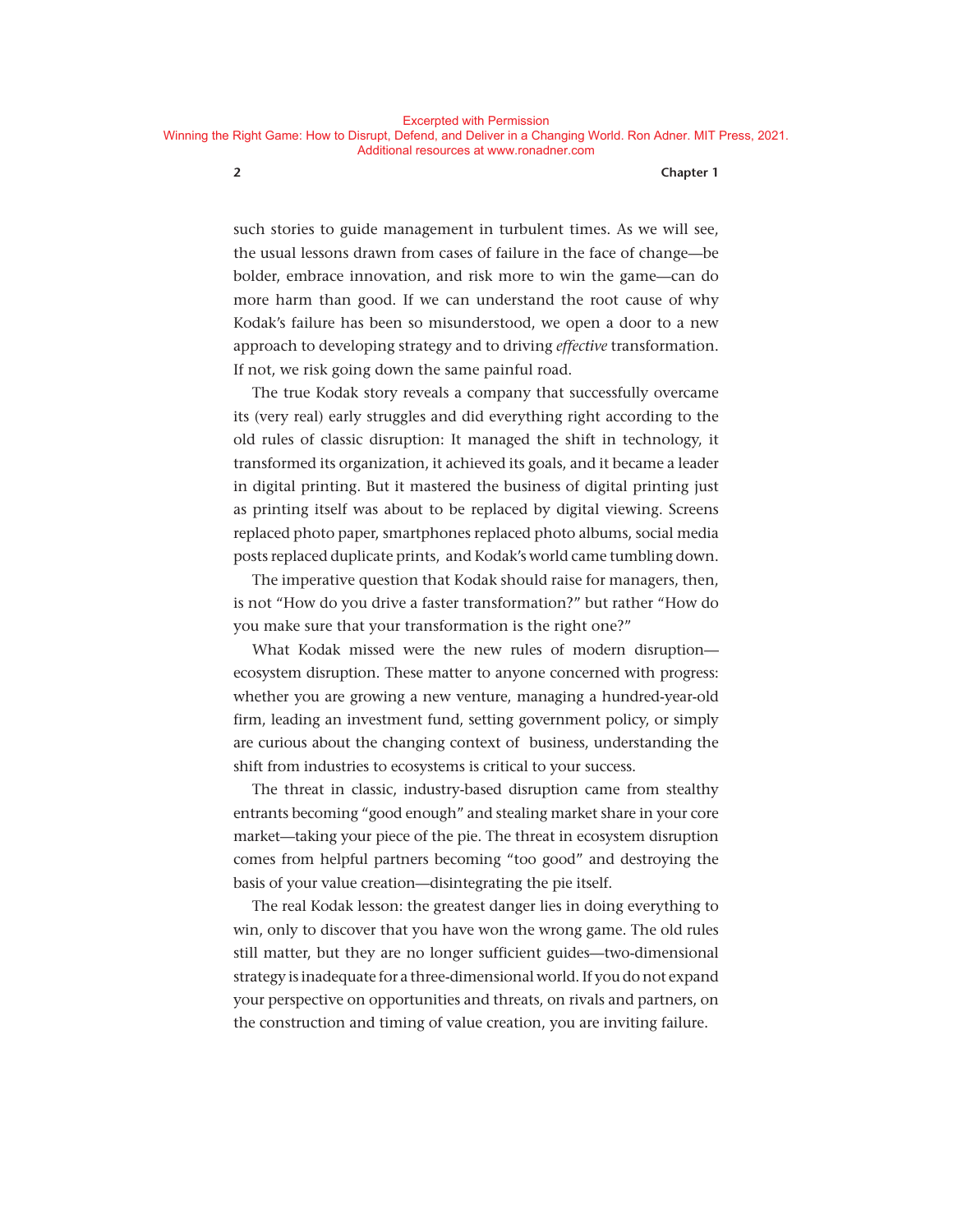such stories to guide management in turbulent times. As we will see, the usual lessons drawn from cases of failure in the face of change—be bolder, embrace innovation, and risk more to win the game—can do more harm than good. If we can understand the root cause of why Kodak's failure has been so misunderstood, we open a door to a new approach to developing strategy and to driving *effective* transformation. If not, we risk going down the same painful road.

The true Kodak story reveals a company that successfully overcame its (very real) early struggles and did everything right according to the old rules of classic disruption: It managed the shift in technology, it transformed its organization, it achieved its goals, and it became a leader in digital printing. But it mastered the business of digital printing just as printing itself was about to be replaced by digital viewing. Screens replaced photo paper, smartphones replaced photo albums, social media posts replaced duplicate prints, and Kodak's world came tumbling down.

The imperative question that Kodak should raise for managers, then, is not "How do you drive a faster transformation?" but rather "How do you make sure that your transformation is the right one?"

What Kodak missed were the new rules of modern disruption—ecosystem disruption. These matter to anyone concerned with progress: whether you are growing a new venture, managing a hundred-year-old firm, leading an investment fund, setting government policy, or simply are curious about the changing context of business, understanding the shift from industries to ecosystems is critical to your success.

The threat in classic, industry-based disruption came from stealthy entrants becoming "good enough" and stealing market share in your core market—taking your piece of the pie. The threat in ecosystem disruption comes from helpful partners becoming "too good" and destroying the basis of your value creation—disintegrating the pie itself.

The real Kodak lesson: the greatest danger lies in doing everything to win, only to discover that you have won the wrong game. The old rules still matter, but they are no longer sufficient guides—two-dimensional strategy is inadequate for a three-dimensional world. If you do not expand your perspective on opportunities and threats, on rivals and partners, on the construction and timing of value creation, you are inviting failure.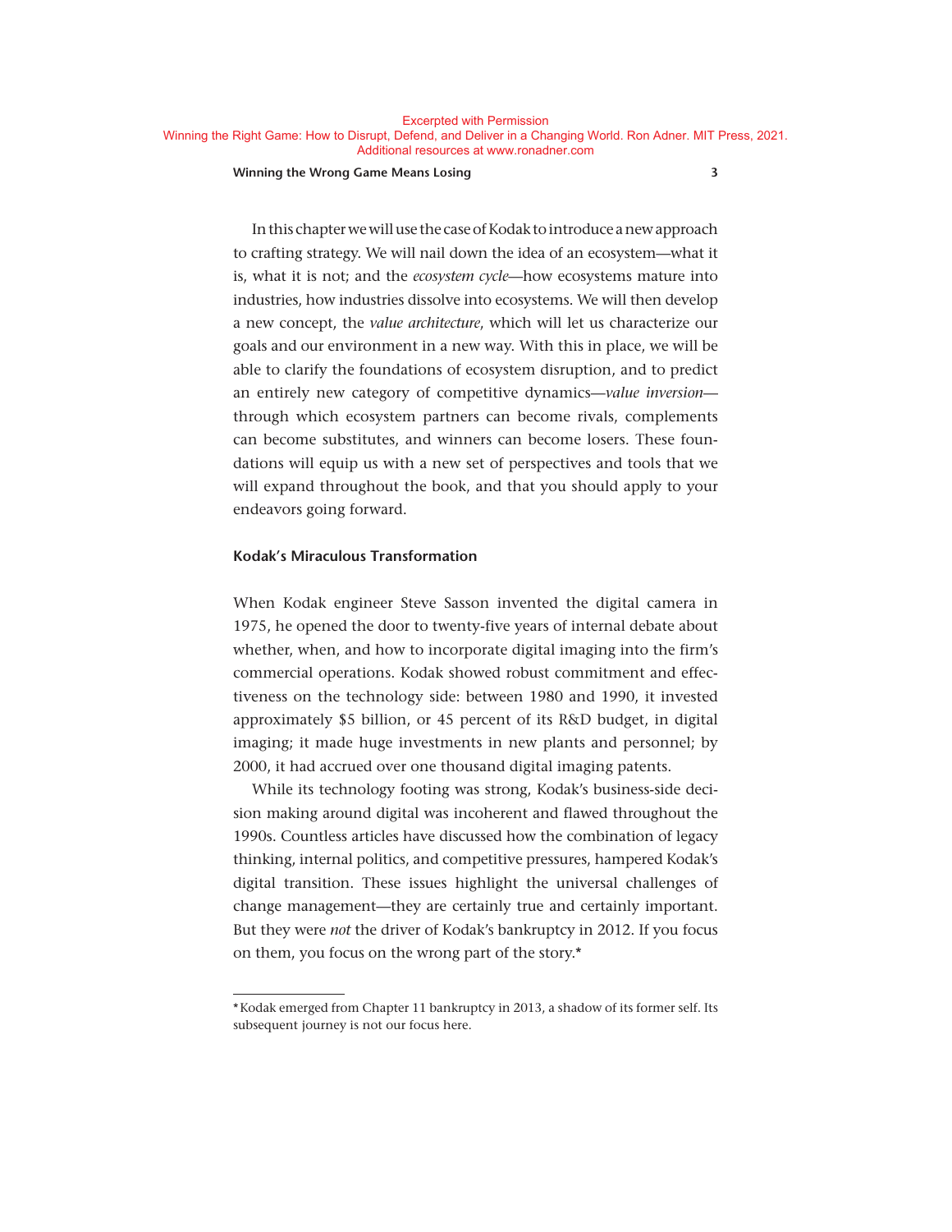In this chapter we will use the case of Kodak to introduce a new approach to crafting strategy. We will nail down the idea of an ecosystem—what it is, what it is not; and the *ecosystem cycle*—how ecosystems mature into industries, how industries dissolve into ecosystems. We will then develop a new concept, the *value architecture*, which will let us characterize our goals and our environment in a new way. With this in place, we will be able to clarify the foundations of ecosystem disruption, and to predict an entirely new category of competitive dynamics—*value inversion*—through which ecosystem partners can become rivals, complements can become substitutes, and winners can become losers. These foundations will equip us with a new set of perspectives and tools that we will expand throughout the book, and that you should apply to your endeavors going forward.

### Kodak's Miraculous Transformation

When Kodak engineer Steve Sasson invented the digital camera in 1975, he opened the door to twenty-five years of internal debate about whether, when, and how to incorporate digital imaging into the firm's commercial operations. Kodak showed robust commitment and effectiveness on the technology side: between 1980 and 1990, it invested approximately $5 billion, or 45 percent of its R&D budget, in digital imaging; it made huge investments in new plants and personnel; by 2000, it had accrued over one thousand digital imaging patents.

While its technology footing was strong, Kodak's business-side decision making around digital was incoherent and flawed throughout the 1990s. Countless articles have discussed how the combination of legacy thinking, internal politics, and competitive pressures, hampered Kodak's digital transition. These issues highlight the universal challenges of change management—they are certainly true and certainly important. But they were *not* the driver of Kodak's bankruptcy in 2012. If you focus on them, you focus on the wrong part of the story.*

*Kodak emerged from Chapter 11 bankruptcy in 2013, a shadow of its former self. Its subsequent journey is not our focus here.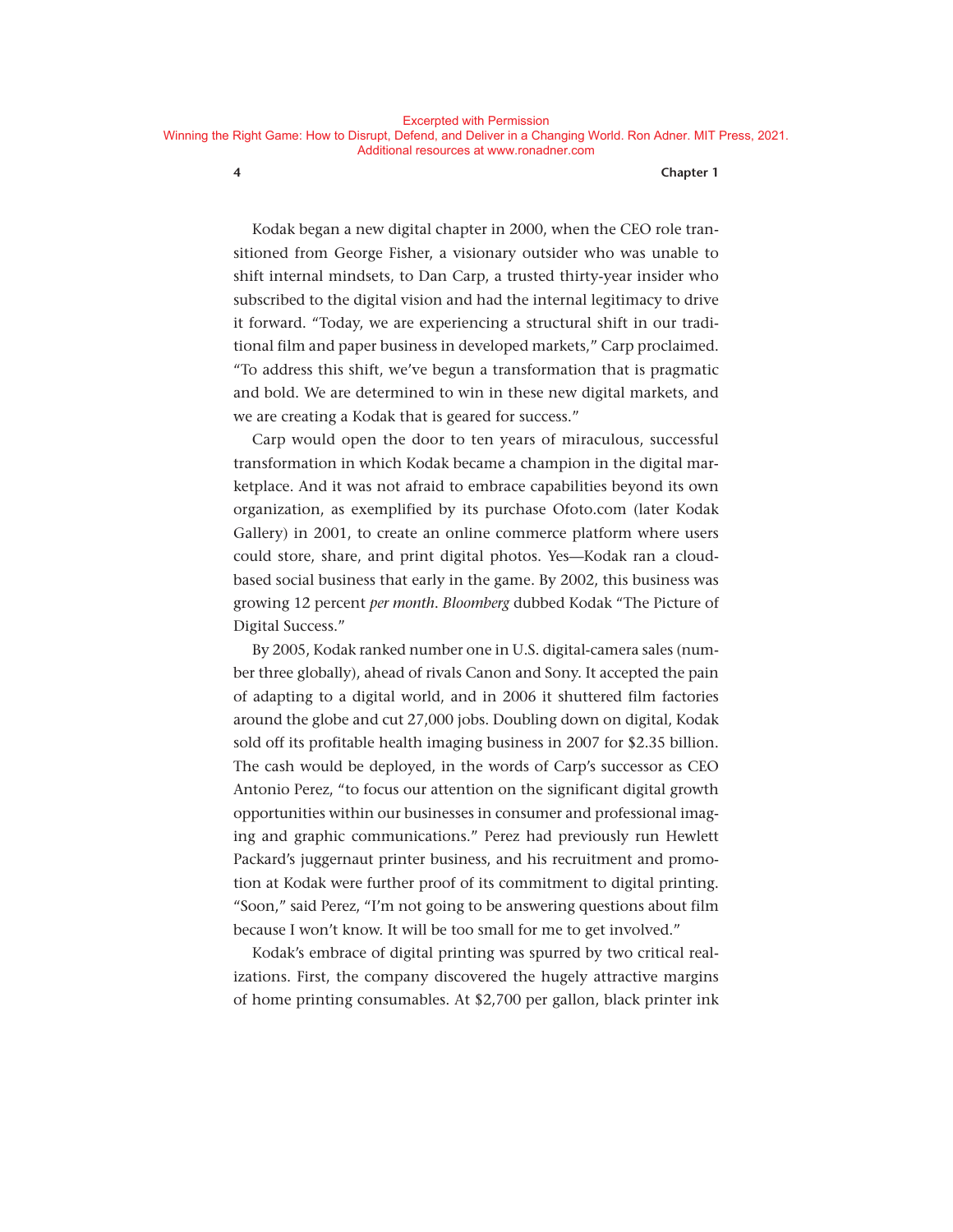Kodak began a new digital chapter in 2000, when the CEO role transitioned from George Fisher, a visionary outsider who was unable to shift internal mindsets, to Dan Carp, a trusted thirty-year insider who subscribed to the digital vision and had the internal legitimacy to drive it forward. “Today, we are experiencing a structural shift in our traditional film and paper business in developed markets,” Carp proclaimed. “To address this shift, we’ve begun a transformation that is pragmatic and bold. We are determined to win in these new digital markets, and we are creating a Kodak that is geared for success.”

Carp would open the door to ten years of miraculous, successful transformation in which Kodak became a champion in the digital marketplace. And it was not afraid to embrace capabilities beyond its own organization, as exemplified by its purchase Ofoto.com (later Kodak Gallery) in 2001, to create an online commerce platform where users could store, share, and print digital photos. Yes—Kodak ran a cloud-based social business that early in the game. By 2002, this business was growing 12 percent *per month*. *Bloomberg* dubbed Kodak “The Picture of Digital Success.”

By 2005, Kodak ranked number one in U.S. digital-camera sales (number three globally), ahead of rivals Canon and Sony. It accepted the pain of adapting to a digital world, and in 2006 it shuttered film factories around the globe and cut 27,000 jobs. Doubling down on digital, Kodak sold off its profitable health imaging business in 2007 for $2.35 billion. The cash would be deployed, in the words of Carp’s successor as CEO Antonio Perez, “to focus our attention on the significant digital growth opportunities within our businesses in consumer and professional imaging and graphic communications.” Perez had previously run Hewlett Packard’s juggernaut printer business, and his recruitment and promotion at Kodak were further proof of its commitment to digital printing. “Soon,” said Perez, “I’m not going to be answering questions about film because I won’t know. It will be too small for me to get involved.”

Kodak’s embrace of digital printing was spurred by two critical realizations. First, the company discovered the hugely attractive margins of home printing consumables. At $2,700 per gallon, black printer ink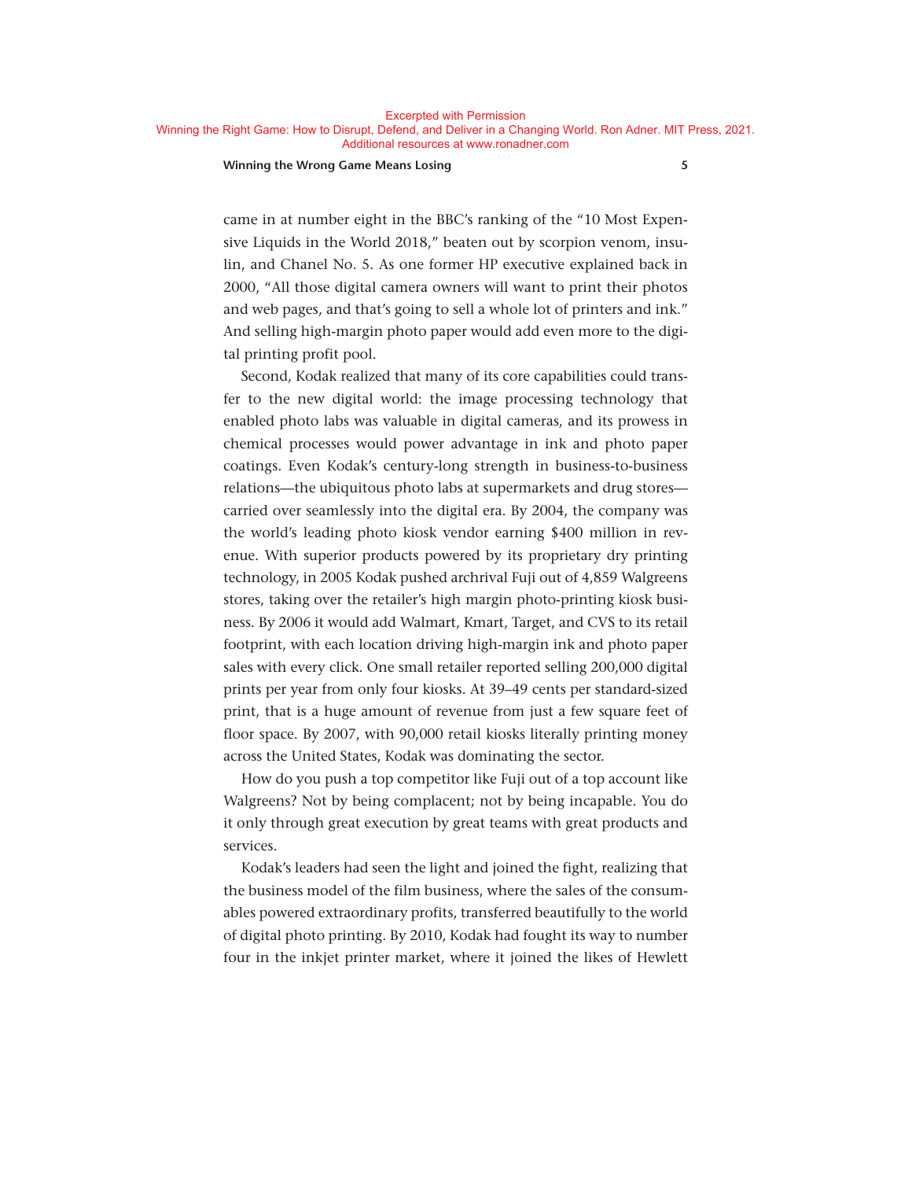came in at number eight in the BBC's ranking of the "10 Most Expensive Liquids in the World 2018," beaten out by scorpion venom, insulin, and Chanel No. 5. As one former HP executive explained back in 2000, "All those digital camera owners will want to print their photos and web pages, and that's going to sell a whole lot of printers and ink." And selling high-margin photo paper would add even more to the digital printing profit pool.

Second, Kodak realized that many of its core capabilities could transfer to the new digital world: the image processing technology that enabled photo labs was valuable in digital cameras, and its prowess in chemical processes would power advantage in ink and photo paper coatings. Even Kodak's century-long strength in business-to-business relations—the ubiquitous photo labs at supermarkets and drug stores—carried over seamlessly into the digital era. By 2004, the company was the world's leading photo kiosk vendor earning $400 million in revenue. With superior products powered by its proprietary dry printing technology, in 2005 Kodak pushed archrival Fuji out of 4,859 Walgreens stores, taking over the retailer's high margin photo-printing kiosk business. By 2006 it would add Walmart, Kmart, Target, and CVS to its retail footprint, with each location driving high-margin ink and photo paper sales with every click. One small retailer reported selling 200,000 digital prints per year from only four kiosks. At 39–49 cents per standard-sized print, that is a huge amount of revenue from just a few square feet of floor space. By 2007, with 90,000 retail kiosks literally printing money across the United States, Kodak was dominating the sector.

How do you push a top competitor like Fuji out of a top account like Walgreens? Not by being complacent; not by being incapable. You do it only through great execution by great teams with great products and services.

Kodak's leaders had seen the light and joined the fight, realizing that the business model of the film business, where the sales of the consumables powered extraordinary profits, transferred beautifully to the world of digital photo printing. By 2010, Kodak had fought its way to number four in the inkjet printer market, where it joined the likes of Hewlett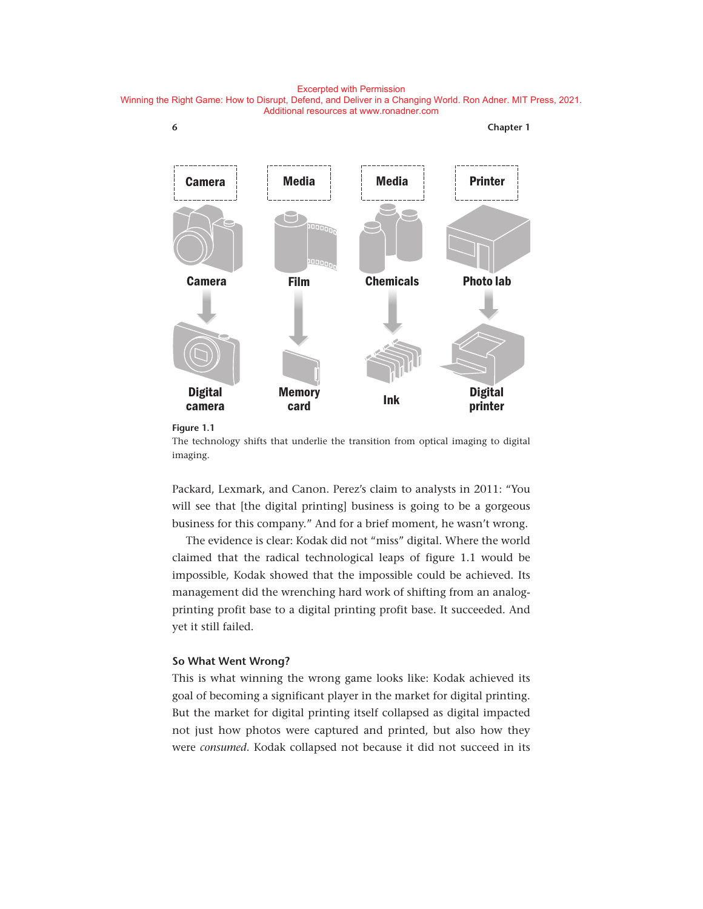Excerpted with Permission
Winning the Right Game: How to Disrupt, Defend, and Deliver in a Changing World. Ron Adner. MIT Press, 2021.
Additional resources at www.ronadner.com

| Camera | Media | Media | Printer |
| --- | --- | --- | --- |
| Camera | Film | Chemicals | Photo lab |
| ↓ | ↓ | ↓ | ↓ |
| Digital camera | Memory card | Ink | Digital printer |

**Figure 1.1**
The technology shifts that underlie the transition from optical imaging to digital imaging.

Packard, Lexmark, and Canon. Perez's claim to analysts in 2011: "You will see that [the digital printing] business is going to be a gorgeous business for this company." And for a brief moment, he wasn't wrong.

The evidence is clear: Kodak did not "miss" digital. Where the world claimed that the radical technological leaps of figure 1.1 would be impossible, Kodak showed that the impossible could be achieved. Its management did the wrenching hard work of shifting from an analog-printing profit base to a digital printing profit base. It succeeded. And yet it still failed.

### So What Went Wrong?

This is what winning the wrong game looks like: Kodak achieved its goal of becoming a significant player in the market for digital printing. But the market for digital printing itself collapsed as digital impacted not just how photos were captured and printed, but also how they were *consumed*. Kodak collapsed not because it did not succeed in its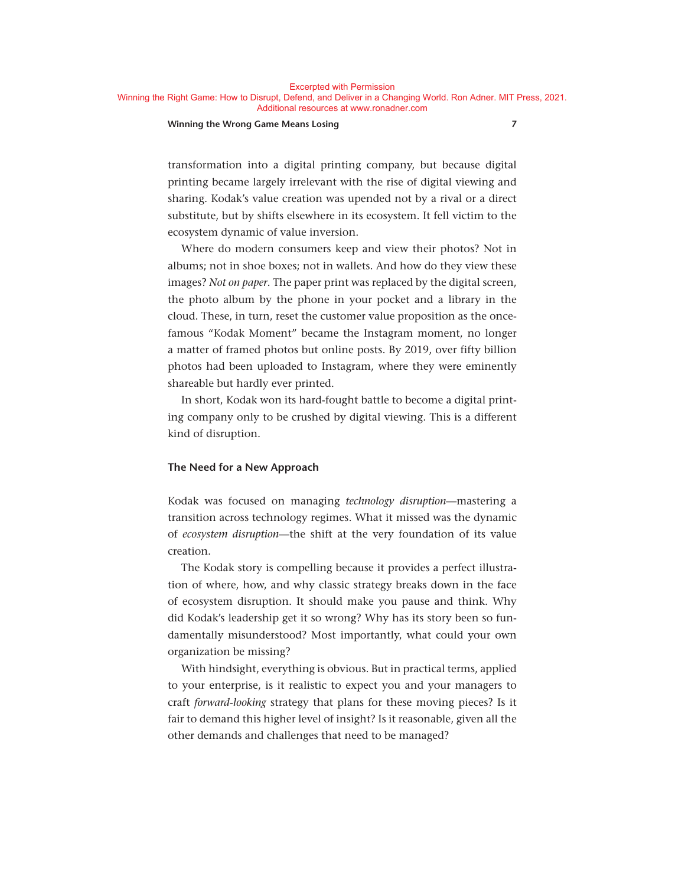transformation into a digital printing company, but because digital printing became largely irrelevant with the rise of digital viewing and sharing. Kodak's value creation was upended not by a rival or a direct substitute, but by shifts elsewhere in its ecosystem. It fell victim to the ecosystem dynamic of value inversion.

Where do modern consumers keep and view their photos? Not in albums; not in shoe boxes; not in wallets. And how do they view these images? *Not on paper*. The paper print was replaced by the digital screen, the photo album by the phone in your pocket and a library in the cloud. These, in turn, reset the customer value proposition as the once-famous "Kodak Moment" became the Instagram moment, no longer a matter of framed photos but online posts. By 2019, over fifty billion photos had been uploaded to Instagram, where they were eminently shareable but hardly ever printed.

In short, Kodak won its hard-fought battle to become a digital printing company only to be crushed by digital viewing. This is a different kind of disruption.

## The Need for a New Approach

Kodak was focused on managing *technology disruption*—mastering a transition across technology regimes. What it missed was the dynamic of *ecosystem disruption*—the shift at the very foundation of its value creation.

The Kodak story is compelling because it provides a perfect illustration of where, how, and why classic strategy breaks down in the face of ecosystem disruption. It should make you pause and think. Why did Kodak's leadership get it so wrong? Why has its story been so fundamentally misunderstood? Most importantly, what could your own organization be missing?

With hindsight, everything is obvious. But in practical terms, applied to your enterprise, is it realistic to expect you and your managers to craft *forward-looking* strategy that plans for these moving pieces? Is it fair to demand this higher level of insight? Is it reasonable, given all the other demands and challenges that need to be managed?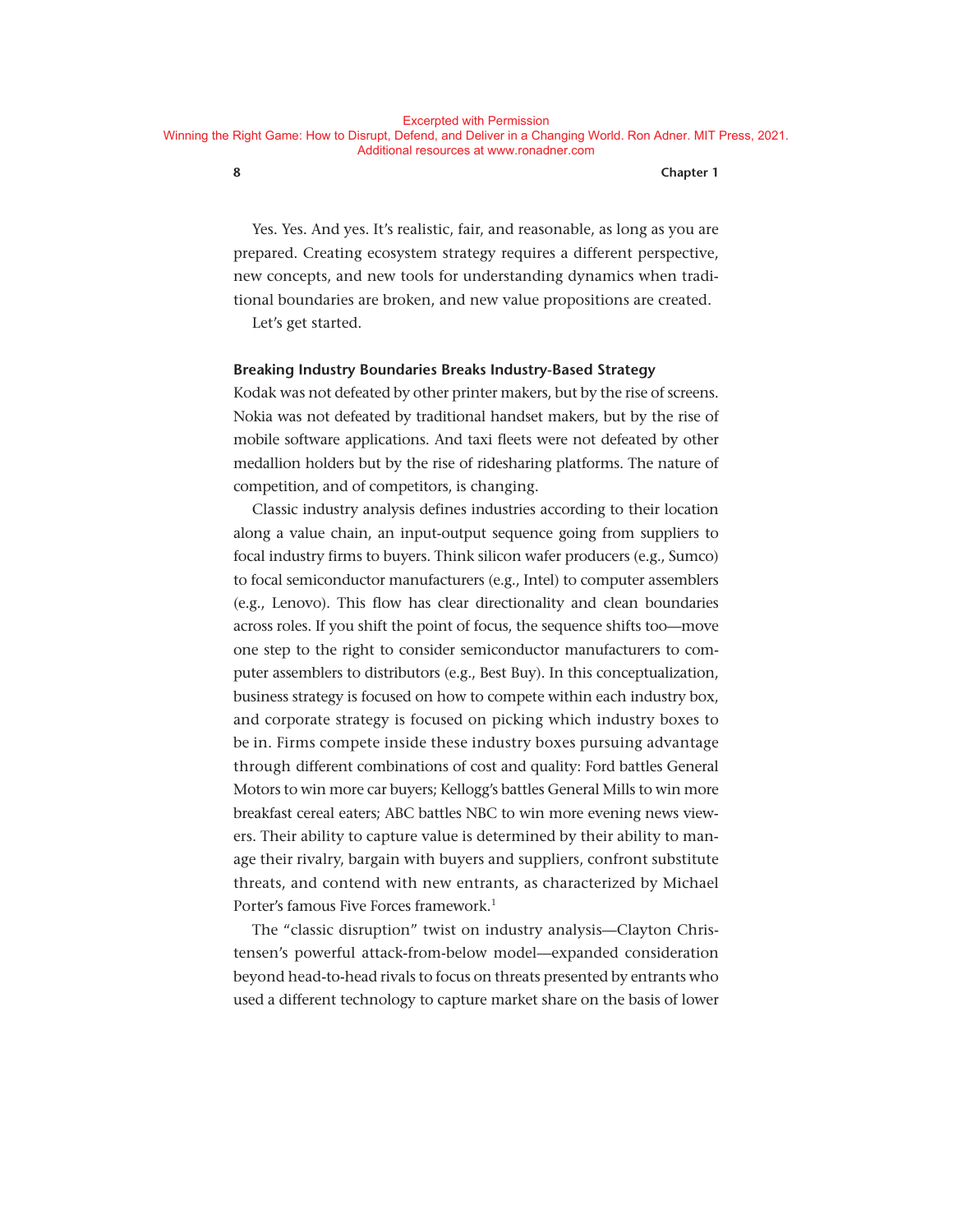Yes. Yes. And yes. It's realistic, fair, and reasonable, as long as you are prepared. Creating ecosystem strategy requires a different perspective, new concepts, and new tools for understanding dynamics when traditional boundaries are broken, and new value propositions are created.

Let's get started.

### Breaking Industry Boundaries Breaks Industry-Based Strategy

Kodak was not defeated by other printer makers, but by the rise of screens. Nokia was not defeated by traditional handset makers, but by the rise of mobile software applications. And taxi fleets were not defeated by other medallion holders but by the rise of ridesharing platforms. The nature of competition, and of competitors, is changing.

Classic industry analysis defines industries according to their location along a value chain, an input-output sequence going from suppliers to focal industry firms to buyers. Think silicon wafer producers (e.g., Sumco) to focal semiconductor manufacturers (e.g., Intel) to computer assemblers (e.g., Lenovo). This flow has clear directionality and clean boundaries across roles. If you shift the point of focus, the sequence shifts too—move one step to the right to consider semiconductor manufacturers to computer assemblers to distributors (e.g., Best Buy). In this conceptualization, business strategy is focused on how to compete within each industry box, and corporate strategy is focused on picking which industry boxes to be in. Firms compete inside these industry boxes pursuing advantage through different combinations of cost and quality: Ford battles General Motors to win more car buyers; Kellogg's battles General Mills to win more breakfast cereal eaters; ABC battles NBC to win more evening news viewers. Their ability to capture value is determined by their ability to manage their rivalry, bargain with buyers and suppliers, confront substitute threats, and contend with new entrants, as characterized by Michael Porter's famous Five Forces framework.[1]

The "classic disruption" twist on industry analysis—Clayton Christensen's powerful attack-from-below model—expanded consideration beyond head-to-head rivals to focus on threats presented by entrants who used a different technology to capture market share on the basis of lower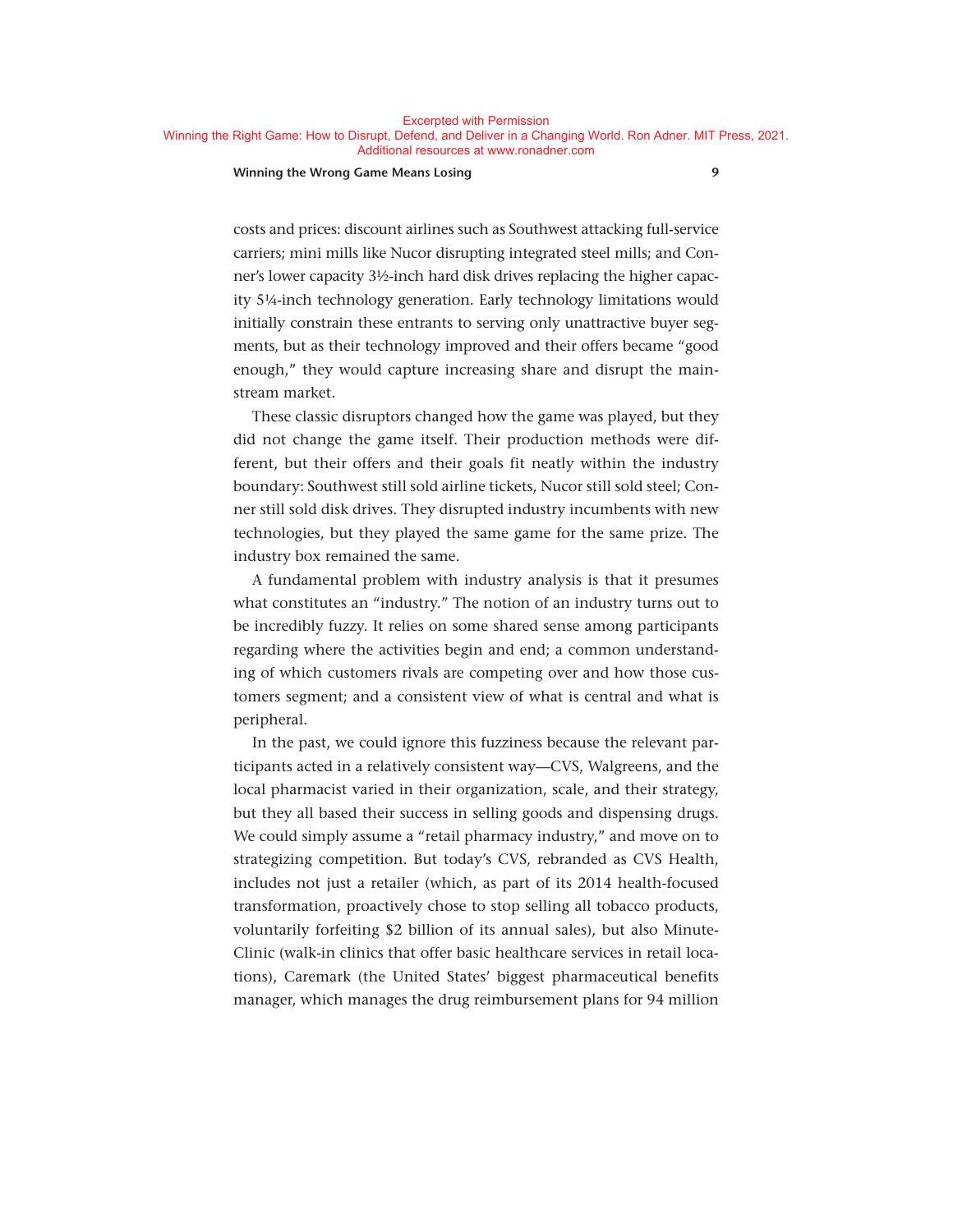costs and prices: discount airlines such as Southwest attacking full-service carriers; mini mills like Nucor disrupting integrated steel mills; and Conner's lower capacity 3½-inch hard disk drives replacing the higher capacity 5¼-inch technology generation. Early technology limitations would initially constrain these entrants to serving only unattractive buyer segments, but as their technology improved and their offers became "good enough," they would capture increasing share and disrupt the mainstream market.

These classic disruptors changed how the game was played, but they did not change the game itself. Their production methods were different, but their offers and their goals fit neatly within the industry boundary: Southwest still sold airline tickets, Nucor still sold steel; Conner still sold disk drives. They disrupted industry incumbents with new technologies, but they played the same game for the same prize. The industry box remained the same.

A fundamental problem with industry analysis is that it presumes what constitutes an "industry." The notion of an industry turns out to be incredibly fuzzy. It relies on some shared sense among participants regarding where the activities begin and end; a common understanding of which customers rivals are competing over and how those customers segment; and a consistent view of what is central and what is peripheral.

In the past, we could ignore this fuzziness because the relevant participants acted in a relatively consistent way—CVS, Walgreens, and the local pharmacist varied in their organization, scale, and their strategy, but they all based their success in selling goods and dispensing drugs. We could simply assume a "retail pharmacy industry," and move on to strategizing competition. But today's CVS, rebranded as CVS Health, includes not just a retailer (which, as part of its 2014 health-focused transformation, proactively chose to stop selling all tobacco products, voluntarily forfeiting $2 billion of its annual sales), but also MinuteClinic (walk-in clinics that offer basic healthcare services in retail locations), Caremark (the United States' biggest pharmaceutical benefits manager, which manages the drug reimbursement plans for 94 million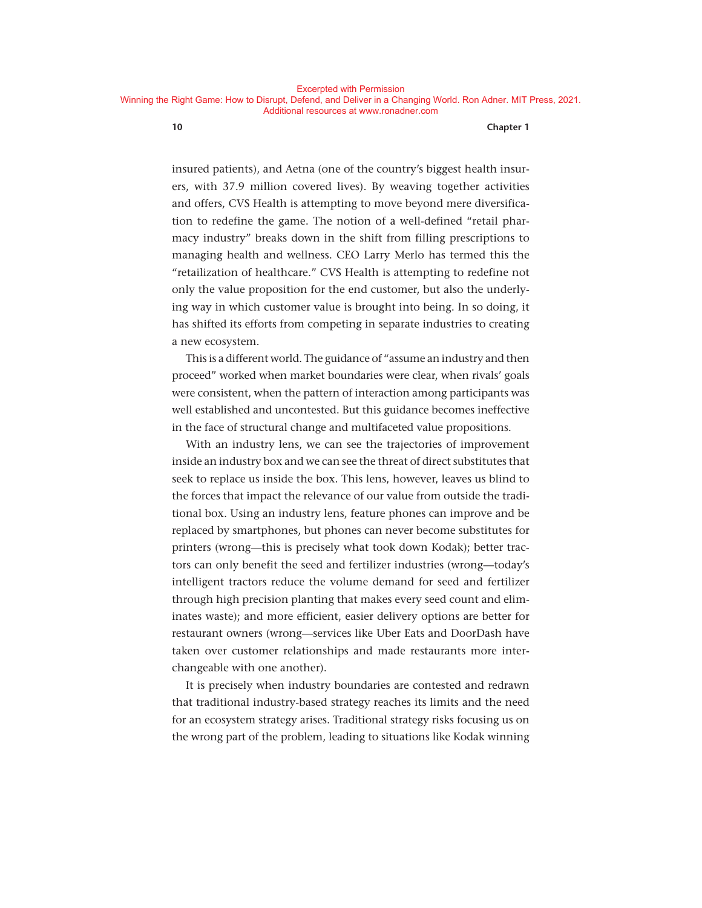insured patients), and Aetna (one of the country's biggest health insurers, with 37.9 million covered lives). By weaving together activities and offers, CVS Health is attempting to move beyond mere diversification to redefine the game. The notion of a well-defined "retail pharmacy industry" breaks down in the shift from filling prescriptions to managing health and wellness. CEO Larry Merlo has termed this the "retailization of healthcare." CVS Health is attempting to redefine not only the value proposition for the end customer, but also the underlying way in which customer value is brought into being. In so doing, it has shifted its efforts from competing in separate industries to creating a new ecosystem.

This is a different world. The guidance of "assume an industry and then proceed" worked when market boundaries were clear, when rivals' goals were consistent, when the pattern of interaction among participants was well established and uncontested. But this guidance becomes ineffective in the face of structural change and multifaceted value propositions.

With an industry lens, we can see the trajectories of improvement inside an industry box and we can see the threat of direct substitutes that seek to replace us inside the box. This lens, however, leaves us blind to the forces that impact the relevance of our value from outside the traditional box. Using an industry lens, feature phones can improve and be replaced by smartphones, but phones can never become substitutes for printers (wrong—this is precisely what took down Kodak); better tractors can only benefit the seed and fertilizer industries (wrong—today's intelligent tractors reduce the volume demand for seed and fertilizer through high precision planting that makes every seed count and eliminates waste); and more efficient, easier delivery options are better for restaurant owners (wrong—services like Uber Eats and DoorDash have taken over customer relationships and made restaurants more interchangeable with one another).

It is precisely when industry boundaries are contested and redrawn that traditional industry-based strategy reaches its limits and the need for an ecosystem strategy arises. Traditional strategy risks focusing us on the wrong part of the problem, leading to situations like Kodak winning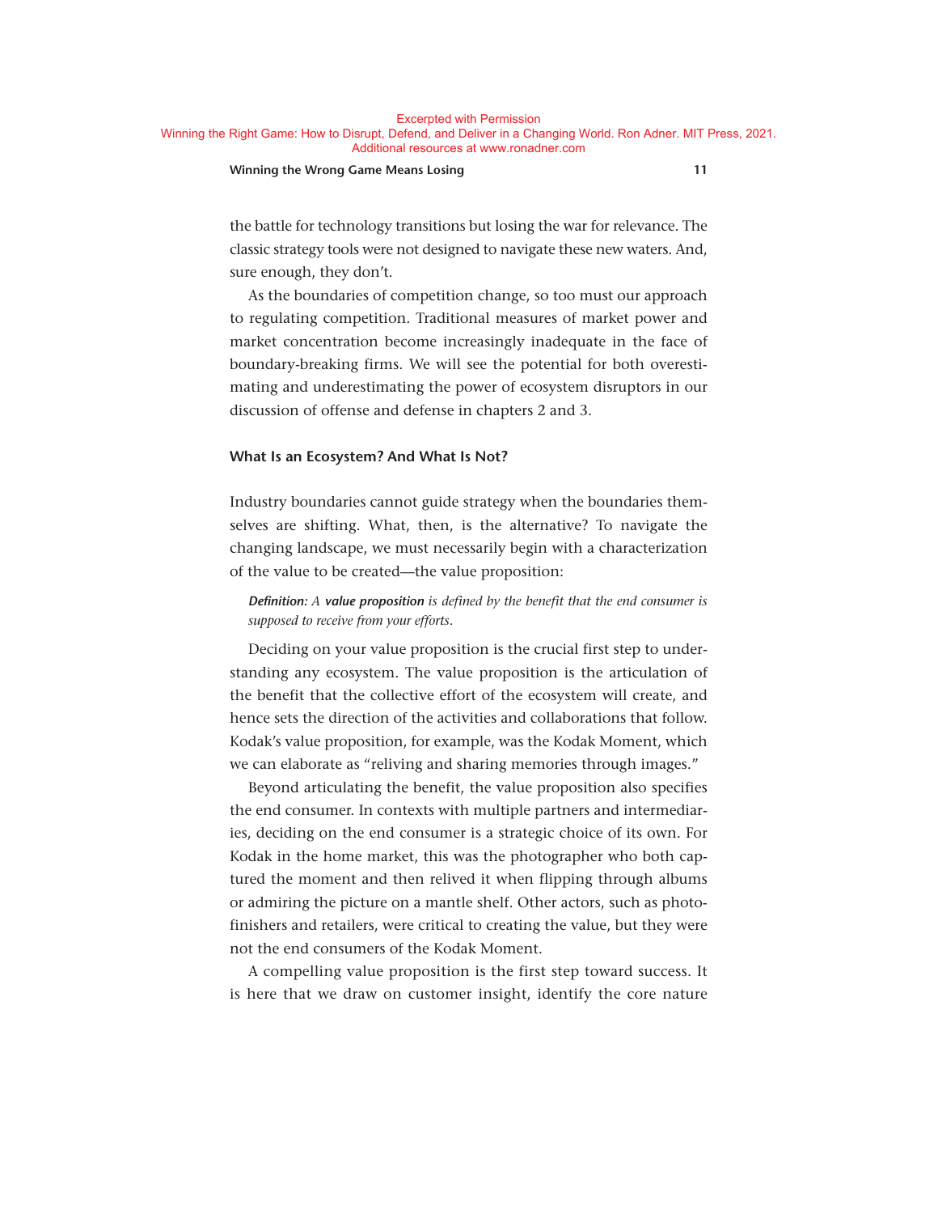the battle for technology transitions but losing the war for relevance. The classic strategy tools were not designed to navigate these new waters. And, sure enough, they don't.

As the boundaries of competition change, so too must our approach to regulating competition. Traditional measures of market power and market concentration become increasingly inadequate in the face of boundary-breaking firms. We will see the potential for both overestimating and underestimating the power of ecosystem disruptors in our discussion of offense and defense in chapters 2 and 3.

### What Is an Ecosystem? And What Is Not?

Industry boundaries cannot guide strategy when the boundaries themselves are shifting. What, then, is the alternative? To navigate the changing landscape, we must necessarily begin with a characterization of the value to be created—the value proposition:

> ***Definition:*** *A* ***value proposition*** *is defined by the benefit that the end consumer is supposed to receive from your efforts.*

Deciding on your value proposition is the crucial first step to understanding any ecosystem. The value proposition is the articulation of the benefit that the collective effort of the ecosystem will create, and hence sets the direction of the activities and collaborations that follow. Kodak's value proposition, for example, was the Kodak Moment, which we can elaborate as "reliving and sharing memories through images."

Beyond articulating the benefit, the value proposition also specifies the end consumer. In contexts with multiple partners and intermediaries, deciding on the end consumer is a strategic choice of its own. For Kodak in the home market, this was the photographer who both captured the moment and then relived it when flipping through albums or admiring the picture on a mantle shelf. Other actors, such as photofinishers and retailers, were critical to creating the value, but they were not the end consumers of the Kodak Moment.

A compelling value proposition is the first step toward success. It is here that we draw on customer insight, identify the core nature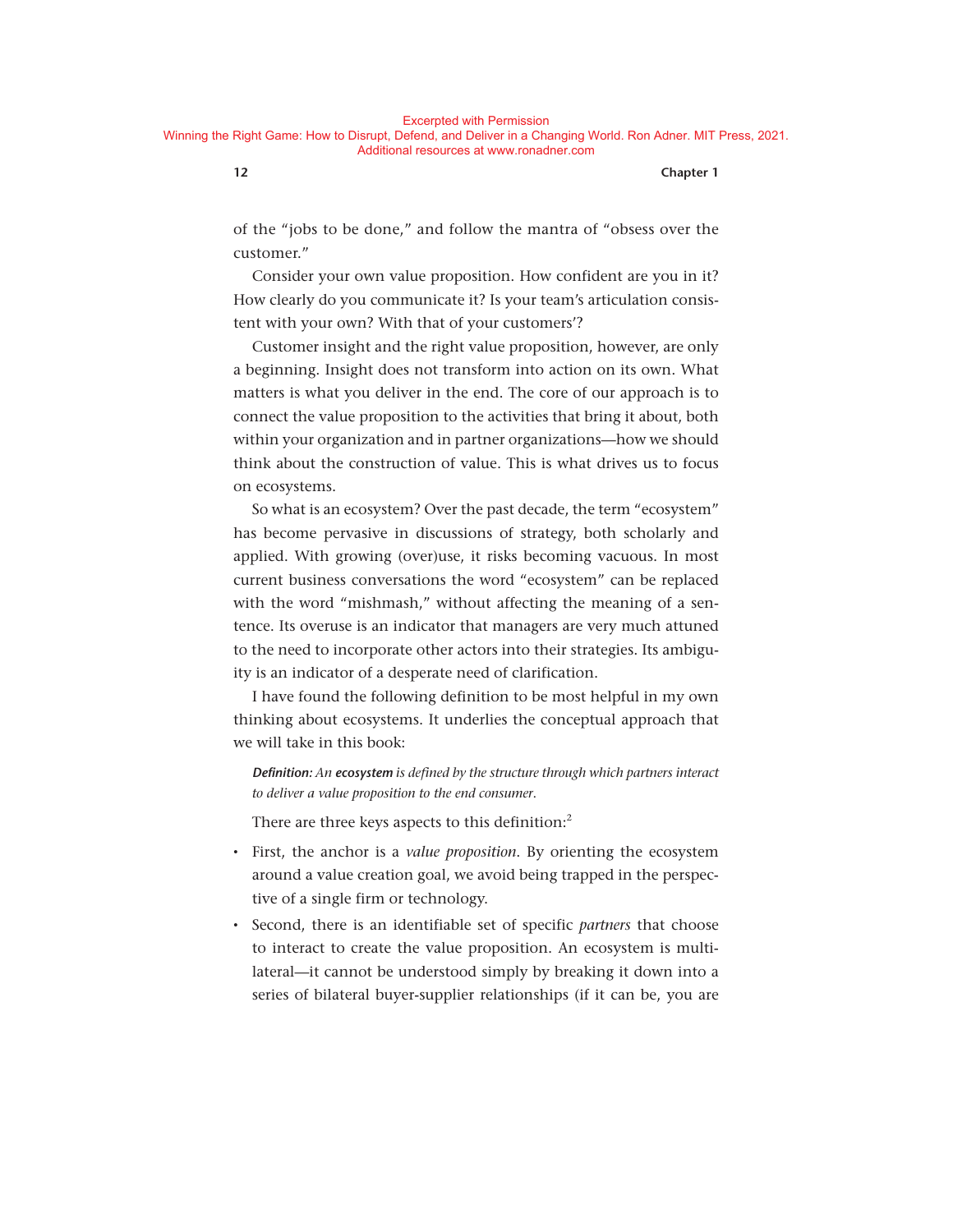of the "jobs to be done," and follow the mantra of "obsess over the customer."

Consider your own value proposition. How confident are you in it? How clearly do you communicate it? Is your team's articulation consistent with your own? With that of your customers'?

Customer insight and the right value proposition, however, are only a beginning. Insight does not transform into action on its own. What matters is what you deliver in the end. The core of our approach is to connect the value proposition to the activities that bring it about, both within your organization and in partner organizations—how we should think about the construction of value. This is what drives us to focus on ecosystems.

So what is an ecosystem? Over the past decade, the term "ecosystem" has become pervasive in discussions of strategy, both scholarly and applied. With growing (over)use, it risks becoming vacuous. In most current business conversations the word "ecosystem" can be replaced with the word "mishmash," without affecting the meaning of a sentence. Its overuse is an indicator that managers are very much attuned to the need to incorporate other actors into their strategies. Its ambiguity is an indicator of a desperate need of clarification.

I have found the following definition to be most helpful in my own thinking about ecosystems. It underlies the conceptual approach that we will take in this book:

> ***Definition:*** *An* ***ecosystem*** *is defined by the structure through which partners interact to deliver a value proposition to the end consumer.*

There are three keys aspects to this definition:[2]

- First, the anchor is a *value proposition*. By orienting the ecosystem around a value creation goal, we avoid being trapped in the perspective of a single firm or technology.
- Second, there is an identifiable set of specific *partners* that choose to interact to create the value proposition. An ecosystem is multilateral—it cannot be understood simply by breaking it down into a series of bilateral buyer-supplier relationships (if it can be, you are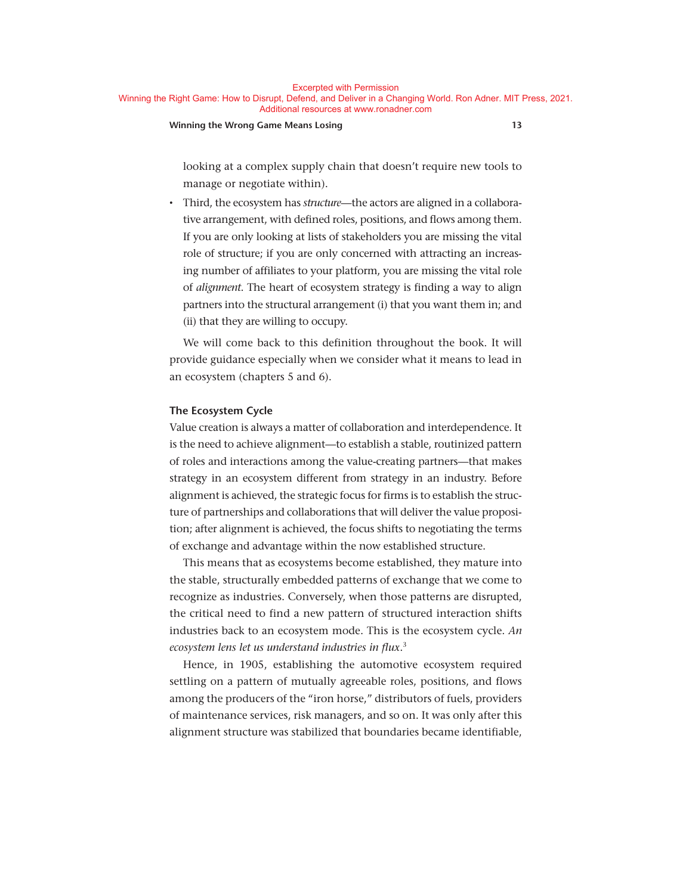looking at a complex supply chain that doesn't require new tools to manage or negotiate within).

- Third, the ecosystem has *structure*—the actors are aligned in a collaborative arrangement, with defined roles, positions, and flows among them. If you are only looking at lists of stakeholders you are missing the vital role of structure; if you are only concerned with attracting an increasing number of affiliates to your platform, you are missing the vital role of *alignment*. The heart of ecosystem strategy is finding a way to align partners into the structural arrangement (i) that you want them in; and (ii) that they are willing to occupy.

We will come back to this definition throughout the book. It will provide guidance especially when we consider what it means to lead in an ecosystem (chapters 5 and 6).

### The Ecosystem Cycle

Value creation is always a matter of collaboration and interdependence. It is the need to achieve alignment—to establish a stable, routinized pattern of roles and interactions among the value-creating partners—that makes strategy in an ecosystem different from strategy in an industry. Before alignment is achieved, the strategic focus for firms is to establish the structure of partnerships and collaborations that will deliver the value proposition; after alignment is achieved, the focus shifts to negotiating the terms of exchange and advantage within the now established structure.

This means that as ecosystems become established, they mature into the stable, structurally embedded patterns of exchange that we come to recognize as industries. Conversely, when those patterns are disrupted, the critical need to find a new pattern of structured interaction shifts industries back to an ecosystem mode. This is the ecosystem cycle. *An ecosystem lens let us understand industries in flux*.[3]

Hence, in 1905, establishing the automotive ecosystem required settling on a pattern of mutually agreeable roles, positions, and flows among the producers of the "iron horse," distributors of fuels, providers of maintenance services, risk managers, and so on. It was only after this alignment structure was stabilized that boundaries became identifiable,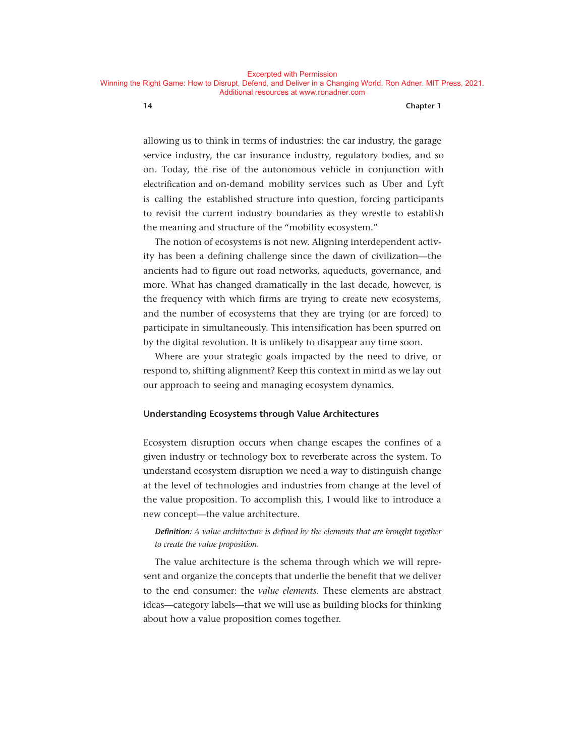allowing us to think in terms of industries: the car industry, the garage service industry, the car insurance industry, regulatory bodies, and so on. Today, the rise of the autonomous vehicle in conjunction with electrification and on-demand mobility services such as Uber and Lyft is calling the established structure into question, forcing participants to revisit the current industry boundaries as they wrestle to establish the meaning and structure of the "mobility ecosystem."

The notion of ecosystems is not new. Aligning interdependent activity has been a defining challenge since the dawn of civilization—the ancients had to figure out road networks, aqueducts, governance, and more. What has changed dramatically in the last decade, however, is the frequency with which firms are trying to create new ecosystems, and the number of ecosystems that they are trying (or are forced) to participate in simultaneously. This intensification has been spurred on by the digital revolution. It is unlikely to disappear any time soon.

Where are your strategic goals impacted by the need to drive, or respond to, shifting alignment? Keep this context in mind as we lay out our approach to seeing and managing ecosystem dynamics.

### Understanding Ecosystems through Value Architectures

Ecosystem disruption occurs when change escapes the confines of a given industry or technology box to reverberate across the system. To understand ecosystem disruption we need a way to distinguish change at the level of technologies and industries from change at the level of the value proposition. To accomplish this, I would like to introduce a new concept—the value architecture.

> ***Definition:*** *A value architecture is defined by the elements that are brought together to create the value proposition.*

The value architecture is the schema through which we will represent and organize the concepts that underlie the benefit that we deliver to the end consumer: the *value elements*. These elements are abstract ideas—category labels—that we will use as building blocks for thinking about how a value proposition comes together.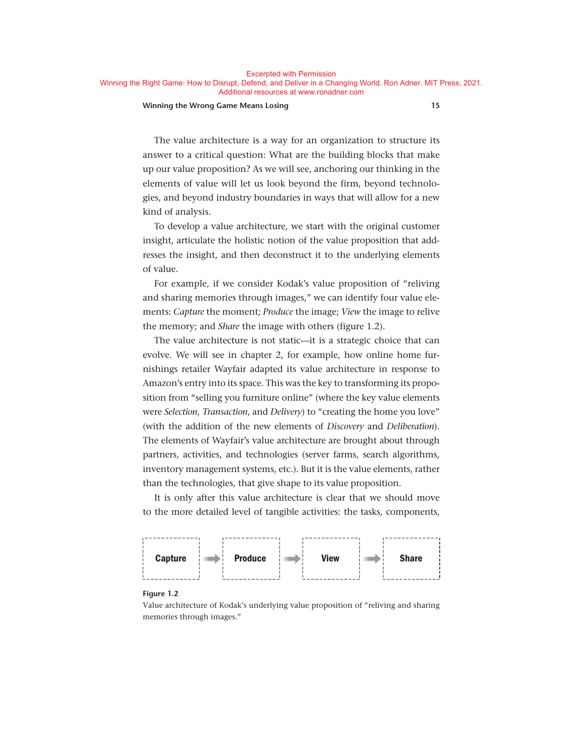The value architecture is a way for an organization to structure its answer to a critical question: What are the building blocks that make up our value proposition? As we will see, anchoring our thinking in the elements of value will let us look beyond the firm, beyond technologies, and beyond industry boundaries in ways that will allow for a new kind of analysis.

To develop a value architecture, we start with the original customer insight, articulate the holistic notion of the value proposition that addresses the insight, and then deconstruct it to the underlying elements of value.

For example, if we consider Kodak's value proposition of "reliving and sharing memories through images," we can identify four value elements: *Capture* the moment; *Produce* the image; *View* the image to relive the memory; and *Share* the image with others (figure 1.2).

The value architecture is not static—it is a strategic choice that can evolve. We will see in chapter 2, for example, how online home furnishings retailer Wayfair adapted its value architecture in response to Amazon's entry into its space. This was the key to transforming its proposition from "selling you furniture online" (where the key value elements were *Selection*, *Transaction*, and *Delivery*) to "creating the home you love" (with the addition of the new elements of *Discovery* and *Deliberation*). The elements of Wayfair's value architecture are brought about through partners, activities, and technologies (server farms, search algorithms, inventory management systems, etc.). But it is the value elements, rather than the technologies, that give shape to its value proposition.

It is only after this value architecture is clear that we should move to the more detailed level of tangible activities: the tasks, components,

**Capture** → **Produce** → **View** → **Share**

**Figure 1.2**
Value architecture of Kodak's underlying value proposition of "reliving and sharing memories through images."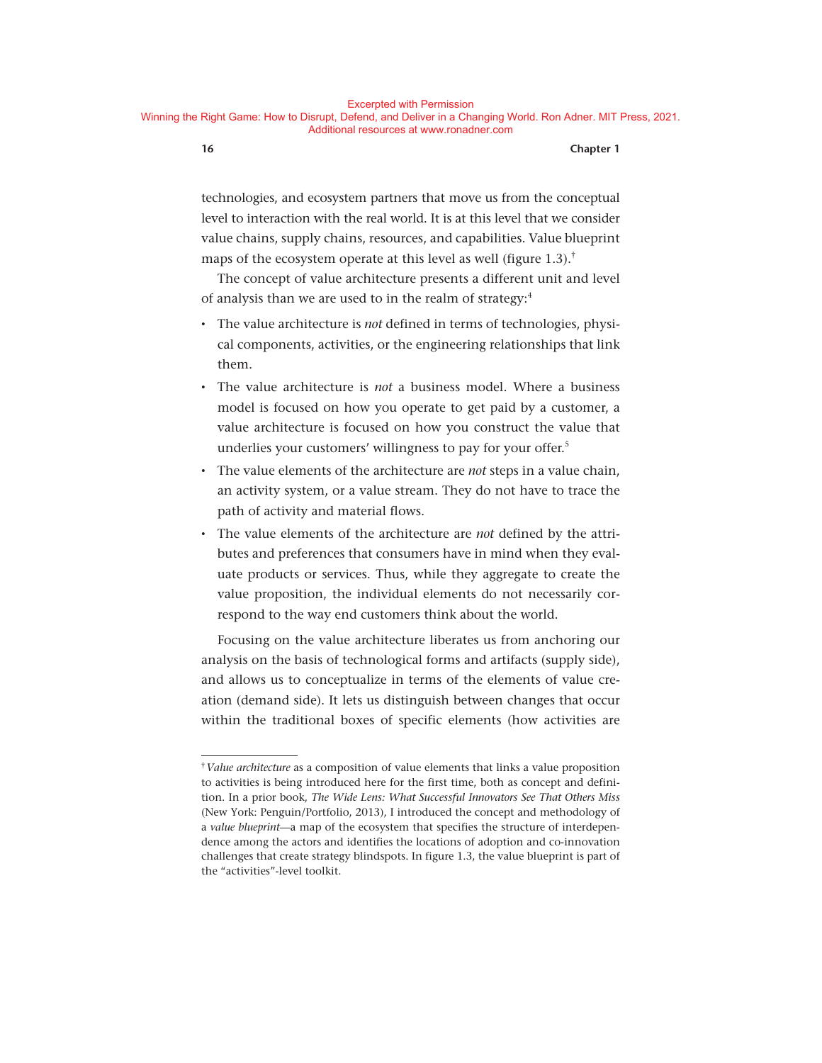technologies, and ecosystem partners that move us from the conceptual level to interaction with the real world. It is at this level that we consider value chains, supply chains, resources, and capabilities. Value blueprint maps of the ecosystem operate at this level as well (figure 1.3).[†]

The concept of value architecture presents a different unit and level of analysis than we are used to in the realm of strategy:[4]

- The value architecture is *not* defined in terms of technologies, physical components, activities, or the engineering relationships that link them.
- The value architecture is *not* a business model. Where a business model is focused on how you operate to get paid by a customer, a value architecture is focused on how you construct the value that underlies your customers' willingness to pay for your offer.[5]
- The value elements of the architecture are *not* steps in a value chain, an activity system, or a value stream. They do not have to trace the path of activity and material flows.
- The value elements of the architecture are *not* defined by the attributes and preferences that consumers have in mind when they evaluate products or services. Thus, while they aggregate to create the value proposition, the individual elements do not necessarily correspond to the way end customers think about the world.

Focusing on the value architecture liberates us from anchoring our analysis on the basis of technological forms and artifacts (supply side), and allows us to conceptualize in terms of the elements of value creation (demand side). It lets us distinguish between changes that occur within the traditional boxes of specific elements (how activities are

---

[†] *Value architecture* as a composition of value elements that links a value proposition to activities is being introduced here for the first time, both as concept and definition. In a prior book, *The Wide Lens: What Successful Innovators See That Others Miss* (New York: Penguin/Portfolio, 2013), I introduced the concept and methodology of a *value blueprint*—a map of the ecosystem that specifies the structure of interdependence among the actors and identifies the locations of adoption and co-innovation challenges that create strategy blindspots. In figure 1.3, the value blueprint is part of the "activities"-level toolkit.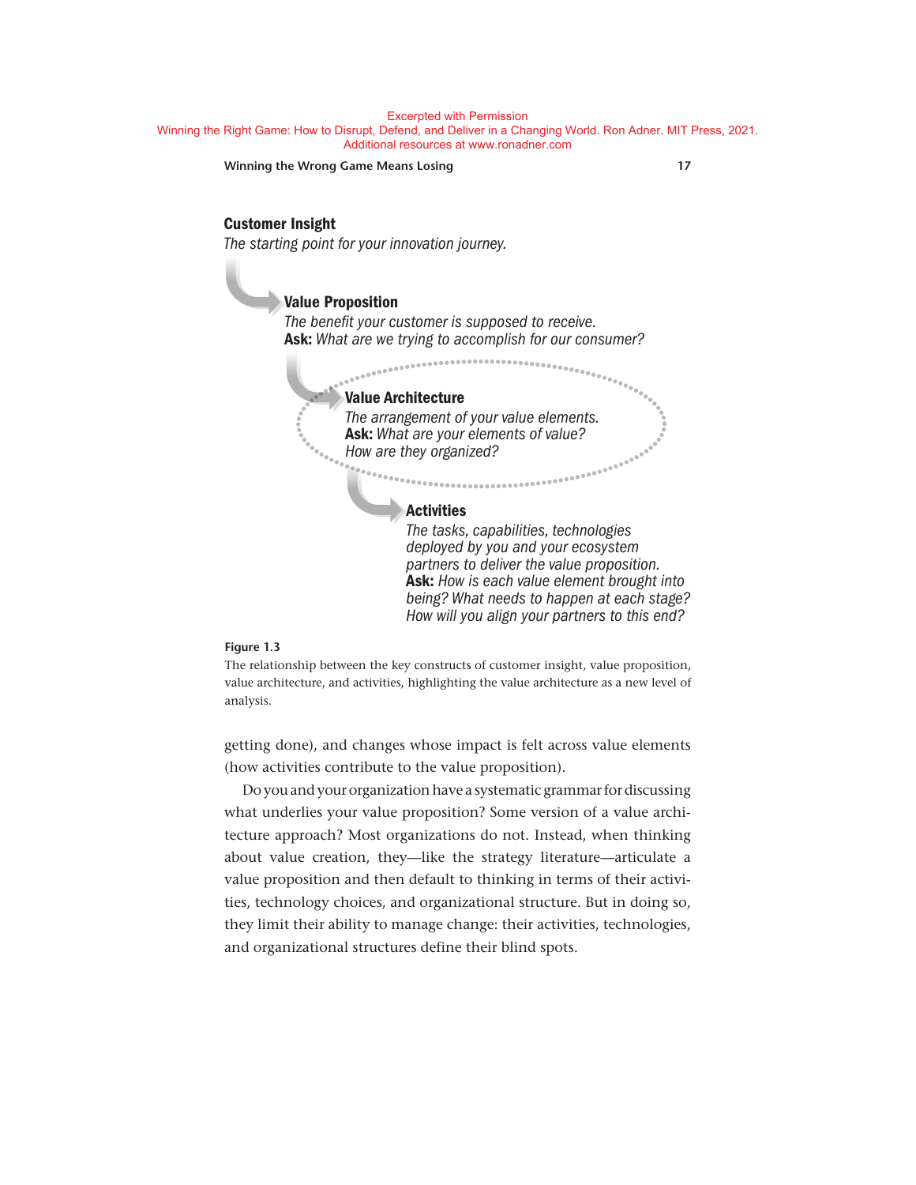**Customer Insight**
*The starting point for your innovation journey.*

**Value Proposition**
*The benefit your customer is supposed to receive.*
**Ask:** *What are we trying to accomplish for our consumer?*

**Value Architecture**
*The arrangement of your value elements.*
**Ask:** *What are your elements of value? How are they organized?*

**Activities**
*The tasks, capabilities, technologies deployed by you and your ecosystem partners to deliver the value proposition.*
**Ask:** *How is each value element brought into being? What needs to happen at each stage? How will you align your partners to this end?*

**Figure 1.3**
The relationship between the key constructs of customer insight, value proposition, value architecture, and activities, highlighting the value architecture as a new level of analysis.

getting done), and changes whose impact is felt across value elements (how activities contribute to the value proposition).

Do you and your organization have a systematic grammar for discussing what underlies your value proposition? Some version of a value architecture approach? Most organizations do not. Instead, when thinking about value creation, they—like the strategy literature—articulate a value proposition and then default to thinking in terms of their activities, technology choices, and organizational structure. But in doing so, they limit their ability to manage change: their activities, technologies, and organizational structures define their blind spots.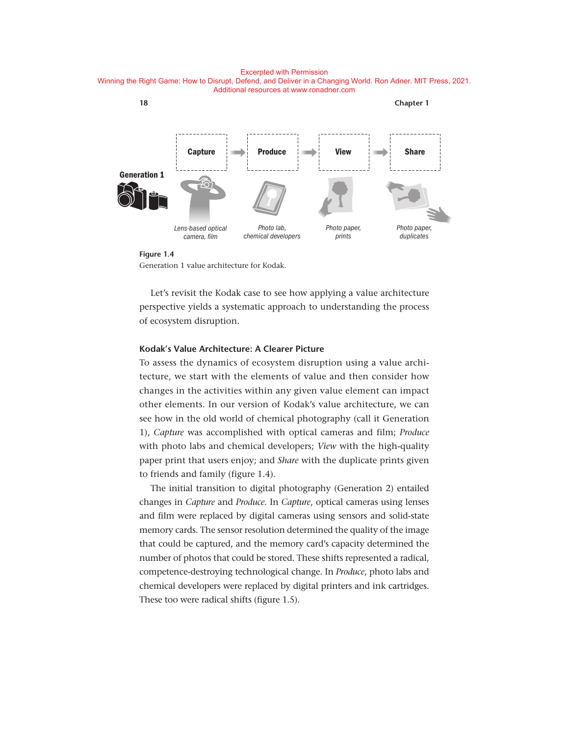**Figure 1.4**
Generation 1 value architecture for Kodak.

Let's revisit the Kodak case to see how applying a value architecture perspective yields a systematic approach to understanding the process of ecosystem disruption.

### Kodak's Value Architecture: A Clearer Picture

To assess the dynamics of ecosystem disruption using a value architecture, we start with the elements of value and then consider how changes in the activities within any given value element can impact other elements. In our version of Kodak's value architecture, we can see how in the old world of chemical photography (call it Generation 1), *Capture* was accomplished with optical cameras and film; *Produce* with photo labs and chemical developers; *View* with the high-quality paper print that users enjoy; and *Share* with the duplicate prints given to friends and family (figure 1.4).

The initial transition to digital photography (Generation 2) entailed changes in *Capture* and *Produce*. In *Capture*, optical cameras using lenses and film were replaced by digital cameras using sensors and solid-state memory cards. The sensor resolution determined the quality of the image that could be captured, and the memory card's capacity determined the number of photos that could be stored. These shifts represented a radical, competence-destroying technological change. In *Produce*, photo labs and chemical developers were replaced by digital printers and ink cartridges. These too were radical shifts (figure 1.5).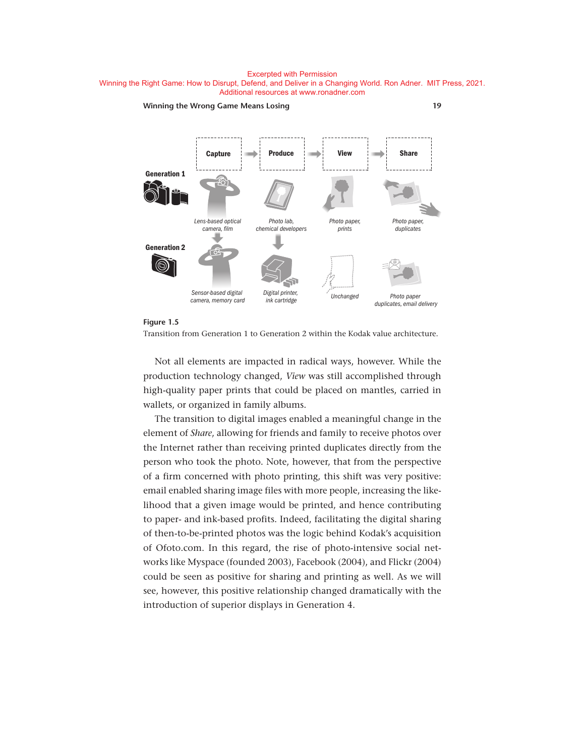Excerpted with Permission
Winning the Right Game: How to Disrupt, Defend, and Deliver in a Changing World. Ron Adner. MIT Press, 2021.
Additional resources at www.ronadner.com

| | Capture | Produce | View | Share |
|---|---|---|---|---|
| Generation 1 | Lens-based optical camera, film | Photo lab, chemical developers | Photo paper, prints | Photo paper, duplicates |
| Generation 2 | Sensor-based digital camera, memory card | Digital printer, ink cartridge | Unchanged | Photo paper duplicates, email delivery |

**Figure 1.5**
Transition from Generation 1 to Generation 2 within the Kodak value architecture.

Not all elements are impacted in radical ways, however. While the production technology changed, *View* was still accomplished through high-quality paper prints that could be placed on mantles, carried in wallets, or organized in family albums.

The transition to digital images enabled a meaningful change in the element of *Share*, allowing for friends and family to receive photos over the Internet rather than receiving printed duplicates directly from the person who took the photo. Note, however, that from the perspective of a firm concerned with photo printing, this shift was very positive: email enabled sharing image files with more people, increasing the likelihood that a given image would be printed, and hence contributing to paper- and ink-based profits. Indeed, facilitating the digital sharing of then-to-be-printed photos was the logic behind Kodak's acquisition of Ofoto.com. In this regard, the rise of photo-intensive social networks like Myspace (founded 2003), Facebook (2004), and Flickr (2004) could be seen as positive for sharing and printing as well. As we will see, however, this positive relationship changed dramatically with the introduction of superior displays in Generation 4.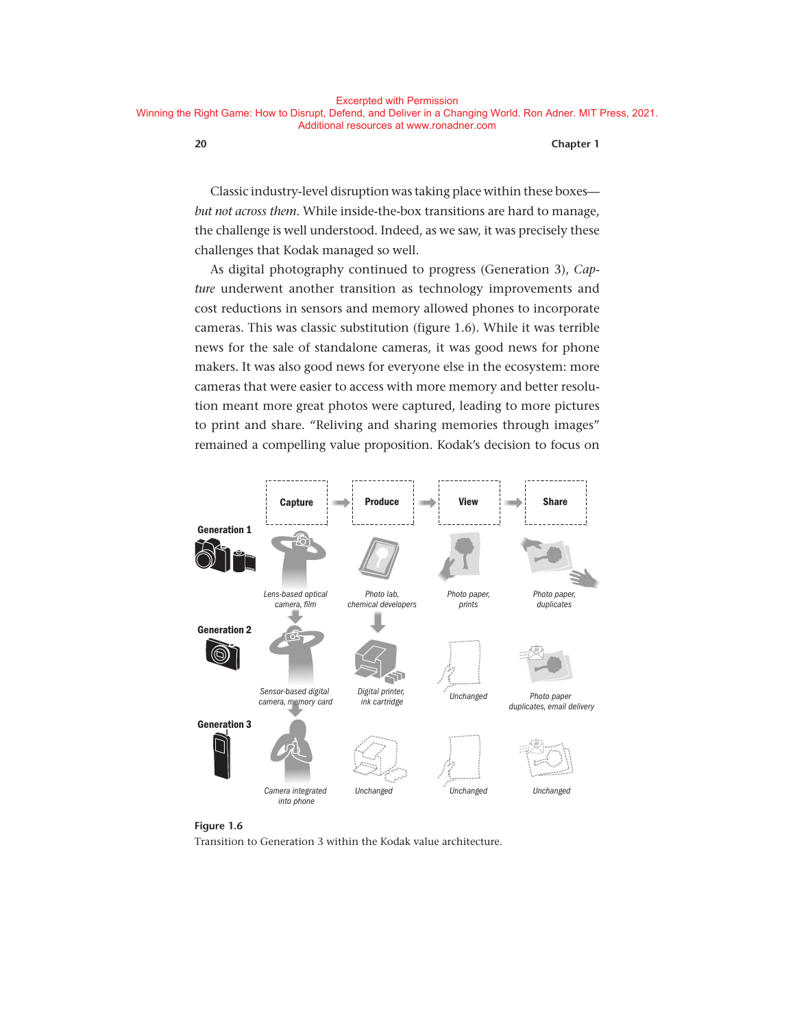Classic industry-level disruption was taking place within these boxes—*but not across them*. While inside-the-box transitions are hard to manage, the challenge is well understood. Indeed, as we saw, it was precisely these challenges that Kodak managed so well.

As digital photography continued to progress (Generation 3), *Capture* underwent another transition as technology improvements and cost reductions in sensors and memory allowed phones to incorporate cameras. This was classic substitution (figure 1.6). While it was terrible news for the sale of standalone cameras, it was good news for phone makers. It was also good news for everyone else in the ecosystem: more cameras that were easier to access with more memory and better resolution meant more great photos were captured, leading to more pictures to print and share. "Reliving and sharing memories through images" remained a compelling value proposition. Kodak's decision to focus on

| | Capture | Produce | View | Share |
|---|---|---|---|---|
| Generation 1 | Lens-based optical camera, film | Photo lab, chemical developers | Photo paper, prints | Photo paper, duplicates |
| Generation 2 | Sensor-based digital camera, memory card | Digital printer, ink cartridge | Unchanged | Photo paper duplicates, email delivery |
| Generation 3 | Camera integrated into phone | Unchanged | Unchanged | Unchanged |

**Figure 1.6**
Transition to Generation 3 within the Kodak value architecture.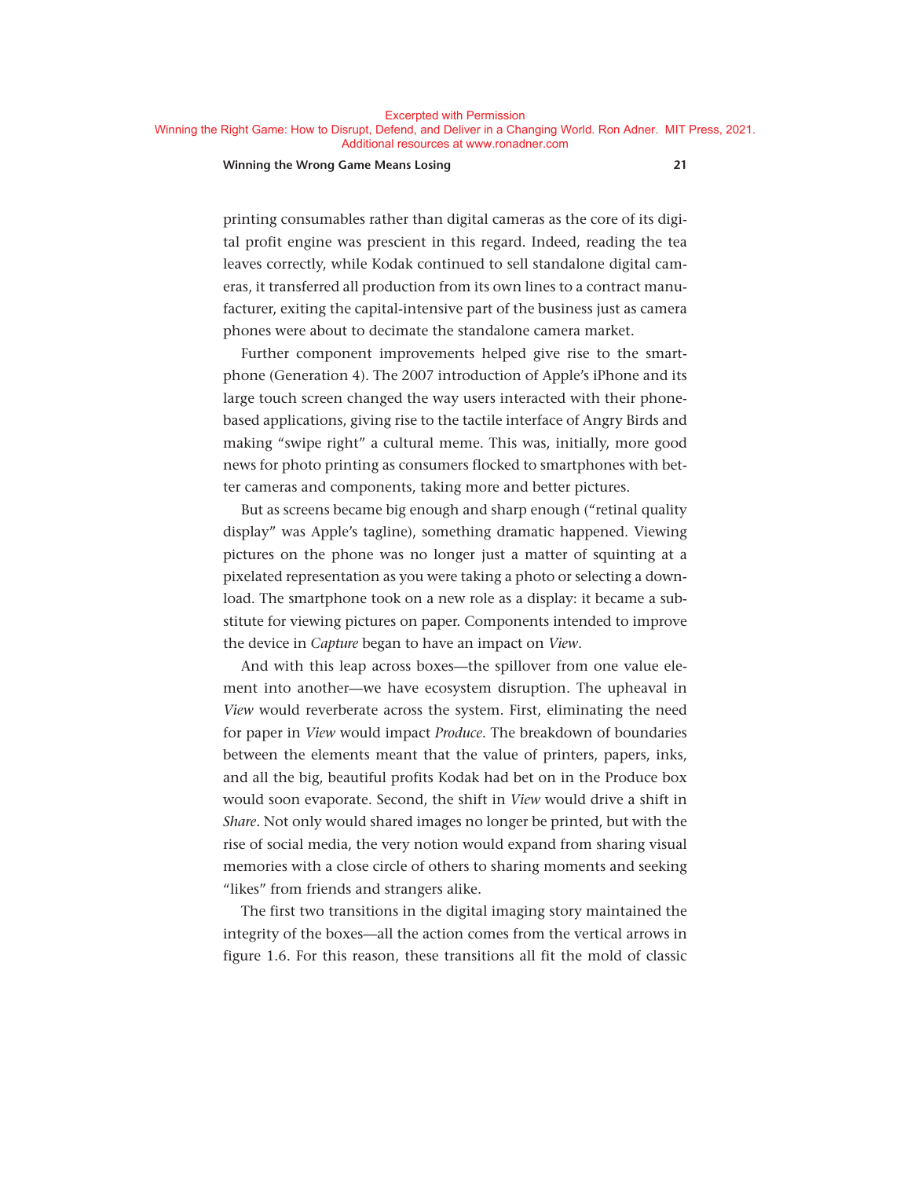printing consumables rather than digital cameras as the core of its digital profit engine was prescient in this regard. Indeed, reading the tea leaves correctly, while Kodak continued to sell standalone digital cameras, it transferred all production from its own lines to a contract manufacturer, exiting the capital-intensive part of the business just as camera phones were about to decimate the standalone camera market.

Further component improvements helped give rise to the smartphone (Generation 4). The 2007 introduction of Apple's iPhone and its large touch screen changed the way users interacted with their phone-based applications, giving rise to the tactile interface of Angry Birds and making "swipe right" a cultural meme. This was, initially, more good news for photo printing as consumers flocked to smartphones with better cameras and components, taking more and better pictures.

But as screens became big enough and sharp enough ("retinal quality display" was Apple's tagline), something dramatic happened. Viewing pictures on the phone was no longer just a matter of squinting at a pixelated representation as you were taking a photo or selecting a download. The smartphone took on a new role as a display: it became a substitute for viewing pictures on paper. Components intended to improve the device in *Capture* began to have an impact on *View*.

And with this leap across boxes—the spillover from one value element into another—we have ecosystem disruption. The upheaval in *View* would reverberate across the system. First, eliminating the need for paper in *View* would impact *Produce*. The breakdown of boundaries between the elements meant that the value of printers, papers, inks, and all the big, beautiful profits Kodak had bet on in the Produce box would soon evaporate. Second, the shift in *View* would drive a shift in *Share*. Not only would shared images no longer be printed, but with the rise of social media, the very notion would expand from sharing visual memories with a close circle of others to sharing moments and seeking "likes" from friends and strangers alike.

The first two transitions in the digital imaging story maintained the integrity of the boxes—all the action comes from the vertical arrows in figure 1.6. For this reason, these transitions all fit the mold of classic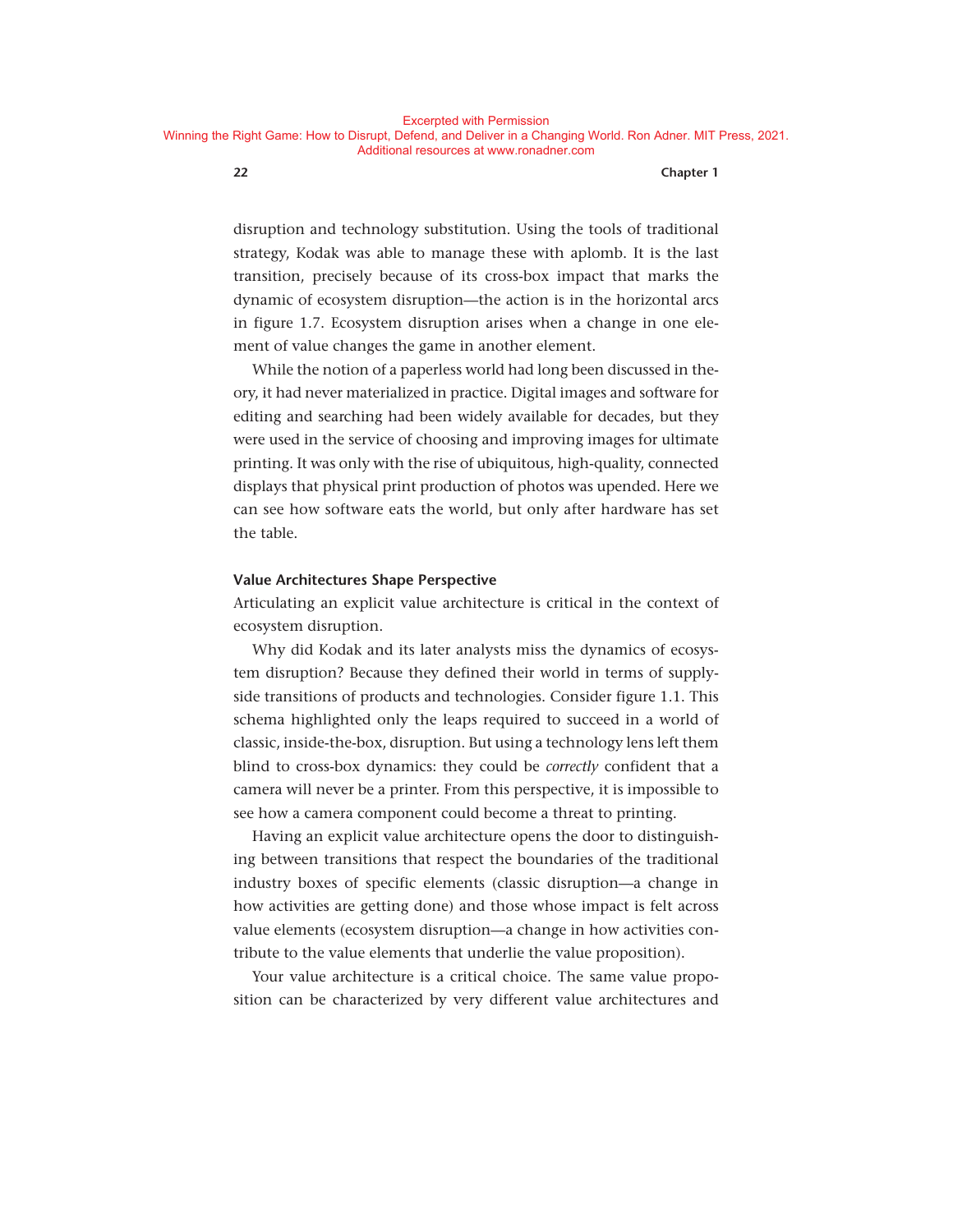disruption and technology substitution. Using the tools of traditional strategy, Kodak was able to manage these with aplomb. It is the last transition, precisely because of its cross-box impact that marks the dynamic of ecosystem disruption—the action is in the horizontal arcs in figure 1.7. Ecosystem disruption arises when a change in one element of value changes the game in another element.

While the notion of a paperless world had long been discussed in theory, it had never materialized in practice. Digital images and software for editing and searching had been widely available for decades, but they were used in the service of choosing and improving images for ultimate printing. It was only with the rise of ubiquitous, high-quality, connected displays that physical print production of photos was upended. Here we can see how software eats the world, but only after hardware has set the table.

### Value Architectures Shape Perspective

Articulating an explicit value architecture is critical in the context of ecosystem disruption.

Why did Kodak and its later analysts miss the dynamics of ecosystem disruption? Because they defined their world in terms of supply-side transitions of products and technologies. Consider figure 1.1. This schema highlighted only the leaps required to succeed in a world of classic, inside-the-box, disruption. But using a technology lens left them blind to cross-box dynamics: they could be *correctly* confident that a camera will never be a printer. From this perspective, it is impossible to see how a camera component could become a threat to printing.

Having an explicit value architecture opens the door to distinguishing between transitions that respect the boundaries of the traditional industry boxes of specific elements (classic disruption—a change in how activities are getting done) and those whose impact is felt across value elements (ecosystem disruption—a change in how activities contribute to the value elements that underlie the value proposition).

Your value architecture is a critical choice. The same value proposition can be characterized by very different value architectures and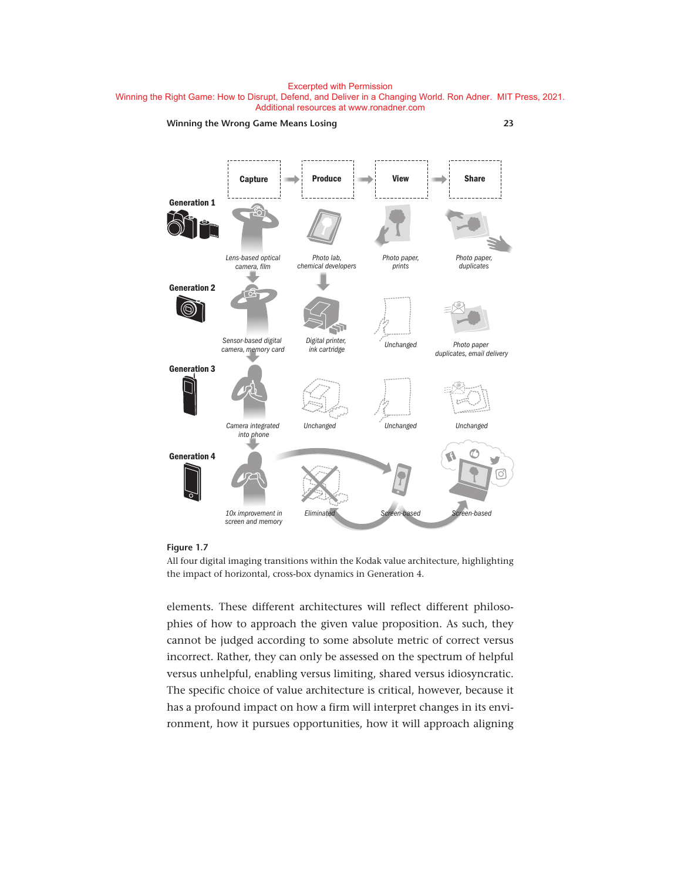| | Capture | Produce | View | Share |
|---|---|---|---|---|
| **Generation 1** | Lens-based optical camera, film | Photo lab, chemical developers | Photo paper, prints | Photo paper, duplicates |
| **Generation 2** | Sensor-based digital camera, memory card | Digital printer, ink cartridge | Unchanged | Photo paper duplicates, email delivery |
| **Generation 3** | Camera integrated into phone | Unchanged | Unchanged | Unchanged |
| **Generation 4** | 10x improvement in screen and memory | Eliminated | Screen-based | Screen-based |

**Figure 1.7**

All four digital imaging transitions within the Kodak value architecture, highlighting the impact of horizontal, cross-box dynamics in Generation 4.

elements. These different architectures will reflect different philosophies of how to approach the given value proposition. As such, they cannot be judged according to some absolute metric of correct versus incorrect. Rather, they can only be assessed on the spectrum of helpful versus unhelpful, enabling versus limiting, shared versus idiosyncratic. The specific choice of value architecture is critical, however, because it has a profound impact on how a firm will interpret changes in its environment, how it pursues opportunities, how it will approach aligning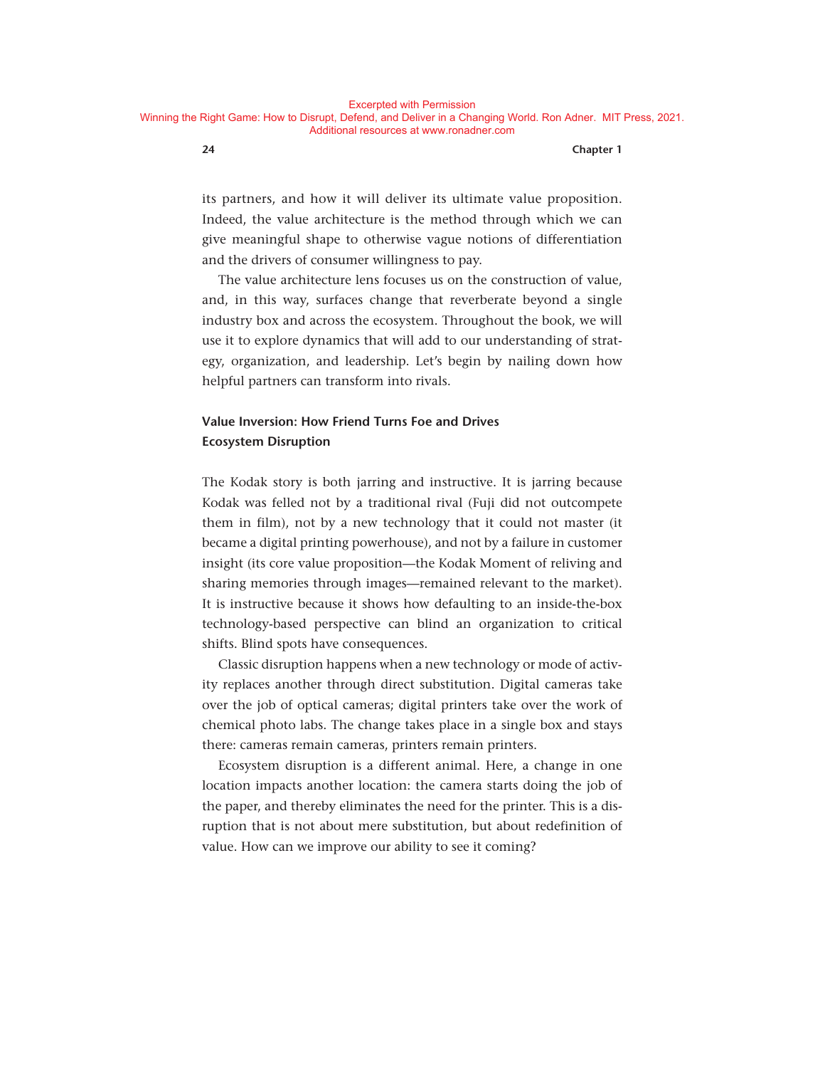its partners, and how it will deliver its ultimate value proposition. Indeed, the value architecture is the method through which we can give meaningful shape to otherwise vague notions of differentiation and the drivers of consumer willingness to pay.

The value architecture lens focuses us on the construction of value, and, in this way, surfaces change that reverberate beyond a single industry box and across the ecosystem. Throughout the book, we will use it to explore dynamics that will add to our understanding of strategy, organization, and leadership. Let's begin by nailing down how helpful partners can transform into rivals.

### Value Inversion: How Friend Turns Foe and Drives Ecosystem Disruption

The Kodak story is both jarring and instructive. It is jarring because Kodak was felled not by a traditional rival (Fuji did not outcompete them in film), not by a new technology that it could not master (it became a digital printing powerhouse), and not by a failure in customer insight (its core value proposition—the Kodak Moment of reliving and sharing memories through images—remained relevant to the market). It is instructive because it shows how defaulting to an inside-the-box technology-based perspective can blind an organization to critical shifts. Blind spots have consequences.

Classic disruption happens when a new technology or mode of activity replaces another through direct substitution. Digital cameras take over the job of optical cameras; digital printers take over the work of chemical photo labs. The change takes place in a single box and stays there: cameras remain cameras, printers remain printers.

Ecosystem disruption is a different animal. Here, a change in one location impacts another location: the camera starts doing the job of the paper, and thereby eliminates the need for the printer. This is a disruption that is not about mere substitution, but about redefinition of value. How can we improve our ability to see it coming?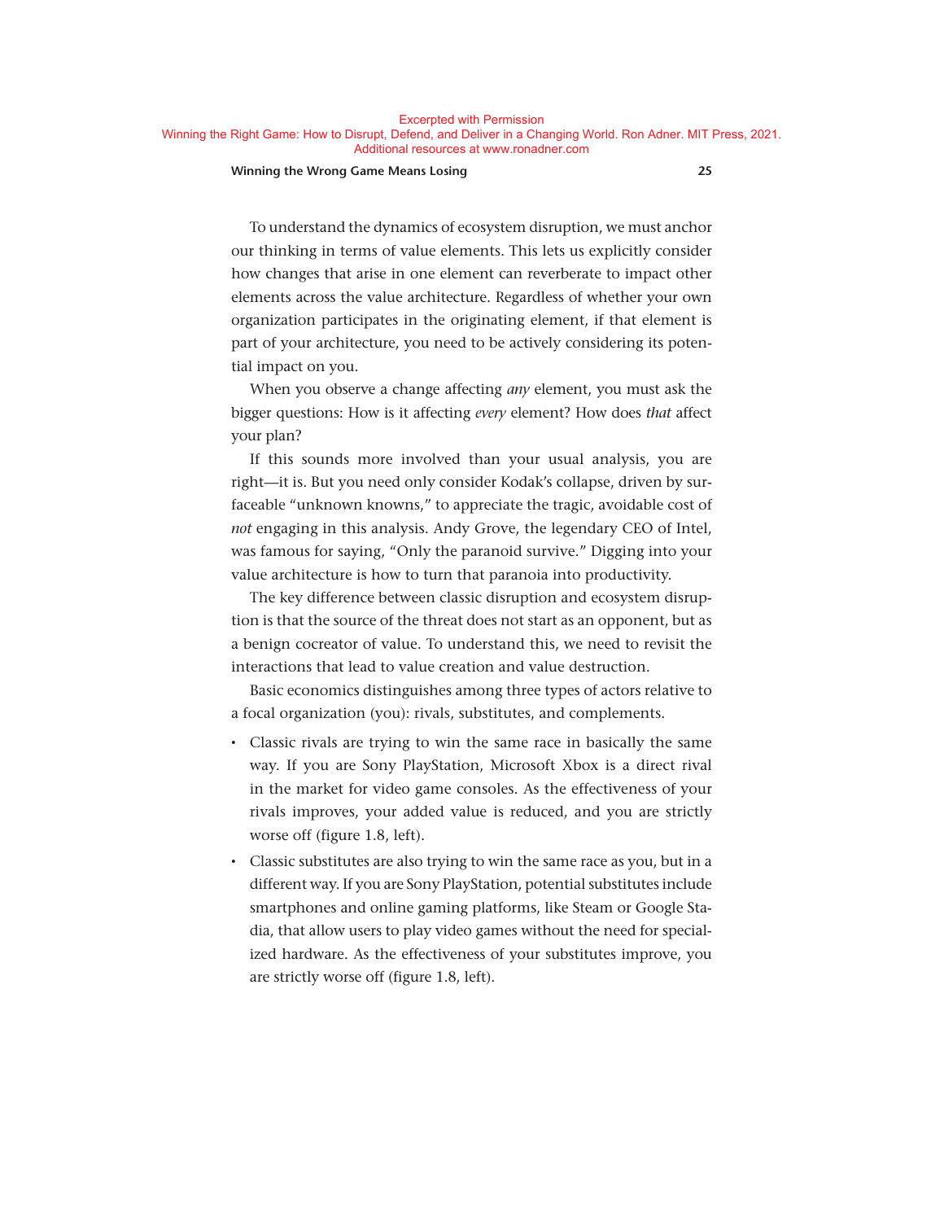To understand the dynamics of ecosystem disruption, we must anchor our thinking in terms of value elements. This lets us explicitly consider how changes that arise in one element can reverberate to impact other elements across the value architecture. Regardless of whether your own organization participates in the originating element, if that element is part of your architecture, you need to be actively considering its potential impact on you.

When you observe a change affecting *any* element, you must ask the bigger questions: How is it affecting *every* element? How does *that* affect your plan?

If this sounds more involved than your usual analysis, you are right—it is. But you need only consider Kodak's collapse, driven by surfaceable "unknown knowns," to appreciate the tragic, avoidable cost of *not* engaging in this analysis. Andy Grove, the legendary CEO of Intel, was famous for saying, "Only the paranoid survive." Digging into your value architecture is how to turn that paranoia into productivity.

The key difference between classic disruption and ecosystem disruption is that the source of the threat does not start as an opponent, but as a benign cocreator of value. To understand this, we need to revisit the interactions that lead to value creation and value destruction.

Basic economics distinguishes among three types of actors relative to a focal organization (you): rivals, substitutes, and complements.

- Classic rivals are trying to win the same race in basically the same way. If you are Sony PlayStation, Microsoft Xbox is a direct rival in the market for video game consoles. As the effectiveness of your rivals improves, your added value is reduced, and you are strictly worse off (figure 1.8, left).
- Classic substitutes are also trying to win the same race as you, but in a different way. If you are Sony PlayStation, potential substitutes include smartphones and online gaming platforms, like Steam or Google Stadia, that allow users to play video games without the need for specialized hardware. As the effectiveness of your substitutes improve, you are strictly worse off (figure 1.8, left).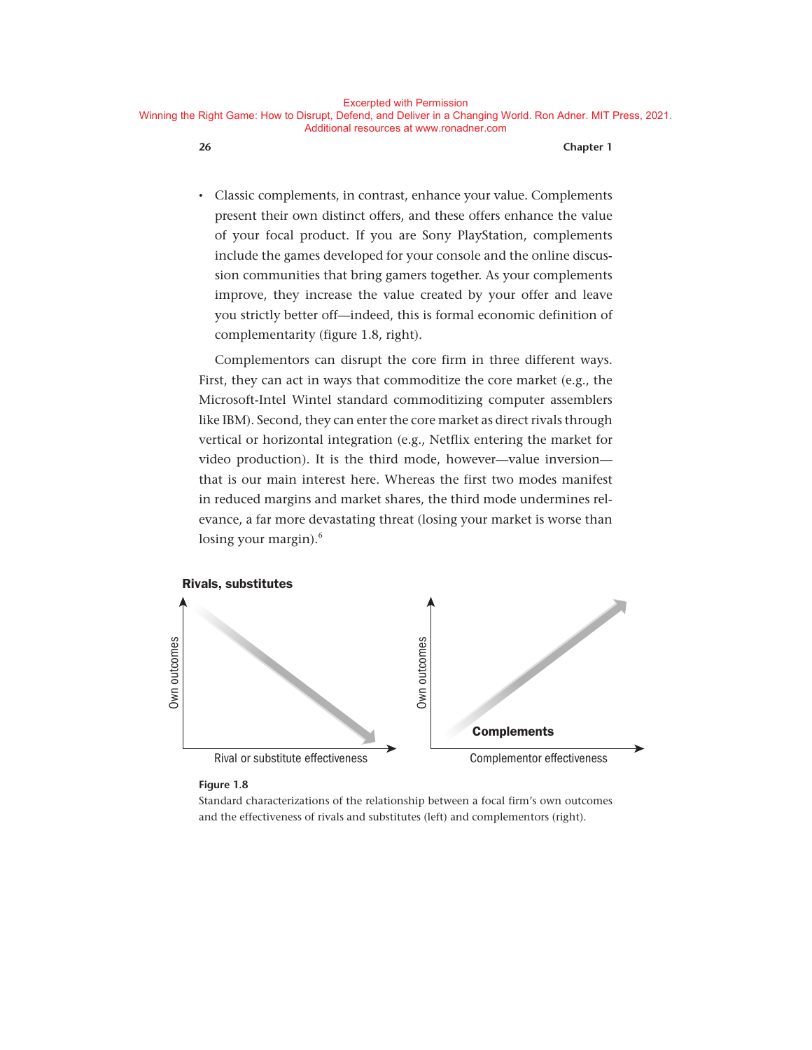- Classic complements, in contrast, enhance your value. Complements present their own distinct offers, and these offers enhance the value of your focal product. If you are Sony PlayStation, complements include the games developed for your console and the online discussion communities that bring gamers together. As your complements improve, they increase the value created by your offer and leave you strictly better off—indeed, this is formal economic definition of complementarity (figure 1.8, right).

Complementors can disrupt the core firm in three different ways. First, they can act in ways that commoditize the core market (e.g., the Microsoft-Intel Wintel standard commoditizing computer assemblers like IBM). Second, they can enter the core market as direct rivals through vertical or horizontal integration (e.g., Netflix entering the market for video production). It is the third mode, however—value inversion—that is our main interest here. Whereas the first two modes manifest in reduced margins and market shares, the third mode undermines relevance, a far more devastating threat (losing your market is worse than losing your margin).[6]

**Figure 1.8**

Standard characterizations of the relationship between a focal firm's own outcomes and the effectiveness of rivals and substitutes (left) and complementors (right).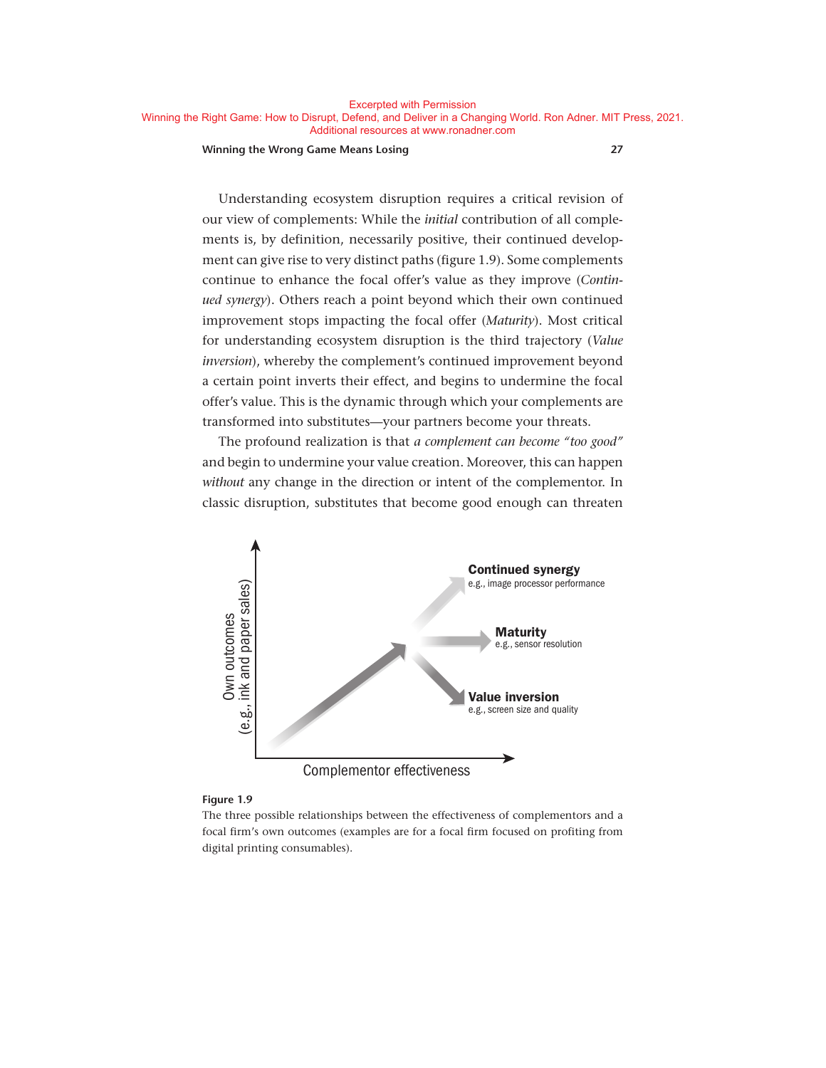Understanding ecosystem disruption requires a critical revision of our view of complements: While the *initial* contribution of all complements is, by definition, necessarily positive, their continued development can give rise to very distinct paths (figure 1.9). Some complements continue to enhance the focal offer's value as they improve (*Continued synergy*). Others reach a point beyond which their own continued improvement stops impacting the focal offer (*Maturity*). Most critical for understanding ecosystem disruption is the third trajectory (*Value inversion*), whereby the complement's continued improvement beyond a certain point inverts their effect, and begins to undermine the focal offer's value. This is the dynamic through which your complements are transformed into substitutes—your partners become your threats.

The profound realization is that *a complement can become "too good"* and begin to undermine your value creation. Moreover, this can happen *without* any change in the direction or intent of the complementor. In classic disruption, substitutes that become good enough can threaten

**Continued synergy**
e.g., image processor performance

**Maturity**
e.g., sensor resolution

**Value inversion**
e.g., screen size and quality

Own outcomes (e.g., ink and paper sales)

Complementor effectiveness

**Figure 1.9**
The three possible relationships between the effectiveness of complementors and a focal firm's own outcomes (examples are for a focal firm focused on profiting from digital printing consumables).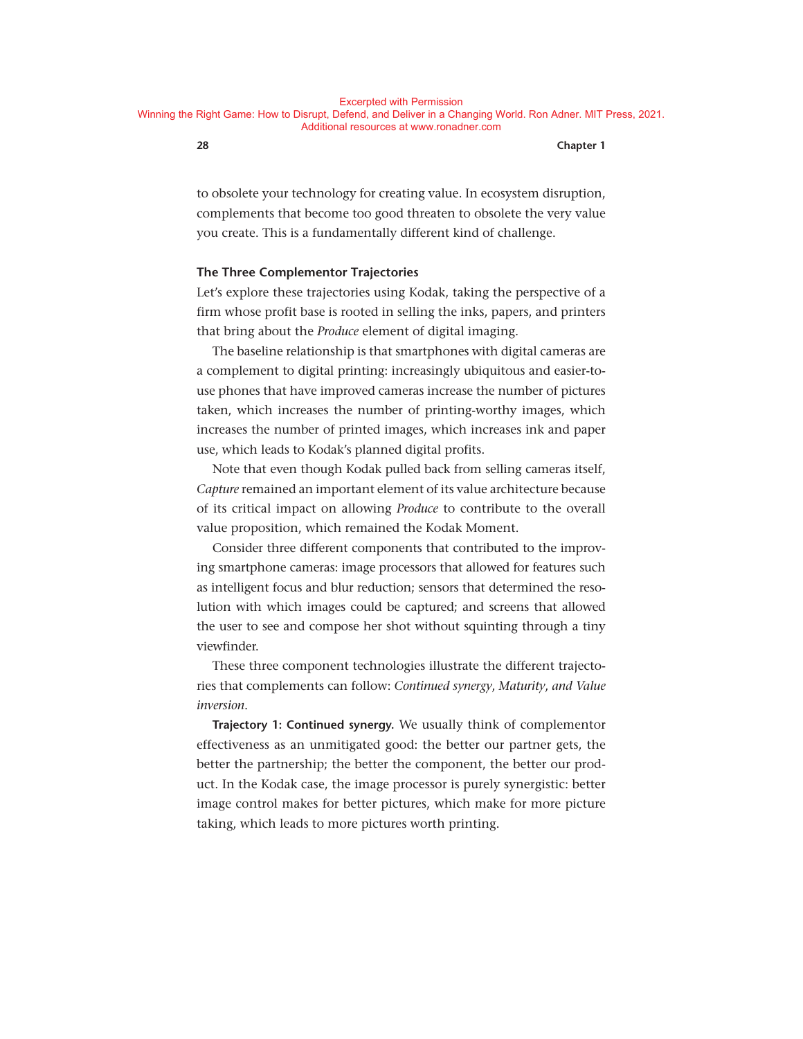to obsolete your technology for creating value. In ecosystem disruption, complements that become too good threaten to obsolete the very value you create. This is a fundamentally different kind of challenge.

### The Three Complementor Trajectories

Let's explore these trajectories using Kodak, taking the perspective of a firm whose profit base is rooted in selling the inks, papers, and printers that bring about the *Produce* element of digital imaging.

The baseline relationship is that smartphones with digital cameras are a complement to digital printing: increasingly ubiquitous and easier-to-use phones that have improved cameras increase the number of pictures taken, which increases the number of printing-worthy images, which increases the number of printed images, which increases ink and paper use, which leads to Kodak's planned digital profits.

Note that even though Kodak pulled back from selling cameras itself, *Capture* remained an important element of its value architecture because of its critical impact on allowing *Produce* to contribute to the overall value proposition, which remained the Kodak Moment.

Consider three different components that contributed to the improving smartphone cameras: image processors that allowed for features such as intelligent focus and blur reduction; sensors that determined the resolution with which images could be captured; and screens that allowed the user to see and compose her shot without squinting through a tiny viewfinder.

These three component technologies illustrate the different trajectories that complements can follow: *Continued synergy*, *Maturity*, *and Value inversion*.

**Trajectory 1: Continued synergy.** We usually think of complementor effectiveness as an unmitigated good: the better our partner gets, the better the partnership; the better the component, the better our product. In the Kodak case, the image processor is purely synergistic: better image control makes for better pictures, which make for more picture taking, which leads to more pictures worth printing.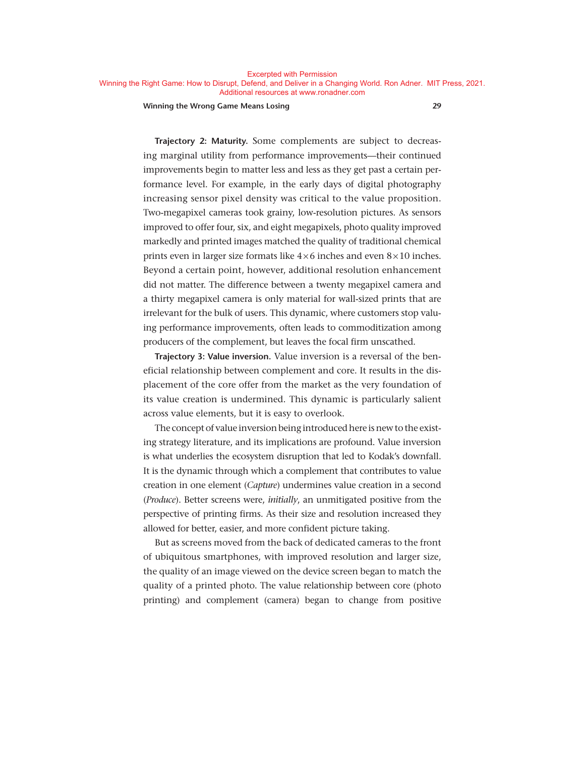**Trajectory 2: Maturity.** Some complements are subject to decreasing marginal utility from performance improvements—their continued improvements begin to matter less and less as they get past a certain performance level. For example, in the early days of digital photography increasing sensor pixel density was critical to the value proposition. Two-megapixel cameras took grainy, low-resolution pictures. As sensors improved to offer four, six, and eight megapixels, photo quality improved markedly and printed images matched the quality of traditional chemical prints even in larger size formats like 4×6 inches and even 8×10 inches. Beyond a certain point, however, additional resolution enhancement did not matter. The difference between a twenty megapixel camera and a thirty megapixel camera is only material for wall-sized prints that are irrelevant for the bulk of users. This dynamic, where customers stop valuing performance improvements, often leads to commoditization among producers of the complement, but leaves the focal firm unscathed.

**Trajectory 3: Value inversion.** Value inversion is a reversal of the beneficial relationship between complement and core. It results in the displacement of the core offer from the market as the very foundation of its value creation is undermined. This dynamic is particularly salient across value elements, but it is easy to overlook.

The concept of value inversion being introduced here is new to the existing strategy literature, and its implications are profound. Value inversion is what underlies the ecosystem disruption that led to Kodak's downfall. It is the dynamic through which a complement that contributes to value creation in one element (*Capture*) undermines value creation in a second (*Produce*). Better screens were, *initially*, an unmitigated positive from the perspective of printing firms. As their size and resolution increased they allowed for better, easier, and more confident picture taking.

But as screens moved from the back of dedicated cameras to the front of ubiquitous smartphones, with improved resolution and larger size, the quality of an image viewed on the device screen began to match the quality of a printed photo. The value relationship between core (photo printing) and complement (camera) began to change from positive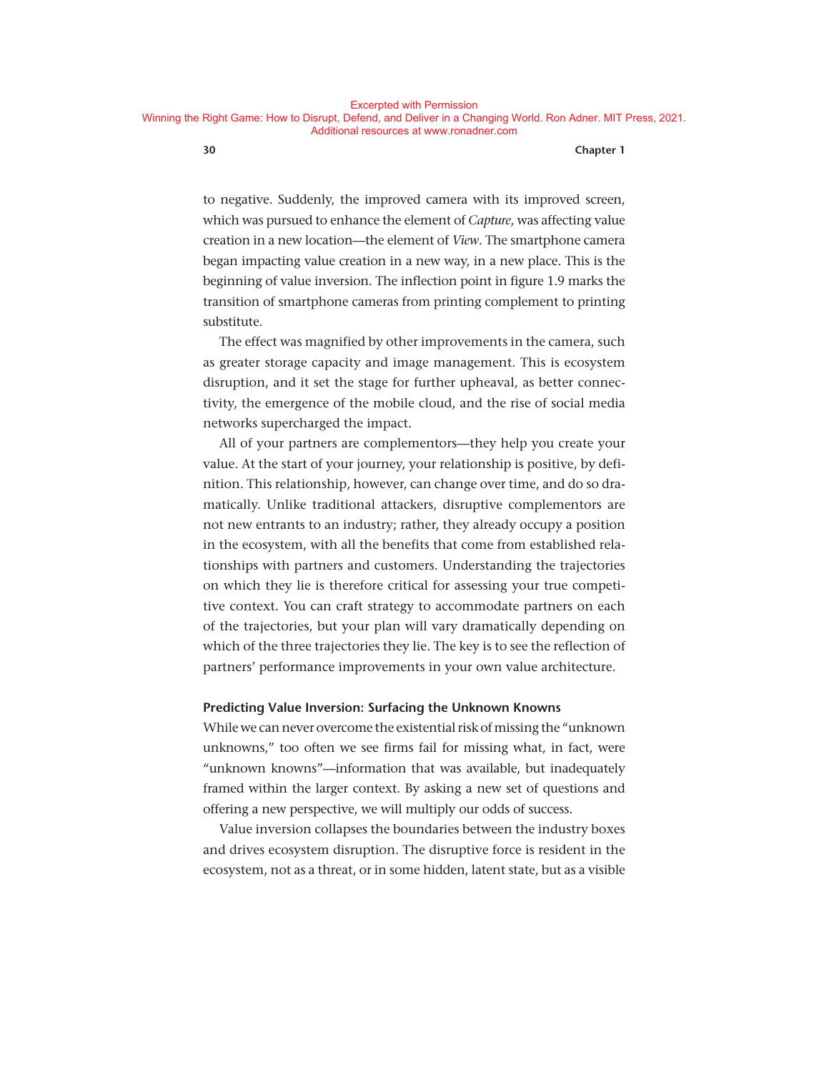to negative. Suddenly, the improved camera with its improved screen, which was pursued to enhance the element of *Capture*, was affecting value creation in a new location—the element of *View*. The smartphone camera began impacting value creation in a new way, in a new place. This is the beginning of value inversion. The inflection point in figure 1.9 marks the transition of smartphone cameras from printing complement to printing substitute.

The effect was magnified by other improvements in the camera, such as greater storage capacity and image management. This is ecosystem disruption, and it set the stage for further upheaval, as better connectivity, the emergence of the mobile cloud, and the rise of social media networks supercharged the impact.

All of your partners are complementors—they help you create your value. At the start of your journey, your relationship is positive, by definition. This relationship, however, can change over time, and do so dramatically. Unlike traditional attackers, disruptive complementors are not new entrants to an industry; rather, they already occupy a position in the ecosystem, with all the benefits that come from established relationships with partners and customers. Understanding the trajectories on which they lie is therefore critical for assessing your true competitive context. You can craft strategy to accommodate partners on each of the trajectories, but your plan will vary dramatically depending on which of the three trajectories they lie. The key is to see the reflection of partners' performance improvements in your own value architecture.

### Predicting Value Inversion: Surfacing the Unknown Knowns

While we can never overcome the existential risk of missing the "unknown unknowns," too often we see firms fail for missing what, in fact, were "unknown knowns"—information that was available, but inadequately framed within the larger context. By asking a new set of questions and offering a new perspective, we will multiply our odds of success.

Value inversion collapses the boundaries between the industry boxes and drives ecosystem disruption. The disruptive force is resident in the ecosystem, not as a threat, or in some hidden, latent state, but as a visible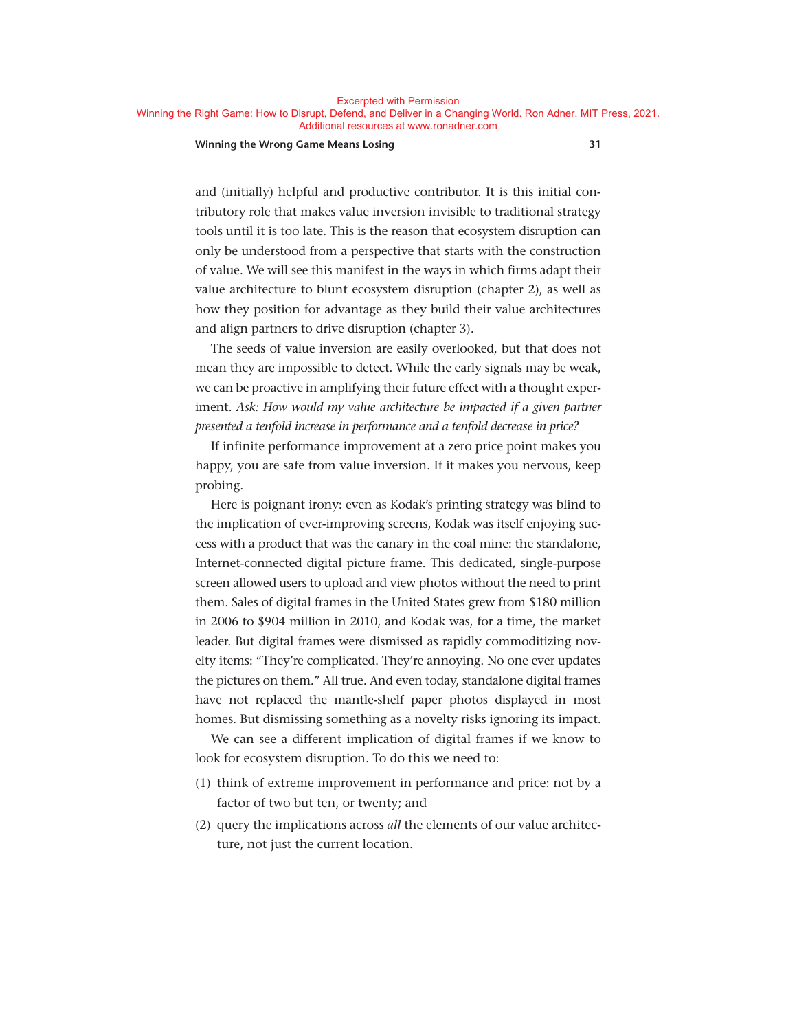and (initially) helpful and productive contributor. It is this initial contributory role that makes value inversion invisible to traditional strategy tools until it is too late. This is the reason that ecosystem disruption can only be understood from a perspective that starts with the construction of value. We will see this manifest in the ways in which firms adapt their value architecture to blunt ecosystem disruption (chapter 2), as well as how they position for advantage as they build their value architectures and align partners to drive disruption (chapter 3).

The seeds of value inversion are easily overlooked, but that does not mean they are impossible to detect. While the early signals may be weak, we can be proactive in amplifying their future effect with a thought experiment. *Ask: How would my value architecture be impacted if a given partner presented a tenfold increase in performance and a tenfold decrease in price?*

If infinite performance improvement at a zero price point makes you happy, you are safe from value inversion. If it makes you nervous, keep probing.

Here is poignant irony: even as Kodak's printing strategy was blind to the implication of ever-improving screens, Kodak was itself enjoying success with a product that was the canary in the coal mine: the standalone, Internet-connected digital picture frame. This dedicated, single-purpose screen allowed users to upload and view photos without the need to print them. Sales of digital frames in the United States grew from $180 million in 2006 to $904 million in 2010, and Kodak was, for a time, the market leader. But digital frames were dismissed as rapidly commoditizing novelty items: "They're complicated. They're annoying. No one ever updates the pictures on them." All true. And even today, standalone digital frames have not replaced the mantle-shelf paper photos displayed in most homes. But dismissing something as a novelty risks ignoring its impact.

We can see a different implication of digital frames if we know to look for ecosystem disruption. To do this we need to:

(1) think of extreme improvement in performance and price: not by a factor of two but ten, or twenty; and

(2) query the implications across *all* the elements of our value architecture, not just the current location.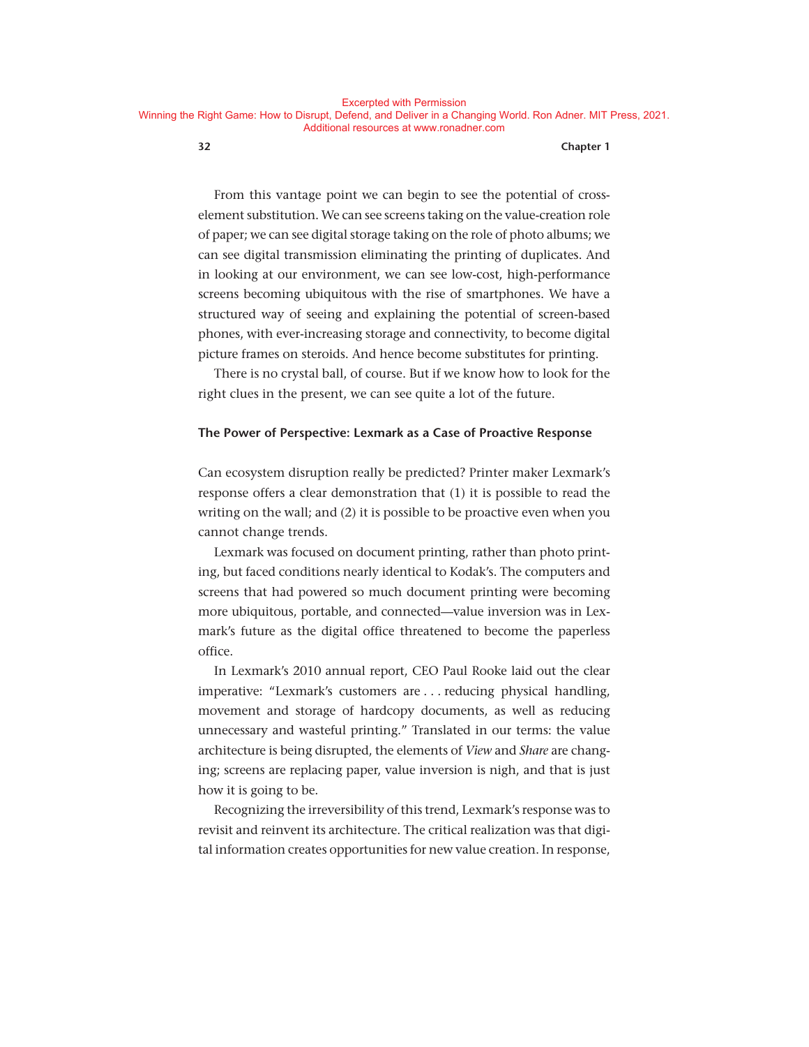From this vantage point we can begin to see the potential of cross-element substitution. We can see screens taking on the value-creation role of paper; we can see digital storage taking on the role of photo albums; we can see digital transmission eliminating the printing of duplicates. And in looking at our environment, we can see low-cost, high-performance screens becoming ubiquitous with the rise of smartphones. We have a structured way of seeing and explaining the potential of screen-based phones, with ever-increasing storage and connectivity, to become digital picture frames on steroids. And hence become substitutes for printing.

There is no crystal ball, of course. But if we know how to look for the right clues in the present, we can see quite a lot of the future.

### The Power of Perspective: Lexmark as a Case of Proactive Response

Can ecosystem disruption really be predicted? Printer maker Lexmark's response offers a clear demonstration that (1) it is possible to read the writing on the wall; and (2) it is possible to be proactive even when you cannot change trends.

Lexmark was focused on document printing, rather than photo printing, but faced conditions nearly identical to Kodak's. The computers and screens that had powered so much document printing were becoming more ubiquitous, portable, and connected—value inversion was in Lexmark's future as the digital office threatened to become the paperless office.

In Lexmark's 2010 annual report, CEO Paul Rooke laid out the clear imperative: "Lexmark's customers are . . . reducing physical handling, movement and storage of hardcopy documents, as well as reducing unnecessary and wasteful printing." Translated in our terms: the value architecture is being disrupted, the elements of *View* and *Share* are changing; screens are replacing paper, value inversion is nigh, and that is just how it is going to be.

Recognizing the irreversibility of this trend, Lexmark's response was to revisit and reinvent its architecture. The critical realization was that digital information creates opportunities for new value creation. In response,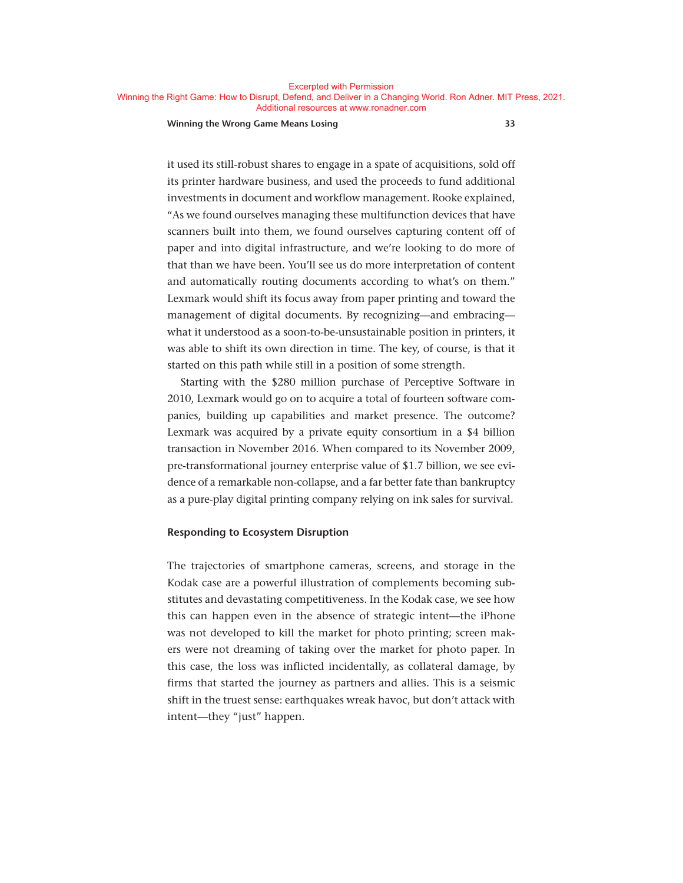it used its still-robust shares to engage in a spate of acquisitions, sold off its printer hardware business, and used the proceeds to fund additional investments in document and workflow management. Rooke explained, "As we found ourselves managing these multifunction devices that have scanners built into them, we found ourselves capturing content off of paper and into digital infrastructure, and we're looking to do more of that than we have been. You'll see us do more interpretation of content and automatically routing documents according to what's on them." Lexmark would shift its focus away from paper printing and toward the management of digital documents. By recognizing—and embracing—what it understood as a soon-to-be-unsustainable position in printers, it was able to shift its own direction in time. The key, of course, is that it started on this path while still in a position of some strength.

Starting with the $280 million purchase of Perceptive Software in 2010, Lexmark would go on to acquire a total of fourteen software companies, building up capabilities and market presence. The outcome? Lexmark was acquired by a private equity consortium in a $4 billion transaction in November 2016. When compared to its November 2009, pre-transformational journey enterprise value of $1.7 billion, we see evidence of a remarkable non-collapse, and a far better fate than bankruptcy as a pure-play digital printing company relying on ink sales for survival.

### Responding to Ecosystem Disruption

The trajectories of smartphone cameras, screens, and storage in the Kodak case are a powerful illustration of complements becoming substitutes and devastating competitiveness. In the Kodak case, we see how this can happen even in the absence of strategic intent—the iPhone was not developed to kill the market for photo printing; screen makers were not dreaming of taking over the market for photo paper. In this case, the loss was inflicted incidentally, as collateral damage, by firms that started the journey as partners and allies. This is a seismic shift in the truest sense: earthquakes wreak havoc, but don't attack with intent—they "just" happen.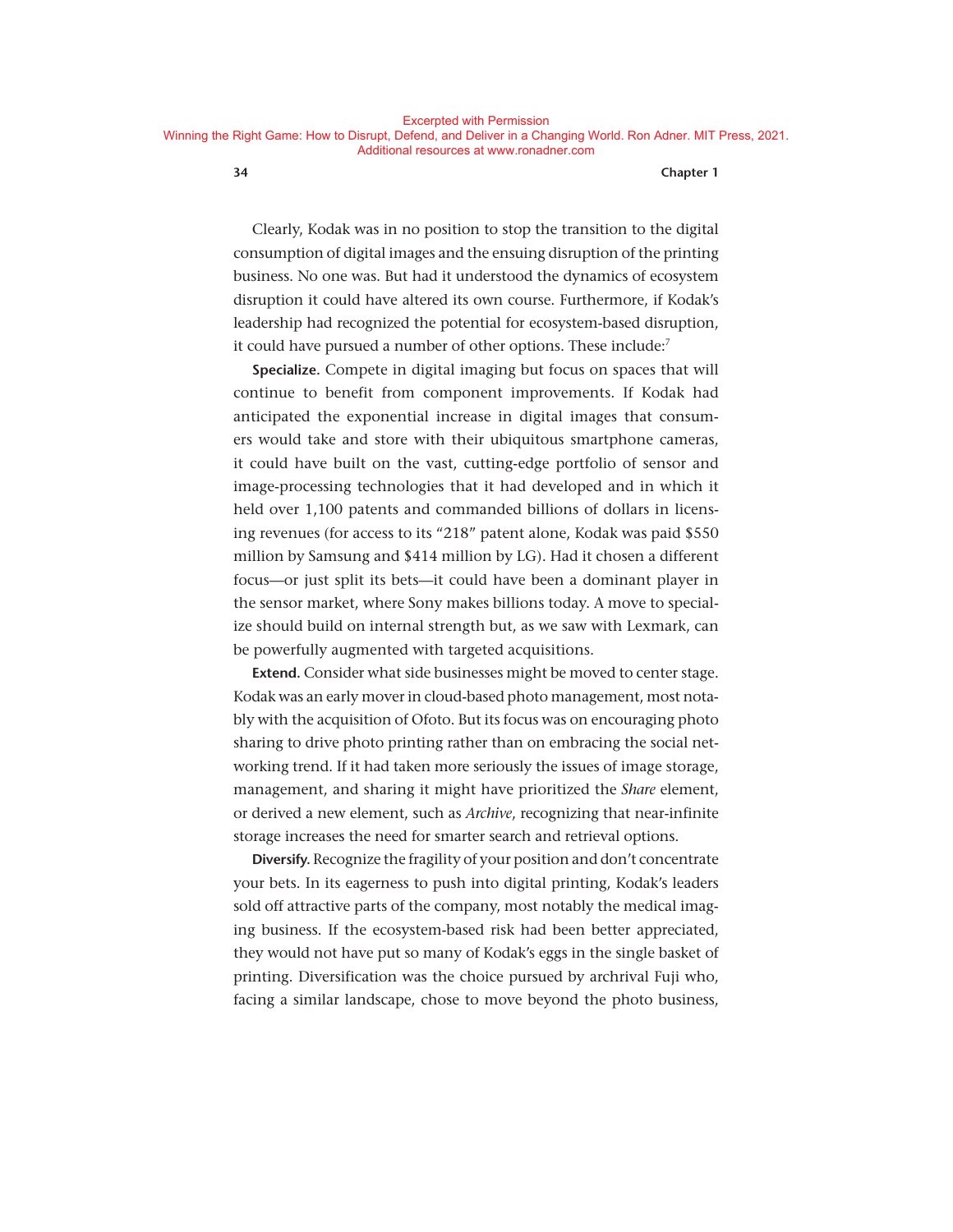Clearly, Kodak was in no position to stop the transition to the digital consumption of digital images and the ensuing disruption of the printing business. No one was. But had it understood the dynamics of ecosystem disruption it could have altered its own course. Furthermore, if Kodak's leadership had recognized the potential for ecosystem-based disruption, it could have pursued a number of other options. These include:[7]

**Specialize.** Compete in digital imaging but focus on spaces that will continue to benefit from component improvements. If Kodak had anticipated the exponential increase in digital images that consumers would take and store with their ubiquitous smartphone cameras, it could have built on the vast, cutting-edge portfolio of sensor and image-processing technologies that it had developed and in which it held over 1,100 patents and commanded billions of dollars in licensing revenues (for access to its "218" patent alone, Kodak was paid $550 million by Samsung and $414 million by LG). Had it chosen a different focus—or just split its bets—it could have been a dominant player in the sensor market, where Sony makes billions today. A move to specialize should build on internal strength but, as we saw with Lexmark, can be powerfully augmented with targeted acquisitions.

**Extend.** Consider what side businesses might be moved to center stage. Kodak was an early mover in cloud-based photo management, most notably with the acquisition of Ofoto. But its focus was on encouraging photo sharing to drive photo printing rather than on embracing the social networking trend. If it had taken more seriously the issues of image storage, management, and sharing it might have prioritized the *Share* element, or derived a new element, such as *Archive*, recognizing that near-infinite storage increases the need for smarter search and retrieval options.

**Diversify.** Recognize the fragility of your position and don't concentrate your bets. In its eagerness to push into digital printing, Kodak's leaders sold off attractive parts of the company, most notably the medical imaging business. If the ecosystem-based risk had been better appreciated, they would not have put so many of Kodak's eggs in the single basket of printing. Diversification was the choice pursued by archrival Fuji who, facing a similar landscape, chose to move beyond the photo business,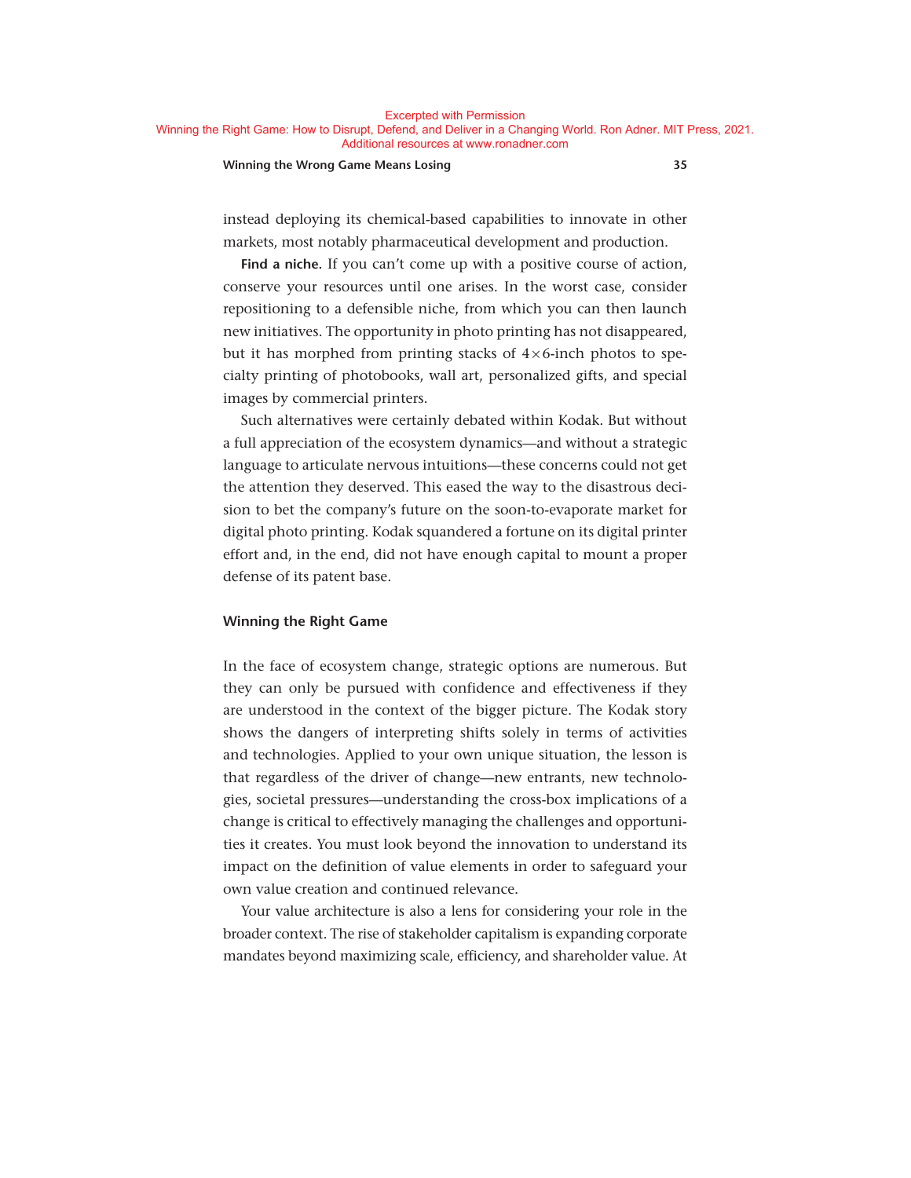instead deploying its chemical-based capabilities to innovate in other markets, most notably pharmaceutical development and production.

**Find a niche.** If you can't come up with a positive course of action, conserve your resources until one arises. In the worst case, consider repositioning to a defensible niche, from which you can then launch new initiatives. The opportunity in photo printing has not disappeared, but it has morphed from printing stacks of 4×6-inch photos to specialty printing of photobooks, wall art, personalized gifts, and special images by commercial printers.

Such alternatives were certainly debated within Kodak. But without a full appreciation of the ecosystem dynamics—and without a strategic language to articulate nervous intuitions—these concerns could not get the attention they deserved. This eased the way to the disastrous decision to bet the company's future on the soon-to-evaporate market for digital photo printing. Kodak squandered a fortune on its digital printer effort and, in the end, did not have enough capital to mount a proper defense of its patent base.

## Winning the Right Game

In the face of ecosystem change, strategic options are numerous. But they can only be pursued with confidence and effectiveness if they are understood in the context of the bigger picture. The Kodak story shows the dangers of interpreting shifts solely in terms of activities and technologies. Applied to your own unique situation, the lesson is that regardless of the driver of change—new entrants, new technologies, societal pressures—understanding the cross-box implications of a change is critical to effectively managing the challenges and opportunities it creates. You must look beyond the innovation to understand its impact on the definition of value elements in order to safeguard your own value creation and continued relevance.

Your value architecture is also a lens for considering your role in the broader context. The rise of stakeholder capitalism is expanding corporate mandates beyond maximizing scale, efficiency, and shareholder value. At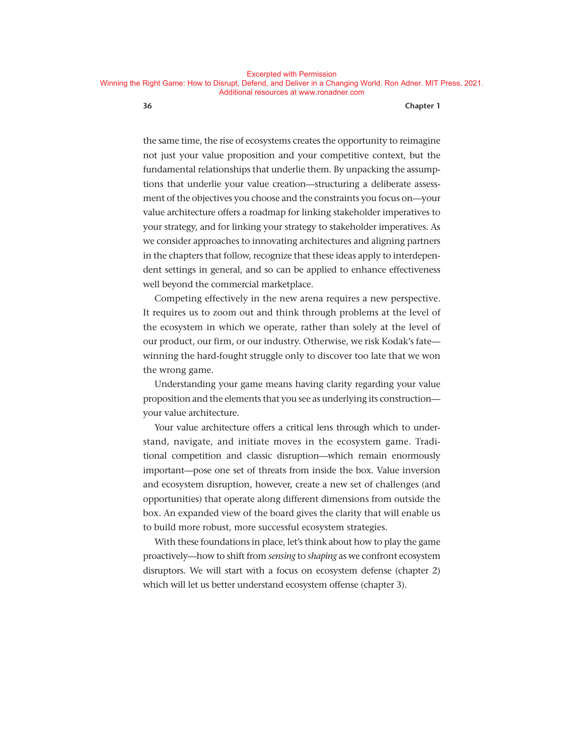the same time, the rise of ecosystems creates the opportunity to reimagine not just your value proposition and your competitive context, but the fundamental relationships that underlie them. By unpacking the assumptions that underlie your value creation—structuring a deliberate assessment of the objectives you choose and the constraints you focus on—your value architecture offers a roadmap for linking stakeholder imperatives to your strategy, and for linking your strategy to stakeholder imperatives. As we consider approaches to innovating architectures and aligning partners in the chapters that follow, recognize that these ideas apply to interdependent settings in general, and so can be applied to enhance effectiveness well beyond the commercial marketplace.

Competing effectively in the new arena requires a new perspective. It requires us to zoom out and think through problems at the level of the ecosystem in which we operate, rather than solely at the level of our product, our firm, or our industry. Otherwise, we risk Kodak's fate—winning the hard-fought struggle only to discover too late that we won the wrong game.

Understanding your game means having clarity regarding your value proposition and the elements that you see as underlying its construction—your value architecture.

Your value architecture offers a critical lens through which to understand, navigate, and initiate moves in the ecosystem game. Traditional competition and classic disruption—which remain enormously important—pose one set of threats from inside the box. Value inversion and ecosystem disruption, however, create a new set of challenges (and opportunities) that operate along different dimensions from outside the box. An expanded view of the board gives the clarity that will enable us to build more robust, more successful ecosystem strategies.

With these foundations in place, let's think about how to play the game proactively—how to shift from *sensing* to *shaping* as we confront ecosystem disruptors. We will start with a focus on ecosystem defense (chapter 2) which will let us better understand ecosystem offense (chapter 3).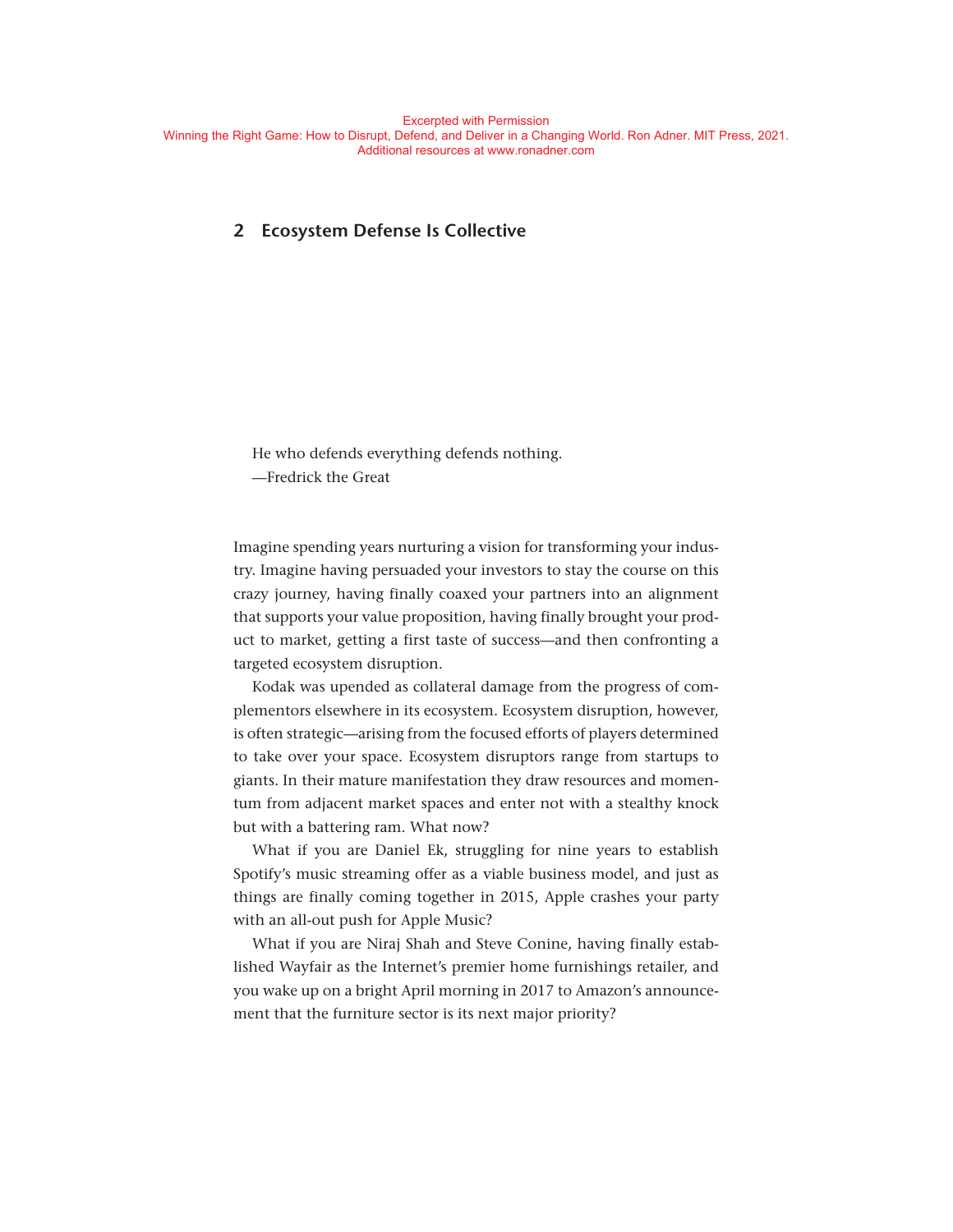Excerpted with Permission
Winning the Right Game: How to Disrupt, Defend, and Deliver in a Changing World. Ron Adner. MIT Press, 2021.
Additional resources at www.ronadner.com

## 2 Ecosystem Defense Is Collective

He who defends everything defends nothing.
—Fredrick the Great

Imagine spending years nurturing a vision for transforming your industry. Imagine having persuaded your investors to stay the course on this crazy journey, having finally coaxed your partners into an alignment that supports your value proposition, having finally brought your product to market, getting a first taste of success—and then confronting a targeted ecosystem disruption.

Kodak was upended as collateral damage from the progress of complementors elsewhere in its ecosystem. Ecosystem disruption, however, is often strategic—arising from the focused efforts of players determined to take over your space. Ecosystem disruptors range from startups to giants. In their mature manifestation they draw resources and momentum from adjacent market spaces and enter not with a stealthy knock but with a battering ram. What now?

What if you are Daniel Ek, struggling for nine years to establish Spotify's music streaming offer as a viable business model, and just as things are finally coming together in 2015, Apple crashes your party with an all-out push for Apple Music?

What if you are Niraj Shah and Steve Conine, having finally established Wayfair as the Internet's premier home furnishings retailer, and you wake up on a bright April morning in 2017 to Amazon's announcement that the furniture sector is its next major priority?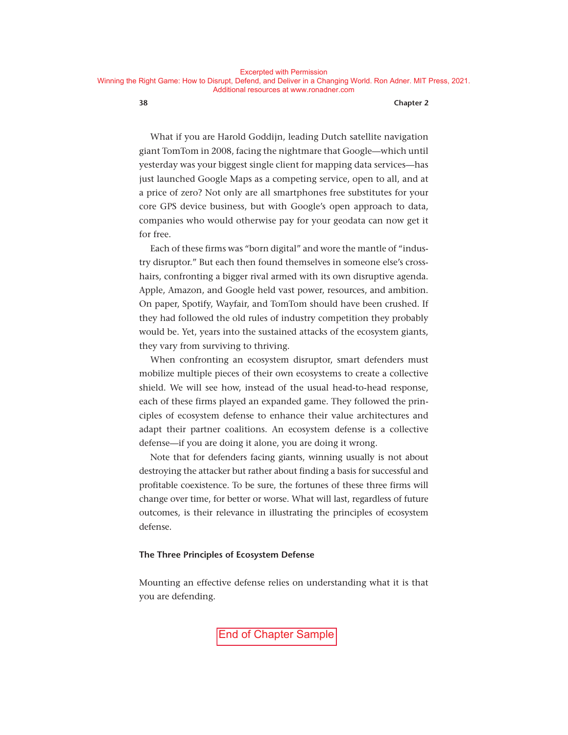What if you are Harold Goddijn, leading Dutch satellite navigation giant TomTom in 2008, facing the nightmare that Google—which until yesterday was your biggest single client for mapping data services—has just launched Google Maps as a competing service, open to all, and at a price of zero? Not only are all smartphones free substitutes for your core GPS device business, but with Google's open approach to data, companies who would otherwise pay for your geodata can now get it for free.

Each of these firms was "born digital" and wore the mantle of "industry disruptor." But each then found themselves in someone else's crosshairs, confronting a bigger rival armed with its own disruptive agenda. Apple, Amazon, and Google held vast power, resources, and ambition. On paper, Spotify, Wayfair, and TomTom should have been crushed. If they had followed the old rules of industry competition they probably would be. Yet, years into the sustained attacks of the ecosystem giants, they vary from surviving to thriving.

When confronting an ecosystem disruptor, smart defenders must mobilize multiple pieces of their own ecosystems to create a collective shield. We will see how, instead of the usual head-to-head response, each of these firms played an expanded game. They followed the principles of ecosystem defense to enhance their value architectures and adapt their partner coalitions. An ecosystem defense is a collective defense—if you are doing it alone, you are doing it wrong.

Note that for defenders facing giants, winning usually is not about destroying the attacker but rather about finding a basis for successful and profitable coexistence. To be sure, the fortunes of these three firms will change over time, for better or worse. What will last, regardless of future outcomes, is their relevance in illustrating the principles of ecosystem defense.

### The Three Principles of Ecosystem Defense

Mounting an effective defense relies on understanding what it is that you are defending.

End of Chapter Sample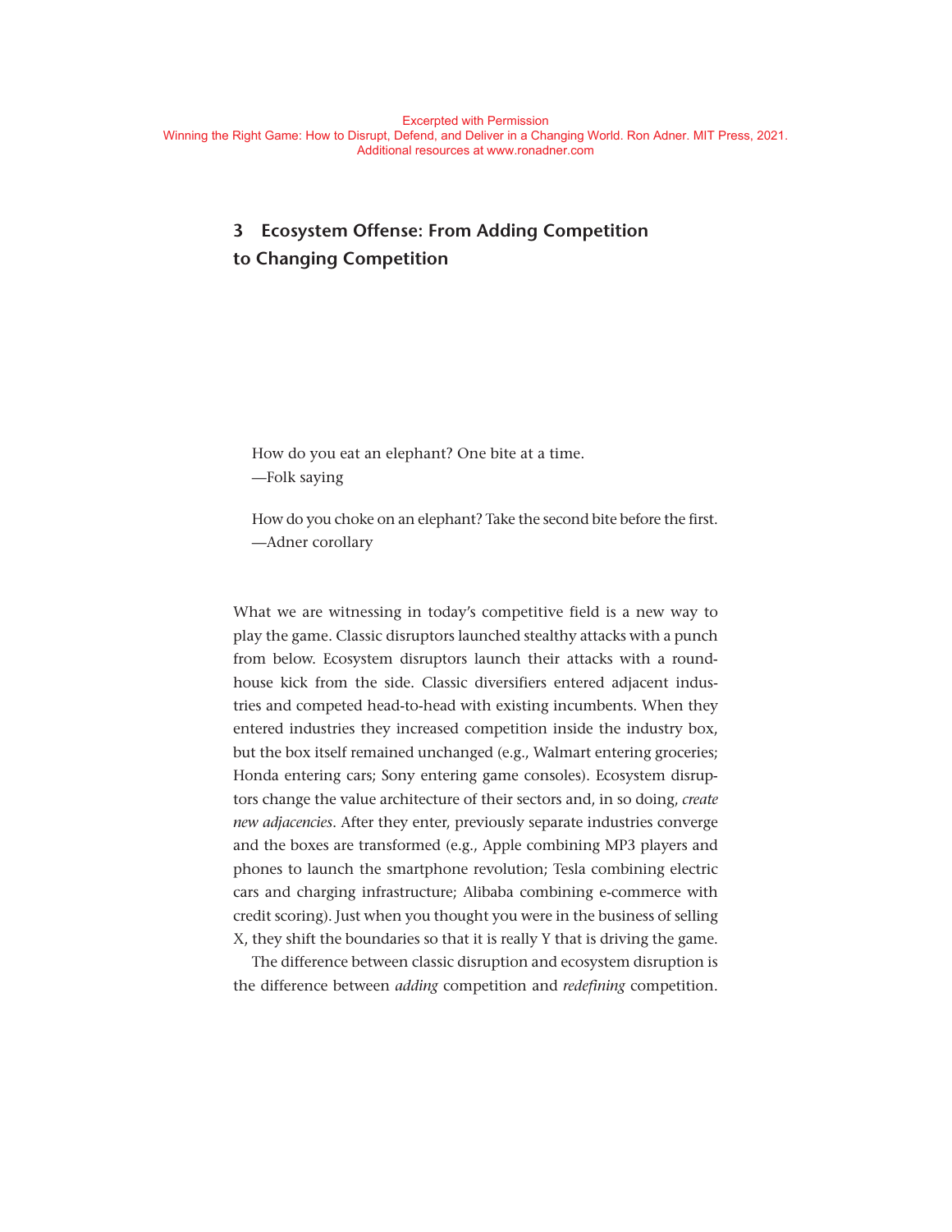Excerpted with Permission
Winning the Right Game: How to Disrupt, Defend, and Deliver in a Changing World. Ron Adner. MIT Press, 2021.
Additional resources at www.ronadner.com

# 3 Ecosystem Offense: From Adding Competition to Changing Competition

How do you eat an elephant? One bite at a time.
—Folk saying

How do you choke on an elephant? Take the second bite before the first.
—Adner corollary

What we are witnessing in today's competitive field is a new way to play the game. Classic disruptors launched stealthy attacks with a punch from below. Ecosystem disruptors launch their attacks with a roundhouse kick from the side. Classic diversifiers entered adjacent industries and competed head-to-head with existing incumbents. When they entered industries they increased competition inside the industry box, but the box itself remained unchanged (e.g., Walmart entering groceries; Honda entering cars; Sony entering game consoles). Ecosystem disruptors change the value architecture of their sectors and, in so doing, *create new adjacencies*. After they enter, previously separate industries converge and the boxes are transformed (e.g., Apple combining MP3 players and phones to launch the smartphone revolution; Tesla combining electric cars and charging infrastructure; Alibaba combining e-commerce with credit scoring). Just when you thought you were in the business of selling X, they shift the boundaries so that it is really Y that is driving the game.

The difference between classic disruption and ecosystem disruption is the difference between *adding* competition and *redefining* competition.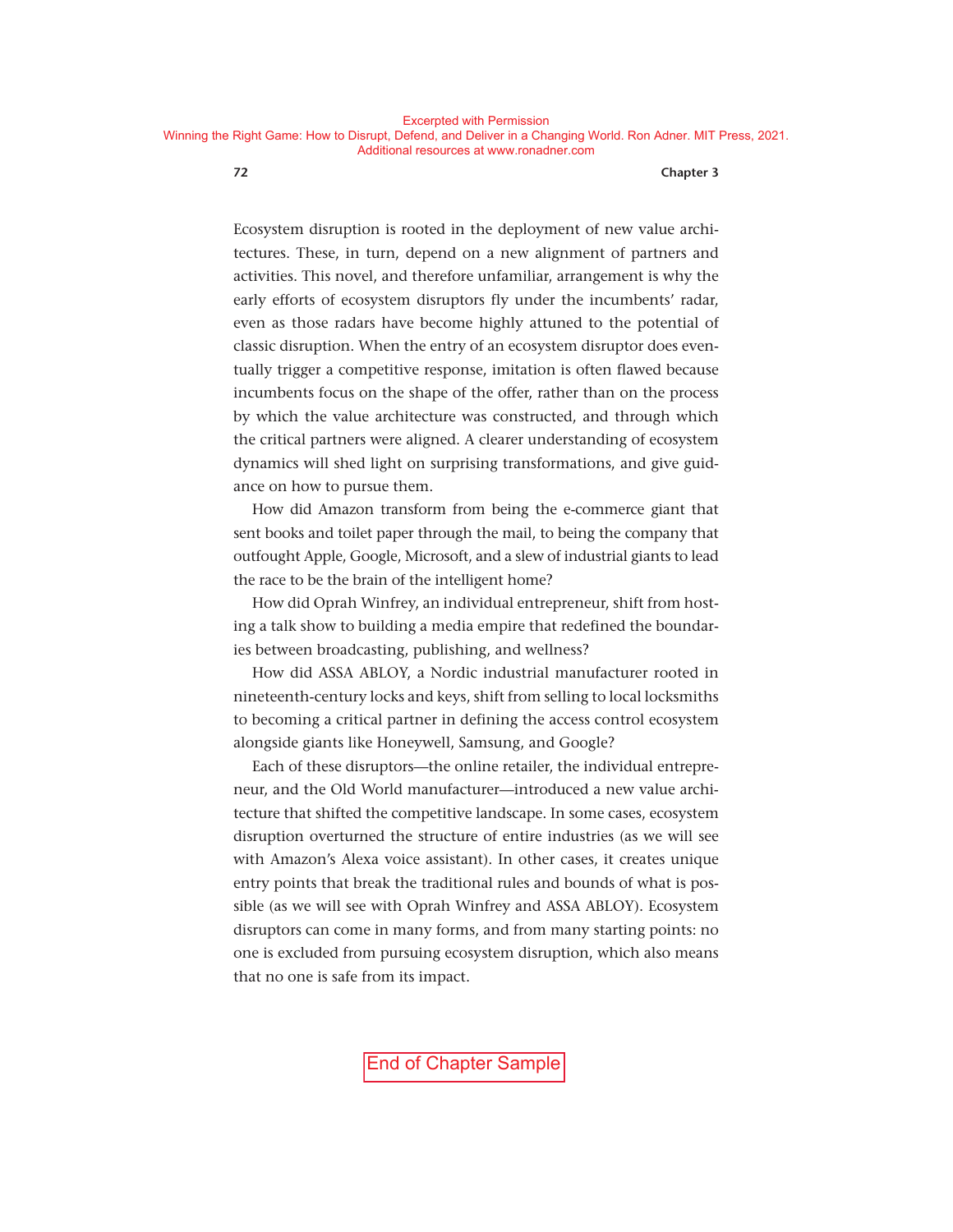Ecosystem disruption is rooted in the deployment of new value architectures. These, in turn, depend on a new alignment of partners and activities. This novel, and therefore unfamiliar, arrangement is why the early efforts of ecosystem disruptors fly under the incumbents' radar, even as those radars have become highly attuned to the potential of classic disruption. When the entry of an ecosystem disruptor does eventually trigger a competitive response, imitation is often flawed because incumbents focus on the shape of the offer, rather than on the process by which the value architecture was constructed, and through which the critical partners were aligned. A clearer understanding of ecosystem dynamics will shed light on surprising transformations, and give guidance on how to pursue them.

How did Amazon transform from being the e-commerce giant that sent books and toilet paper through the mail, to being the company that outfought Apple, Google, Microsoft, and a slew of industrial giants to lead the race to be the brain of the intelligent home?

How did Oprah Winfrey, an individual entrepreneur, shift from hosting a talk show to building a media empire that redefined the boundaries between broadcasting, publishing, and wellness?

How did ASSA ABLOY, a Nordic industrial manufacturer rooted in nineteenth-century locks and keys, shift from selling to local locksmiths to becoming a critical partner in defining the access control ecosystem alongside giants like Honeywell, Samsung, and Google?

Each of these disruptors—the online retailer, the individual entrepreneur, and the Old World manufacturer—introduced a new value architecture that shifted the competitive landscape. In some cases, ecosystem disruption overturned the structure of entire industries (as we will see with Amazon's Alexa voice assistant). In other cases, it creates unique entry points that break the traditional rules and bounds of what is possible (as we will see with Oprah Winfrey and ASSA ABLOY). Ecosystem disruptors can come in many forms, and from many starting points: no one is excluded from pursuing ecosystem disruption, which also means that no one is safe from its impact.

End of Chapter Sample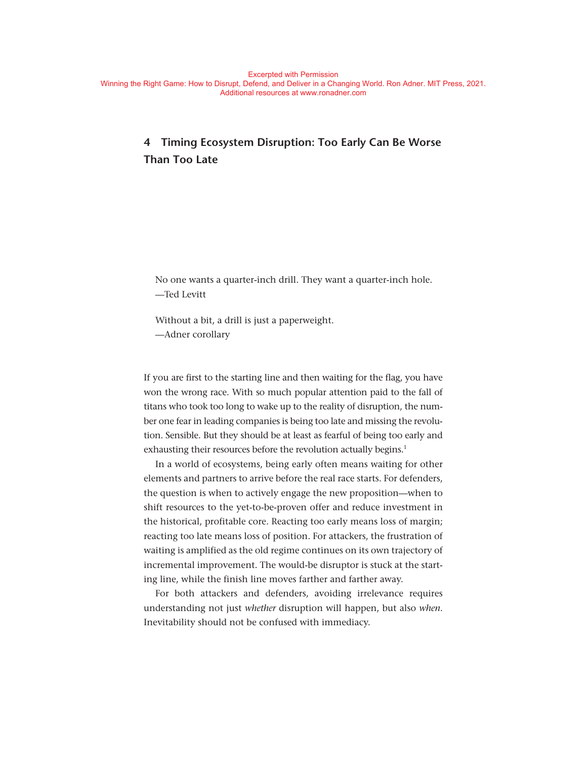Excerpted with Permission
Winning the Right Game: How to Disrupt, Defend, and Deliver in a Changing World. Ron Adner. MIT Press, 2021.
Additional resources at www.ronadner.com

# 4 Timing Ecosystem Disruption: Too Early Can Be Worse Than Too Late

> No one wants a quarter-inch drill. They want a quarter-inch hole.
> —Ted Levitt

> Without a bit, a drill is just a paperweight.
> —Adner corollary

If you are first to the starting line and then waiting for the flag, you have won the wrong race. With so much popular attention paid to the fall of titans who took too long to wake up to the reality of disruption, the number one fear in leading companies is being too late and missing the revolution. Sensible. But they should be at least as fearful of being too early and exhausting their resources before the revolution actually begins.[1]

In a world of ecosystems, being early often means waiting for other elements and partners to arrive before the real race starts. For defenders, the question is when to actively engage the new proposition—when to shift resources to the yet-to-be-proven offer and reduce investment in the historical, profitable core. Reacting too early means loss of margin; reacting too late means loss of position. For attackers, the frustration of waiting is amplified as the old regime continues on its own trajectory of incremental improvement. The would-be disruptor is stuck at the starting line, while the finish line moves farther and farther away.

For both attackers and defenders, avoiding irrelevance requires understanding not just *whether* disruption will happen, but also *when*. Inevitability should not be confused with immediacy.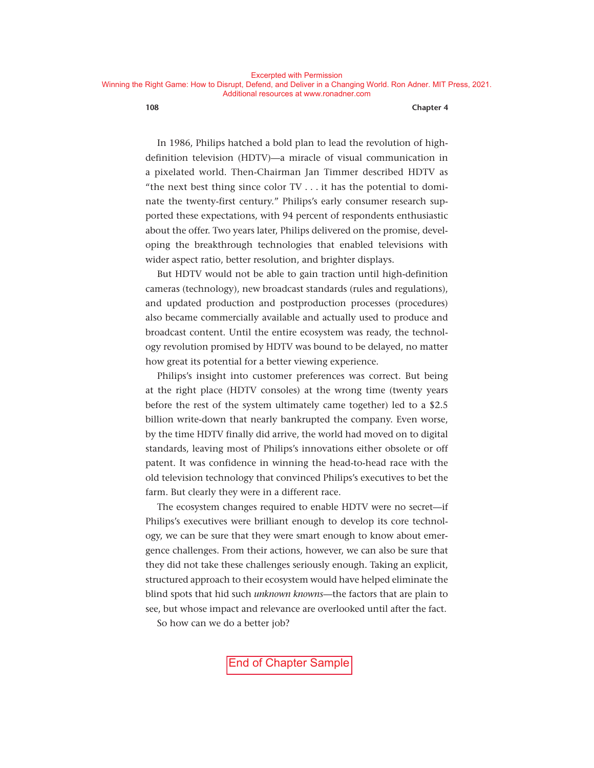In 1986, Philips hatched a bold plan to lead the revolution of high-definition television (HDTV)—a miracle of visual communication in a pixelated world. Then-Chairman Jan Timmer described HDTV as "the next best thing since color TV . . . it has the potential to dominate the twenty-first century." Philips's early consumer research supported these expectations, with 94 percent of respondents enthusiastic about the offer. Two years later, Philips delivered on the promise, developing the breakthrough technologies that enabled televisions with wider aspect ratio, better resolution, and brighter displays.

But HDTV would not be able to gain traction until high-definition cameras (technology), new broadcast standards (rules and regulations), and updated production and postproduction processes (procedures) also became commercially available and actually used to produce and broadcast content. Until the entire ecosystem was ready, the technology revolution promised by HDTV was bound to be delayed, no matter how great its potential for a better viewing experience.

Philips's insight into customer preferences was correct. But being at the right place (HDTV consoles) at the wrong time (twenty years before the rest of the system ultimately came together) led to a $2.5 billion write-down that nearly bankrupted the company. Even worse, by the time HDTV finally did arrive, the world had moved on to digital standards, leaving most of Philips's innovations either obsolete or off patent. It was confidence in winning the head-to-head race with the old television technology that convinced Philips's executives to bet the farm. But clearly they were in a different race.

The ecosystem changes required to enable HDTV were no secret—if Philips's executives were brilliant enough to develop its core technology, we can be sure that they were smart enough to know about emergence challenges. From their actions, however, we can also be sure that they did not take these challenges seriously enough. Taking an explicit, structured approach to their ecosystem would have helped eliminate the blind spots that hid such *unknown knowns*—the factors that are plain to see, but whose impact and relevance are overlooked until after the fact.

So how can we do a better job?

End of Chapter Sample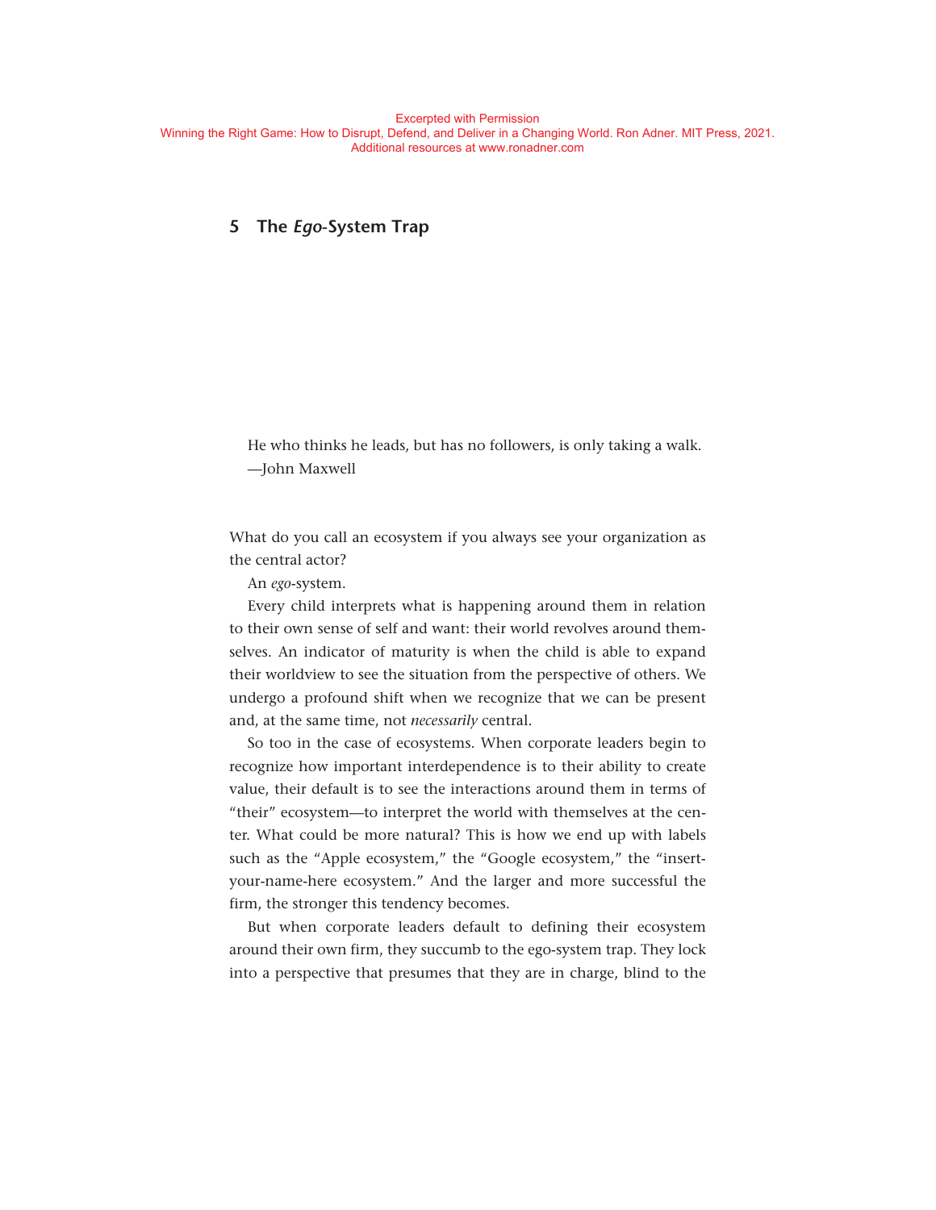Excerpted with Permission
Winning the Right Game: How to Disrupt, Defend, and Deliver in a Changing World. Ron Adner. MIT Press, 2021.
Additional resources at www.ronadner.com

## 5 The *Ego*-System Trap

> He who thinks he leads, but has no followers, is only taking a walk.
> —John Maxwell

What do you call an ecosystem if you always see your organization as the central actor?

An *ego*-system.

Every child interprets what is happening around them in relation to their own sense of self and want: their world revolves around themselves. An indicator of maturity is when the child is able to expand their worldview to see the situation from the perspective of others. We undergo a profound shift when we recognize that we can be present and, at the same time, not *necessarily* central.

So too in the case of ecosystems. When corporate leaders begin to recognize how important interdependence is to their ability to create value, their default is to see the interactions around them in terms of "their" ecosystem—to interpret the world with themselves at the center. What could be more natural? This is how we end up with labels such as the "Apple ecosystem," the "Google ecosystem," the "insert-your-name-here ecosystem." And the larger and more successful the firm, the stronger this tendency becomes.

But when corporate leaders default to defining their ecosystem around their own firm, they succumb to the ego-system trap. They lock into a perspective that presumes that they are in charge, blind to the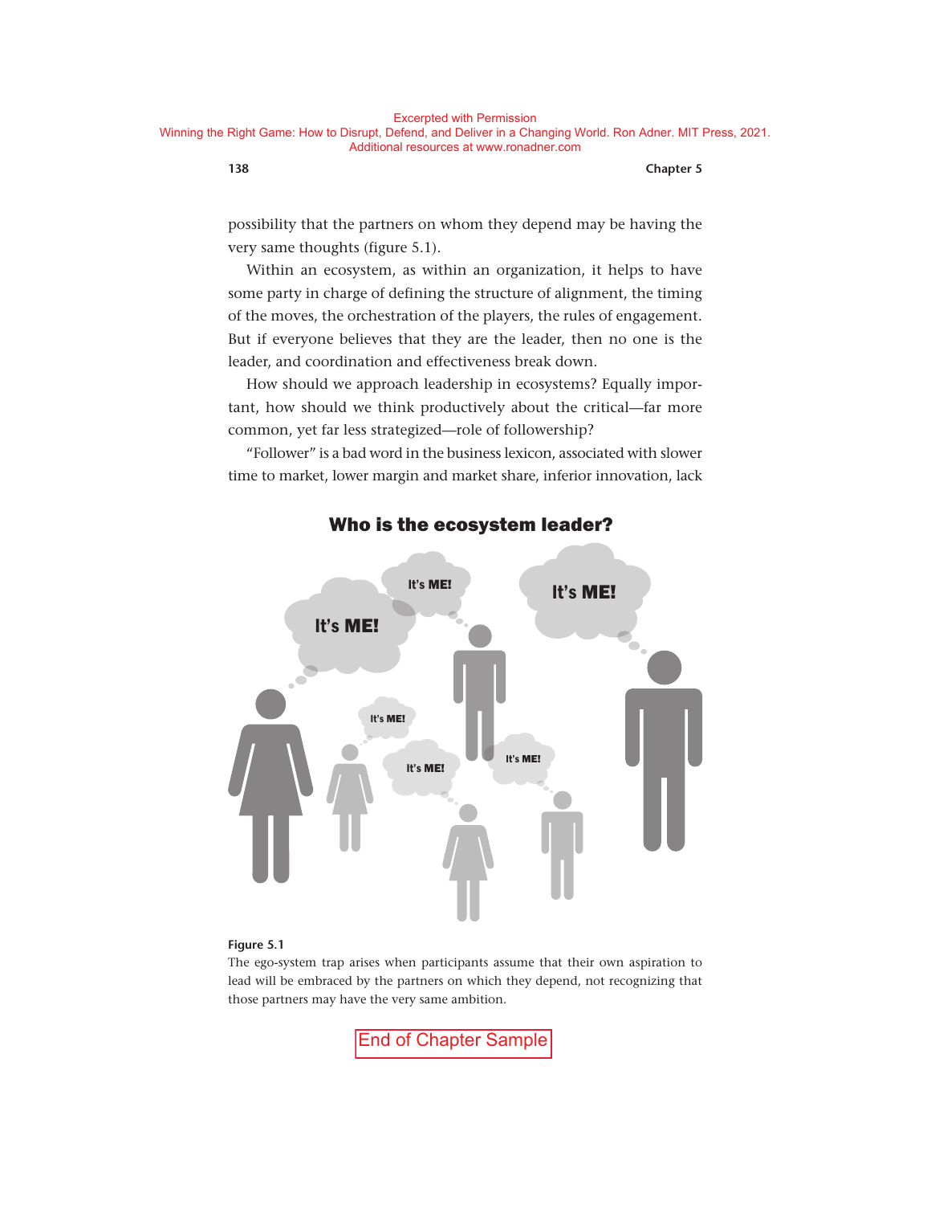possibility that the partners on whom they depend may be having the very same thoughts (figure 5.1).

Within an ecosystem, as within an organization, it helps to have some party in charge of defining the structure of alignment, the timing of the moves, the orchestration of the players, the rules of engagement. But if everyone believes that they are the leader, then no one is the leader, and coordination and effectiveness break down.

How should we approach leadership in ecosystems? Equally important, how should we think productively about the critical—far more common, yet far less strategized—role of followership?

"Follower" is a bad word in the business lexicon, associated with slower time to market, lower margin and market share, inferior innovation, lack

**Figure 5.1**
The ego-system trap arises when participants assume that their own aspiration to lead will be embraced by the partners on which they depend, not recognizing that those partners may have the very same ambition.

End of Chapter Sample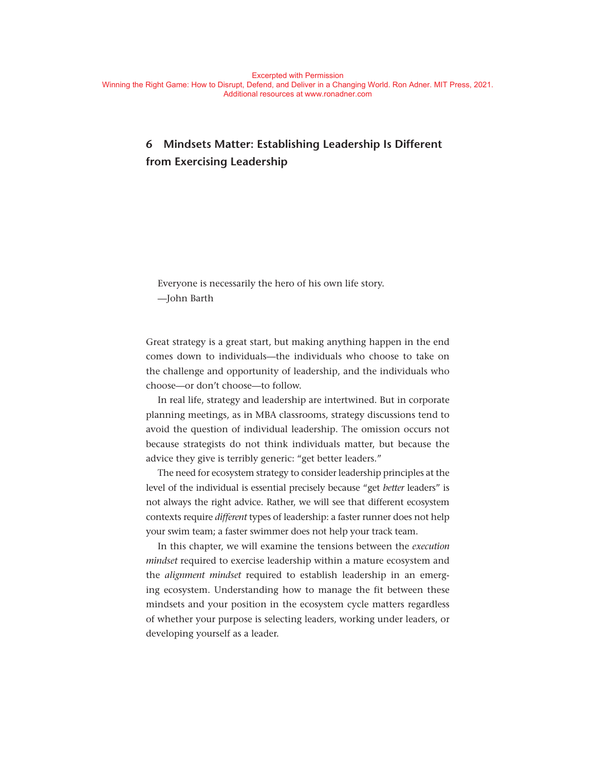Excerpted with Permission
Winning the Right Game: How to Disrupt, Defend, and Deliver in a Changing World. Ron Adner. MIT Press, 2021.
Additional resources at www.ronadner.com

# 6 Mindsets Matter: Establishing Leadership Is Different from Exercising Leadership

Everyone is necessarily the hero of his own life story.
—John Barth

Great strategy is a great start, but making anything happen in the end comes down to individuals—the individuals who choose to take on the challenge and opportunity of leadership, and the individuals who choose—or don't choose—to follow.

In real life, strategy and leadership are intertwined. But in corporate planning meetings, as in MBA classrooms, strategy discussions tend to avoid the question of individual leadership. The omission occurs not because strategists do not think individuals matter, but because the advice they give is terribly generic: "get better leaders."

The need for ecosystem strategy to consider leadership principles at the level of the individual is essential precisely because "get *better* leaders" is not always the right advice. Rather, we will see that different ecosystem contexts require *different* types of leadership: a faster runner does not help your swim team; a faster swimmer does not help your track team.

In this chapter, we will examine the tensions between the *execution mindset* required to exercise leadership within a mature ecosystem and the *alignment mindset* required to establish leadership in an emerging ecosystem. Understanding how to manage the fit between these mindsets and your position in the ecosystem cycle matters regardless of whether your purpose is selecting leaders, working under leaders, or developing yourself as a leader.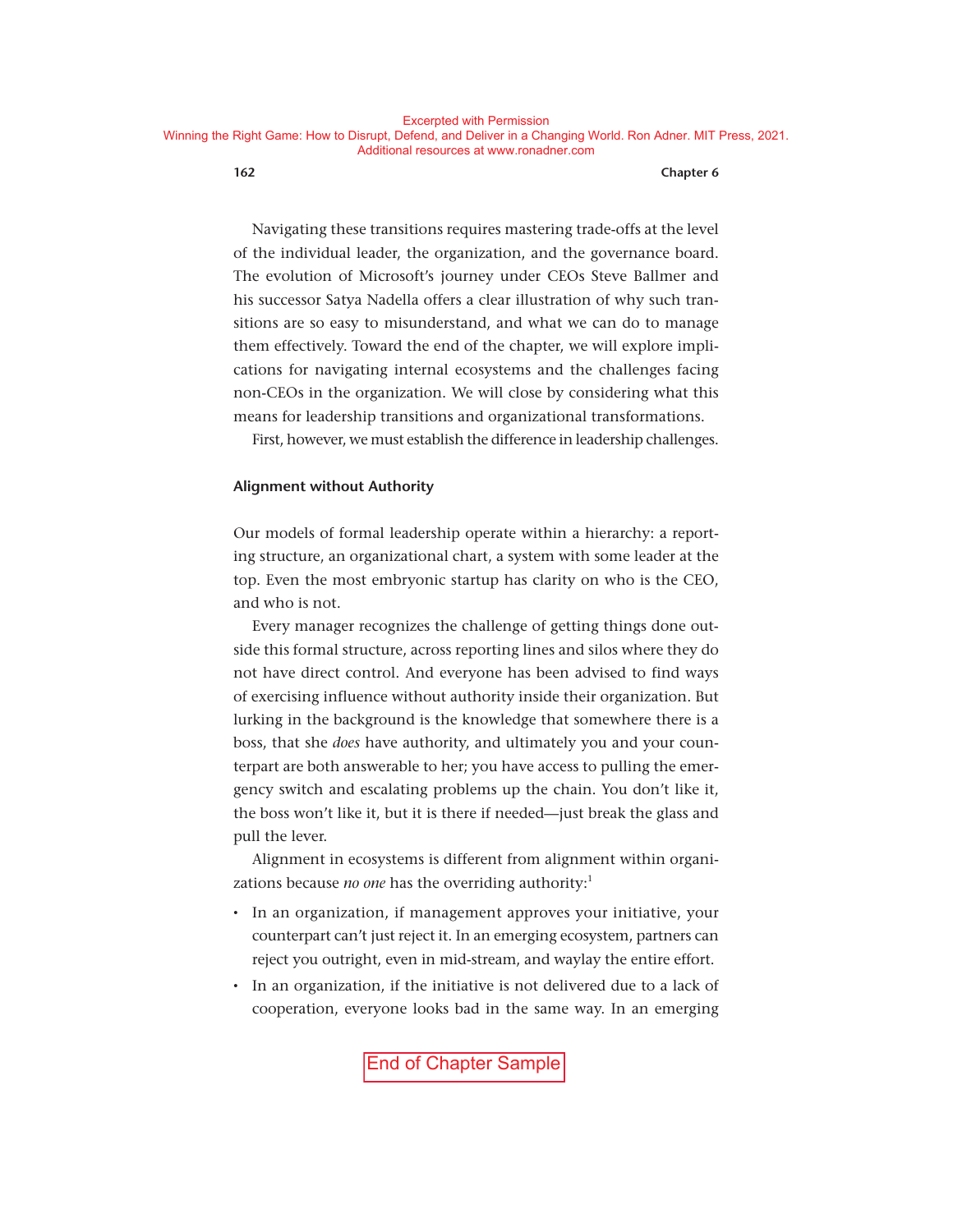Excerpted with Permission
Winning the Right Game: How to Disrupt, Defend, and Deliver in a Changing World. Ron Adner. MIT Press, 2021.
Additional resources at www.ronadner.com

Navigating these transitions requires mastering trade-offs at the level of the individual leader, the organization, and the governance board. The evolution of Microsoft's journey under CEOs Steve Ballmer and his successor Satya Nadella offers a clear illustration of why such transitions are so easy to misunderstand, and what we can do to manage them effectively. Toward the end of the chapter, we will explore implications for navigating internal ecosystems and the challenges facing non-CEOs in the organization. We will close by considering what this means for leadership transitions and organizational transformations.

First, however, we must establish the difference in leadership challenges.

### Alignment without Authority

Our models of formal leadership operate within a hierarchy: a reporting structure, an organizational chart, a system with some leader at the top. Even the most embryonic startup has clarity on who is the CEO, and who is not.

Every manager recognizes the challenge of getting things done outside this formal structure, across reporting lines and silos where they do not have direct control. And everyone has been advised to find ways of exercising influence without authority inside their organization. But lurking in the background is the knowledge that somewhere there is a boss, that she *does* have authority, and ultimately you and your counterpart are both answerable to her; you have access to pulling the emergency switch and escalating problems up the chain. You don't like it, the boss won't like it, but it is there if needed—just break the glass and pull the lever.

Alignment in ecosystems is different from alignment within organizations because *no one* has the overriding authority:[1]

- In an organization, if management approves your initiative, your counterpart can't just reject it. In an emerging ecosystem, partners can reject you outright, even in mid-stream, and waylay the entire effort.
- In an organization, if the initiative is not delivered due to a lack of cooperation, everyone looks bad in the same way. In an emerging

End of Chapter Sample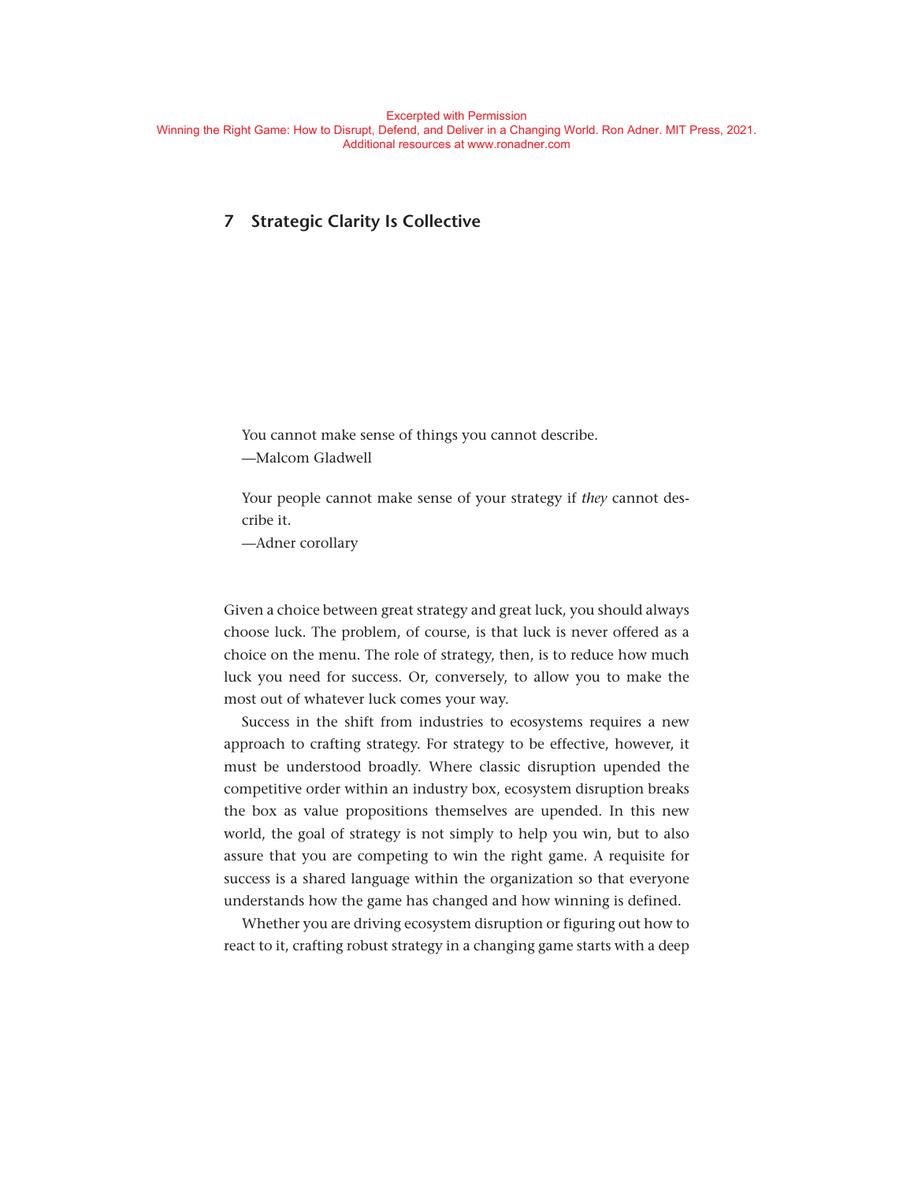Excerpted with Permission
Winning the Right Game: How to Disrupt, Defend, and Deliver in a Changing World. Ron Adner. MIT Press, 2021.
Additional resources at www.ronadner.com

# 7 Strategic Clarity Is Collective

> You cannot make sense of things you cannot describe.
> —Malcom Gladwell

> Your people cannot make sense of your strategy if *they* cannot describe it.
> —Adner corollary

Given a choice between great strategy and great luck, you should always choose luck. The problem, of course, is that luck is never offered as a choice on the menu. The role of strategy, then, is to reduce how much luck you need for success. Or, conversely, to allow you to make the most out of whatever luck comes your way.

Success in the shift from industries to ecosystems requires a new approach to crafting strategy. For strategy to be effective, however, it must be understood broadly. Where classic disruption upended the competitive order within an industry box, ecosystem disruption breaks the box as value propositions themselves are upended. In this new world, the goal of strategy is not simply to help you win, but to also assure that you are competing to win the right game. A requisite for success is a shared language within the organization so that everyone understands how the game has changed and how winning is defined.

Whether you are driving ecosystem disruption or figuring out how to react to it, crafting robust strategy in a changing game starts with a deep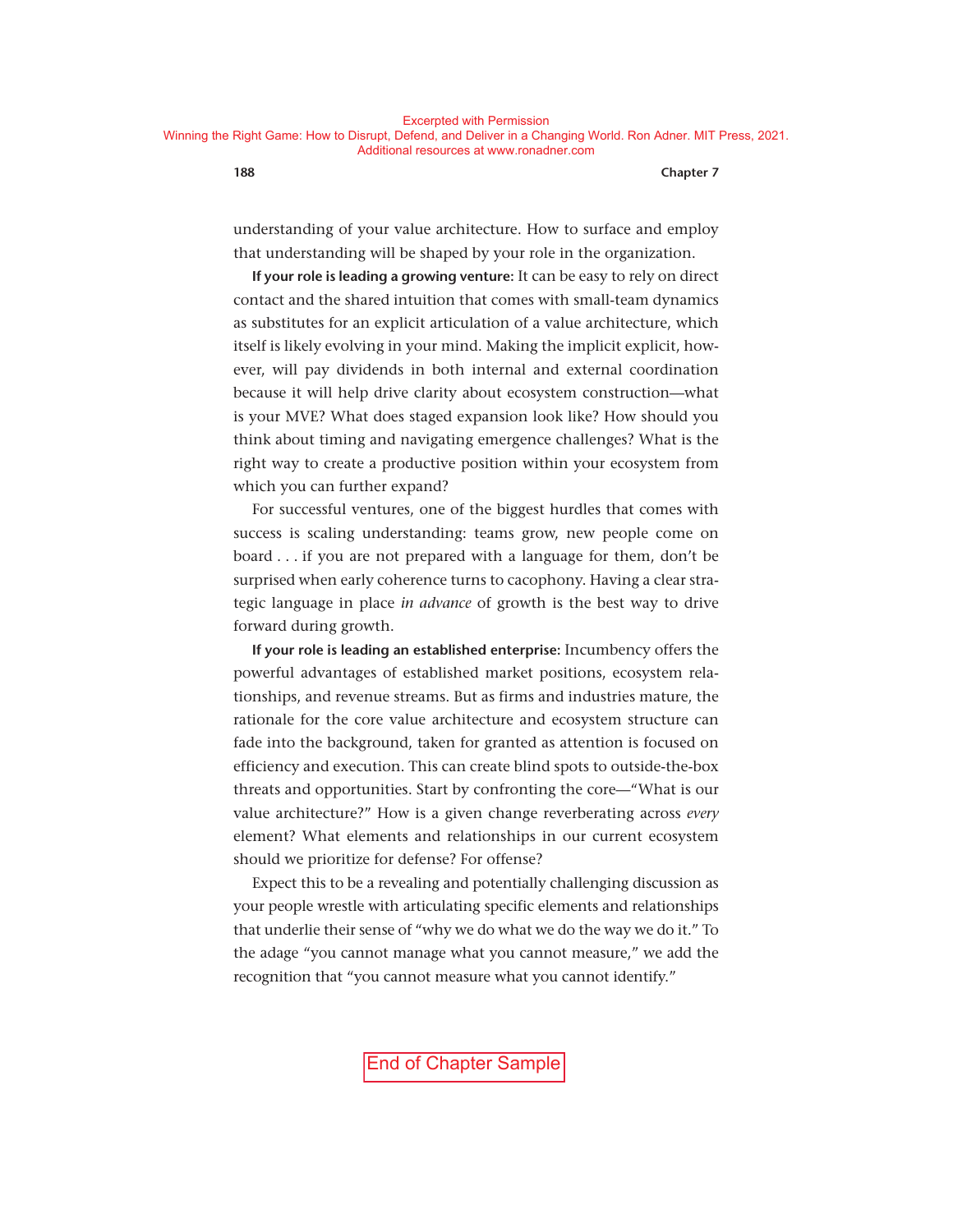understanding of your value architecture. How to surface and employ that understanding will be shaped by your role in the organization.

**If your role is leading a growing venture:** It can be easy to rely on direct contact and the shared intuition that comes with small-team dynamics as substitutes for an explicit articulation of a value architecture, which itself is likely evolving in your mind. Making the implicit explicit, however, will pay dividends in both internal and external coordination because it will help drive clarity about ecosystem construction—what is your MVE? What does staged expansion look like? How should you think about timing and navigating emergence challenges? What is the right way to create a productive position within your ecosystem from which you can further expand?

For successful ventures, one of the biggest hurdles that comes with success is scaling understanding: teams grow, new people come on board . . . if you are not prepared with a language for them, don't be surprised when early coherence turns to cacophony. Having a clear strategic language in place *in advance* of growth is the best way to drive forward during growth.

**If your role is leading an established enterprise:** Incumbency offers the powerful advantages of established market positions, ecosystem relationships, and revenue streams. But as firms and industries mature, the rationale for the core value architecture and ecosystem structure can fade into the background, taken for granted as attention is focused on efficiency and execution. This can create blind spots to outside-the-box threats and opportunities. Start by confronting the core—"What is our value architecture?" How is a given change reverberating across *every* element? What elements and relationships in our current ecosystem should we prioritize for defense? For offense?

Expect this to be a revealing and potentially challenging discussion as your people wrestle with articulating specific elements and relationships that underlie their sense of "why we do what we do the way we do it." To the adage "you cannot manage what you cannot measure," we add the recognition that "you cannot measure what you cannot identify."

End of Chapter Sample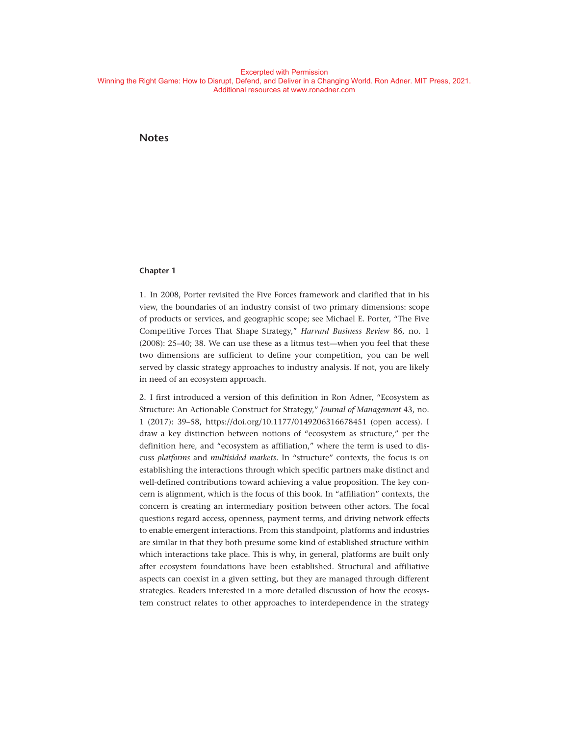Excerpted with Permission
Winning the Right Game: How to Disrupt, Defend, and Deliver in a Changing World. Ron Adner. MIT Press, 2021.
Additional resources at www.ronadner.com

# Notes

### Chapter 1

1. In 2008, Porter revisited the Five Forces framework and clarified that in his view, the boundaries of an industry consist of two primary dimensions: scope of products or services, and geographic scope; see Michael E. Porter, "The Five Competitive Forces That Shape Strategy," *Harvard Business Review* 86, no. 1 (2008): 25–40; 38. We can use these as a litmus test—when you feel that these two dimensions are sufficient to define your competition, you can be well served by classic strategy approaches to industry analysis. If not, you are likely in need of an ecosystem approach.

2. I first introduced a version of this definition in Ron Adner, "Ecosystem as Structure: An Actionable Construct for Strategy," *Journal of Management* 43, no. 1 (2017): 39–58, https://doi.org/10.1177/0149206316678451 (open access). I draw a key distinction between notions of "ecosystem as structure," per the definition here, and "ecosystem as affiliation," where the term is used to discuss *platforms* and *multisided markets*. In "structure" contexts, the focus is on establishing the interactions through which specific partners make distinct and well-defined contributions toward achieving a value proposition. The key concern is alignment, which is the focus of this book. In "affiliation" contexts, the concern is creating an intermediary position between other actors. The focal questions regard access, openness, payment terms, and driving network effects to enable emergent interactions. From this standpoint, platforms and industries are similar in that they both presume some kind of established structure within which interactions take place. This is why, in general, platforms are built only after ecosystem foundations have been established. Structural and affiliative aspects can coexist in a given setting, but they are managed through different strategies. Readers interested in a more detailed discussion of how the ecosystem construct relates to other approaches to interdependence in the strategy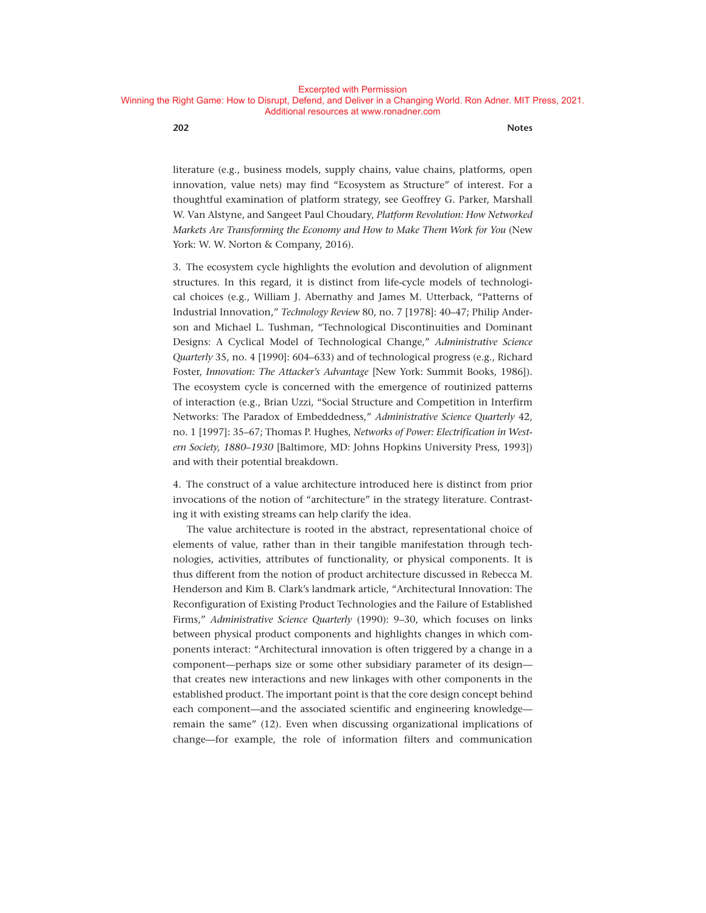literature (e.g., business models, supply chains, value chains, platforms, open innovation, value nets) may find "Ecosystem as Structure" of interest. For a thoughtful examination of platform strategy, see Geoffrey G. Parker, Marshall W. Van Alstyne, and Sangeet Paul Choudary, *Platform Revolution: How Networked Markets Are Transforming the Economy and How to Make Them Work for You* (New York: W. W. Norton & Company, 2016).

3. The ecosystem cycle highlights the evolution and devolution of alignment structures. In this regard, it is distinct from life-cycle models of technological choices (e.g., William J. Abernathy and James M. Utterback, "Patterns of Industrial Innovation," *Technology Review* 80, no. 7 [1978]: 40–47; Philip Anderson and Michael L. Tushman, "Technological Discontinuities and Dominant Designs: A Cyclical Model of Technological Change," *Administrative Science Quarterly* 35, no. 4 [1990]: 604–633) and of technological progress (e.g., Richard Foster, *Innovation: The Attacker's Advantage* [New York: Summit Books, 1986]). The ecosystem cycle is concerned with the emergence of routinized patterns of interaction (e.g., Brian Uzzi, "Social Structure and Competition in Interfirm Networks: The Paradox of Embeddedness," *Administrative Science Quarterly* 42, no. 1 [1997]: 35–67; Thomas P. Hughes, *Networks of Power: Electrification in Western Society, 1880–1930* [Baltimore, MD: Johns Hopkins University Press, 1993]) and with their potential breakdown.

4. The construct of a value architecture introduced here is distinct from prior invocations of the notion of "architecture" in the strategy literature. Contrasting it with existing streams can help clarify the idea.

The value architecture is rooted in the abstract, representational choice of elements of value, rather than in their tangible manifestation through technologies, activities, attributes of functionality, or physical components. It is thus different from the notion of product architecture discussed in Rebecca M. Henderson and Kim B. Clark's landmark article, "Architectural Innovation: The Reconfiguration of Existing Product Technologies and the Failure of Established Firms," *Administrative Science Quarterly* (1990): 9–30, which focuses on links between physical product components and highlights changes in which components interact: "Architectural innovation is often triggered by a change in a component—perhaps size or some other subsidiary parameter of its design—that creates new interactions and new linkages with other components in the established product. The important point is that the core design concept behind each component—and the associated scientific and engineering knowledge—remain the same" (12). Even when discussing organizational implications of change—for example, the role of information filters and communication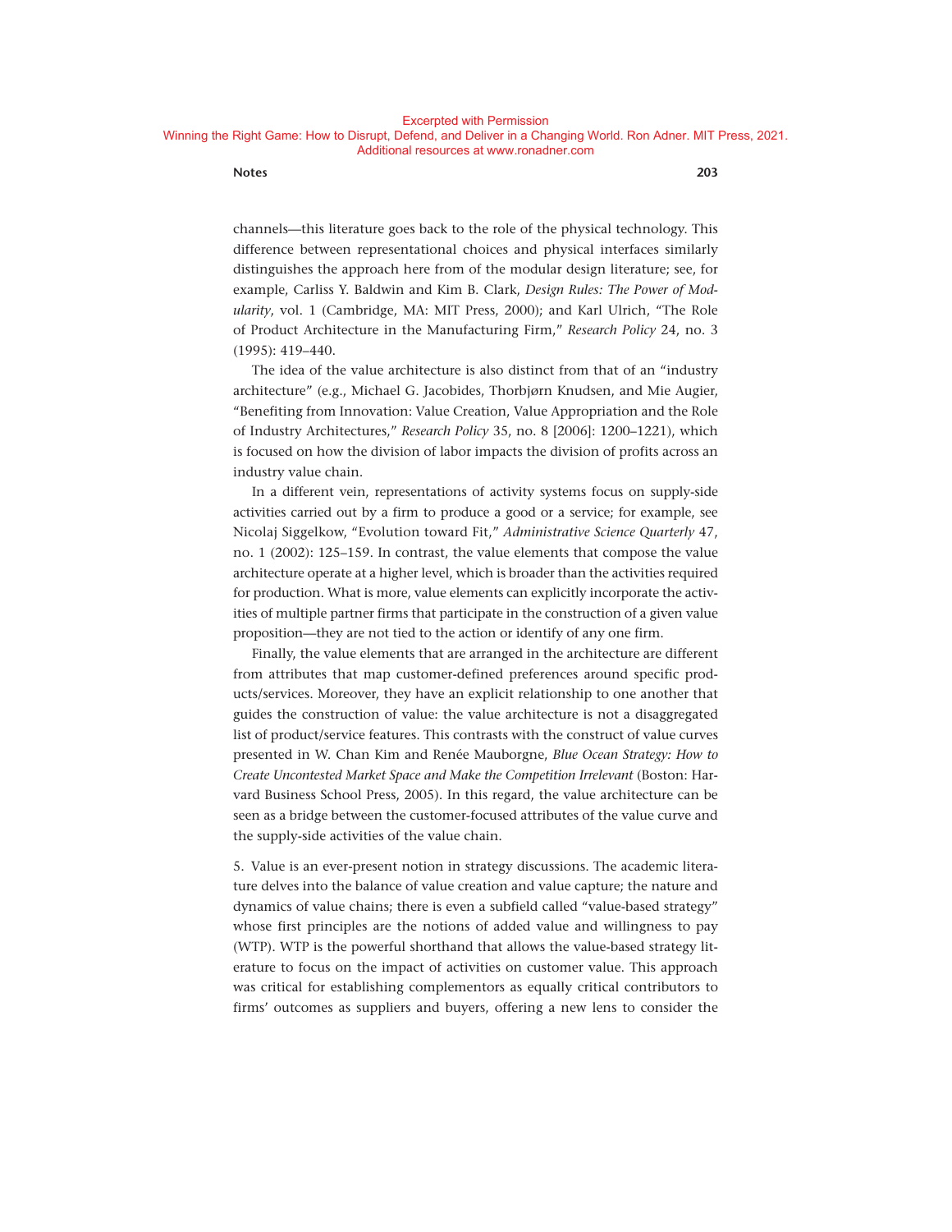channels—this literature goes back to the role of the physical technology. This difference between representational choices and physical interfaces similarly distinguishes the approach here from of the modular design literature; see, for example, Carliss Y. Baldwin and Kim B. Clark, *Design Rules: The Power of Modularity*, vol. 1 (Cambridge, MA: MIT Press, 2000); and Karl Ulrich, "The Role of Product Architecture in the Manufacturing Firm," *Research Policy* 24, no. 3 (1995): 419–440.

The idea of the value architecture is also distinct from that of an "industry architecture" (e.g., Michael G. Jacobides, Thorbjørn Knudsen, and Mie Augier, "Benefiting from Innovation: Value Creation, Value Appropriation and the Role of Industry Architectures," *Research Policy* 35, no. 8 [2006]: 1200–1221), which is focused on how the division of labor impacts the division of profits across an industry value chain.

In a different vein, representations of activity systems focus on supply-side activities carried out by a firm to produce a good or a service; for example, see Nicolaj Siggelkow, "Evolution toward Fit," *Administrative Science Quarterly* 47, no. 1 (2002): 125–159. In contrast, the value elements that compose the value architecture operate at a higher level, which is broader than the activities required for production. What is more, value elements can explicitly incorporate the activities of multiple partner firms that participate in the construction of a given value proposition—they are not tied to the action or identify of any one firm.

Finally, the value elements that are arranged in the architecture are different from attributes that map customer-defined preferences around specific products/services. Moreover, they have an explicit relationship to one another that guides the construction of value: the value architecture is not a disaggregated list of product/service features. This contrasts with the construct of value curves presented in W. Chan Kim and Renée Mauborgne, *Blue Ocean Strategy: How to Create Uncontested Market Space and Make the Competition Irrelevant* (Boston: Harvard Business School Press, 2005). In this regard, the value architecture can be seen as a bridge between the customer-focused attributes of the value curve and the supply-side activities of the value chain.

5. Value is an ever-present notion in strategy discussions. The academic literature delves into the balance of value creation and value capture; the nature and dynamics of value chains; there is even a subfield called "value-based strategy" whose first principles are the notions of added value and willingness to pay (WTP). WTP is the powerful shorthand that allows the value-based strategy literature to focus on the impact of activities on customer value. This approach was critical for establishing complementors as equally critical contributors to firms' outcomes as suppliers and buyers, offering a new lens to consider the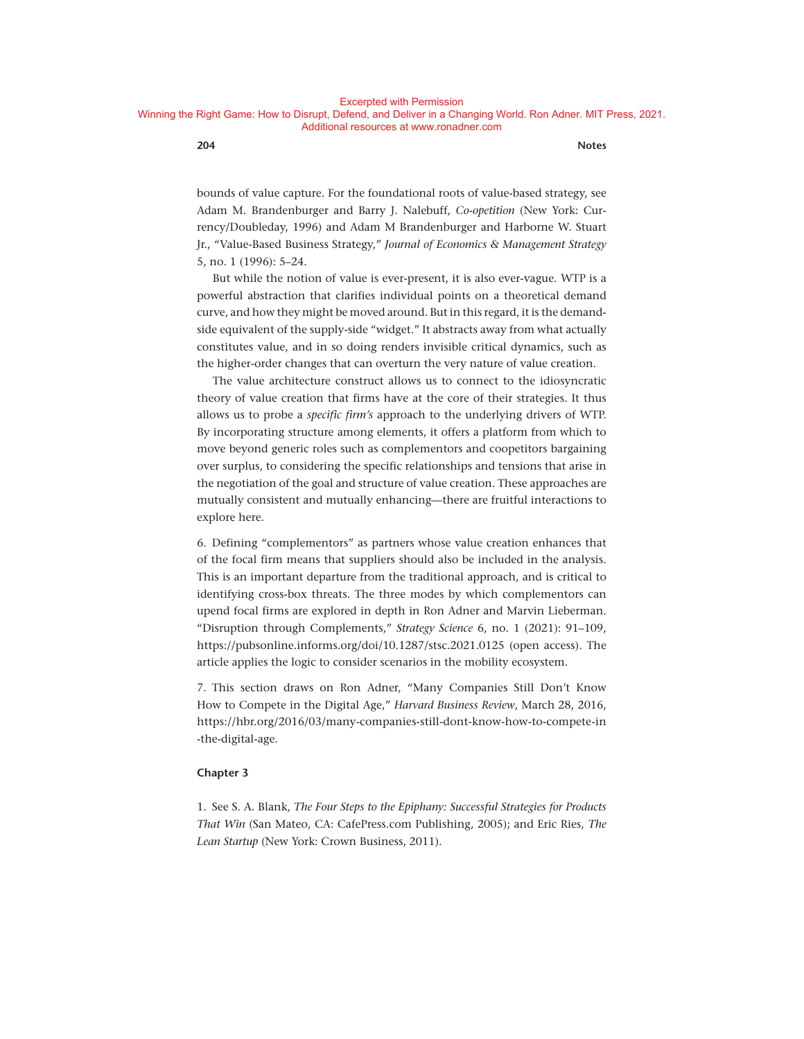bounds of value capture. For the foundational roots of value-based strategy, see Adam M. Brandenburger and Barry J. Nalebuff, *Co-opetition* (New York: Currency/Doubleday, 1996) and Adam M Brandenburger and Harborne W. Stuart Jr., "Value-Based Business Strategy," *Journal of Economics & Management Strategy* 5, no. 1 (1996): 5–24.

But while the notion of value is ever-present, it is also ever-vague. WTP is a powerful abstraction that clarifies individual points on a theoretical demand curve, and how they might be moved around. But in this regard, it is the demand-side equivalent of the supply-side "widget." It abstracts away from what actually constitutes value, and in so doing renders invisible critical dynamics, such as the higher-order changes that can overturn the very nature of value creation.

The value architecture construct allows us to connect to the idiosyncratic theory of value creation that firms have at the core of their strategies. It thus allows us to probe a *specific firm's* approach to the underlying drivers of WTP. By incorporating structure among elements, it offers a platform from which to move beyond generic roles such as complementors and coopetitors bargaining over surplus, to considering the specific relationships and tensions that arise in the negotiation of the goal and structure of value creation. These approaches are mutually consistent and mutually enhancing—there are fruitful interactions to explore here.

6. Defining "complementors" as partners whose value creation enhances that of the focal firm means that suppliers should also be included in the analysis. This is an important departure from the traditional approach, and is critical to identifying cross-box threats. The three modes by which complementors can upend focal firms are explored in depth in Ron Adner and Marvin Lieberman. "Disruption through Complements," *Strategy Science* 6, no. 1 (2021): 91–109, https://pubsonline.informs.org/doi/10.1287/stsc.2021.0125 (open access). The article applies the logic to consider scenarios in the mobility ecosystem.

7. This section draws on Ron Adner, "Many Companies Still Don't Know How to Compete in the Digital Age," *Harvard Business Review*, March 28, 2016, https://hbr.org/2016/03/many-companies-still-dont-know-how-to-compete-in-the-digital-age.

#### Chapter 3

1. See S. A. Blank, *The Four Steps to the Epiphany: Successful Strategies for Products That Win* (San Mateo, CA: CafePress.com Publishing, 2005); and Eric Ries, *The Lean Startup* (New York: Crown Business, 2011).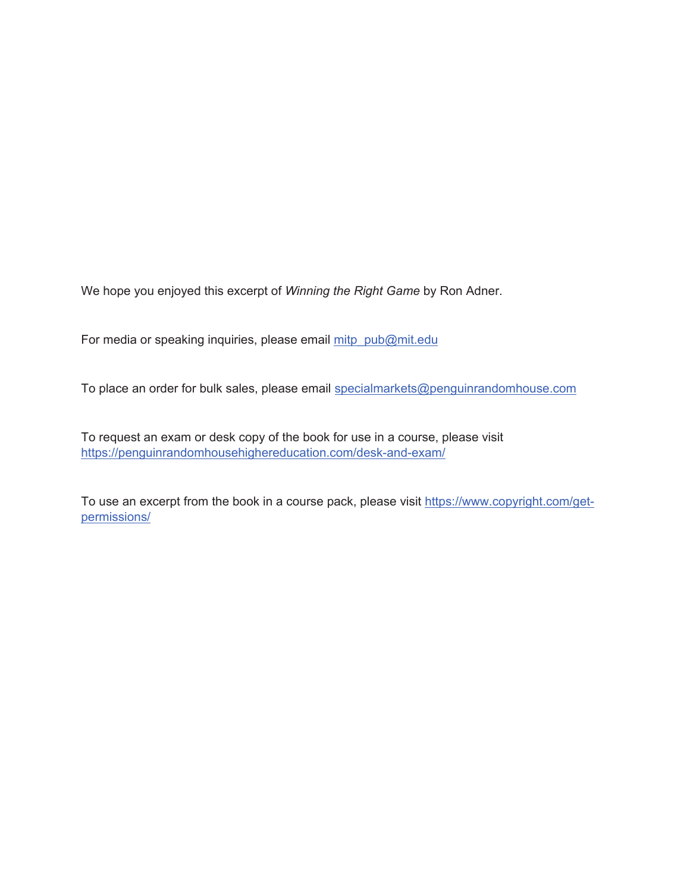We hope you enjoyed this excerpt of *Winning the Right Game* by Ron Adner.

For media or speaking inquiries, please email mitp_pub@mit.edu

To place an order for bulk sales, please email specialmarkets@penguinrandomhouse.com

To request an exam or desk copy of the book for use in a course, please visit https://penguinrandomhousehighereducation.com/desk-and-exam/

To use an excerpt from the book in a course pack, please visit https://www.copyright.com/get-permissions/